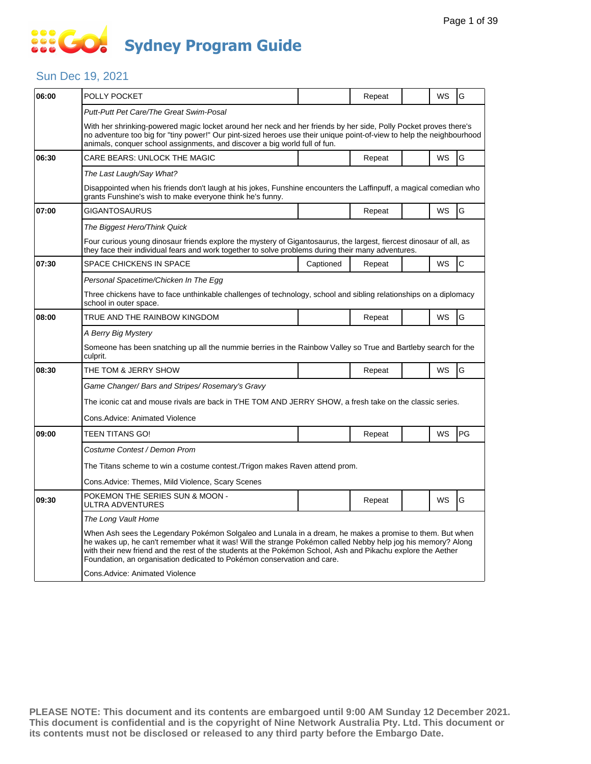# Sydney Program Guide

## Sun Dec 19, 2021

| Time | Program | Captioned | Repeat | | WS | Rating |
|---|---|---|---|---|---|---|
| 06:00 | POLLY POCKET | | Repeat | | WS | G |
| | *Putt-Putt Pet Care/The Great Swim-Posal* | | | | | |
| | With her shrinking-powered magic locket around her neck and her friends by her side, Polly Pocket proves there's no adventure too big for "tiny power!" Our pint-sized heroes use their unique point-of-view to help the neighbourhood animals, conquer school assignments, and discover a big world full of fun. | | | | | |
| 06:30 | CARE BEARS: UNLOCK THE MAGIC | | Repeat | | WS | G |
| | *The Last Laugh/Say What?* | | | | | |
| | Disappointed when his friends don't laugh at his jokes, Funshine encounters the Laffinpuff, a magical comedian who grants Funshine's wish to make everyone think he's funny. | | | | | |
| 07:00 | GIGANTOSAURUS | | Repeat | | WS | G |
| | *The Biggest Hero/Think Quick* | | | | | |
| | Four curious young dinosaur friends explore the mystery of Gigantosaurus, the largest, fiercest dinosaur of all, as they face their individual fears and work together to solve problems during their many adventures. | | | | | |
| 07:30 | SPACE CHICKENS IN SPACE | Captioned | Repeat | | WS | C |
| | *Personal Spacetime/Chicken In The Egg* | | | | | |
| | Three chickens have to face unthinkable challenges of technology, school and sibling relationships on a diplomacy school in outer space. | | | | | |
| 08:00 | TRUE AND THE RAINBOW KINGDOM | | Repeat | | WS | G |
| | *A Berry Big Mystery* | | | | | |
| | Someone has been snatching up all the nummie berries in the Rainbow Valley so True and Bartleby search for the culprit. | | | | | |
| 08:30 | THE TOM & JERRY SHOW | | Repeat | | WS | G |
| | *Game Changer/ Bars and Stripes/ Rosemary's Gravy* | | | | | |
| | The iconic cat and mouse rivals are back in THE TOM AND JERRY SHOW, a fresh take on the classic series. | | | | | |
| | Cons.Advice: Animated Violence | | | | | |
| 09:00 | TEEN TITANS GO! | | Repeat | | WS | PG |
| | *Costume Contest / Demon Prom* | | | | | |
| | The Titans scheme to win a costume contest./Trigon makes Raven attend prom. | | | | | |
| | Cons.Advice: Themes, Mild Violence, Scary Scenes | | | | | |
| 09:30 | POKEMON THE SERIES SUN & MOON - ULTRA ADVENTURES | | Repeat | | WS | G |
| | *The Long Vault Home* | | | | | |
| | When Ash sees the Legendary Pokémon Solgaleo and Lunala in a dream, he makes a promise to them. But when he wakes up, he can't remember what it was! Will the strange Pokémon called Nebby help jog his memory? Along with their new friend and the rest of the students at the Pokémon School, Ash and Pikachu explore the Aether Foundation, an organisation dedicated to Pokémon conservation and care. | | | | | |
| | Cons.Advice: Animated Violence | | | | | |

**PLEASE NOTE: This document and its contents are embargoed until 9:00 AM Sunday 12 December 2021. This document is confidential and is the copyright of Nine Network Australia Pty. Ltd. This document or its contents must not be disclosed or released to any third party before the Embargo Date.**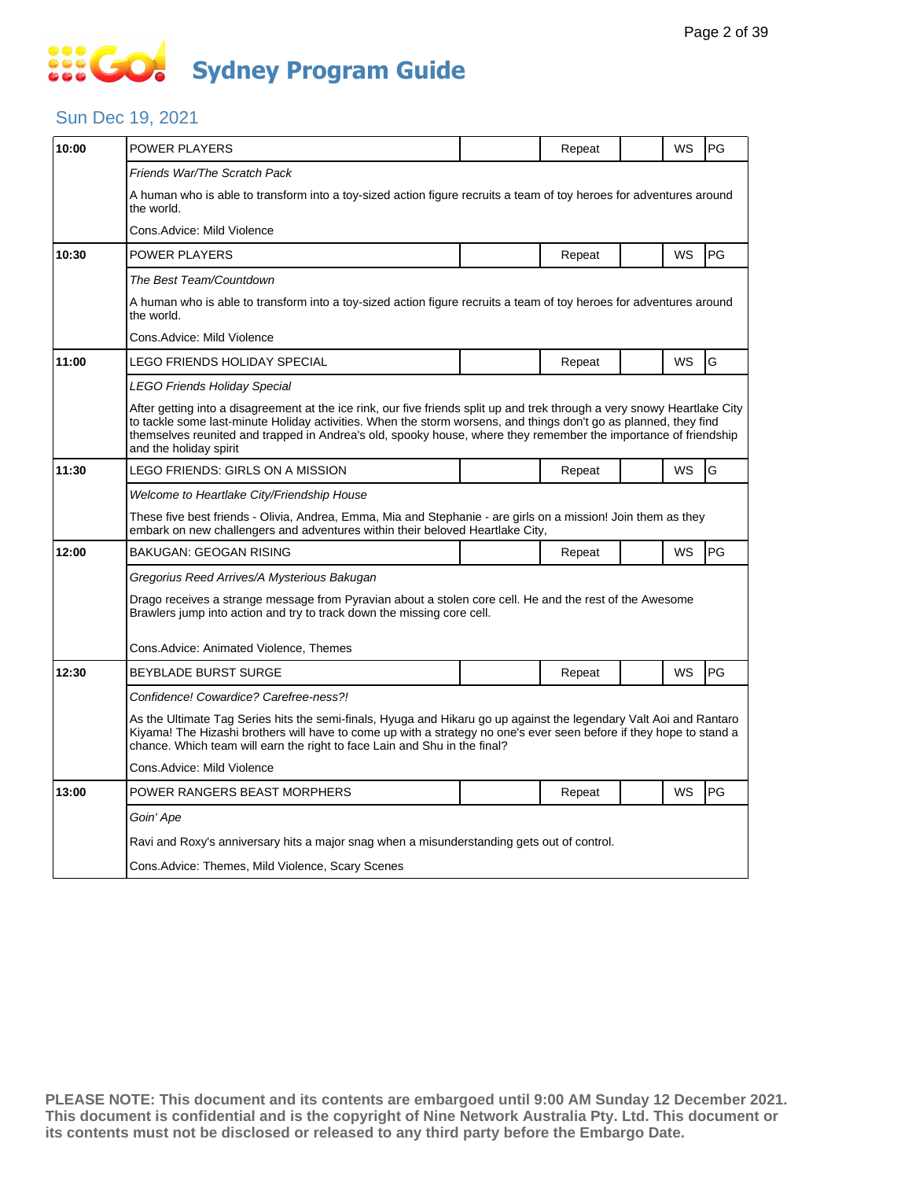# Sydney Program Guide

## Sun Dec 19, 2021

| Time | Program | | Repeat | | WS | Rating |
|---|---|---|---|---|---|---|
| 10:00 | POWER PLAYERS | | Repeat | | WS | PG |
| | *Friends War/The Scratch Pack* | | | | | |
| | A human who is able to transform into a toy-sized action figure recruits a team of toy heroes for adventures around the world. | | | | | |
| | Cons.Advice: Mild Violence | | | | | |
| 10:30 | POWER PLAYERS | | Repeat | | WS | PG |
| | *The Best Team/Countdown* | | | | | |
| | A human who is able to transform into a toy-sized action figure recruits a team of toy heroes for adventures around the world. | | | | | |
| | Cons.Advice: Mild Violence | | | | | |
| 11:00 | LEGO FRIENDS HOLIDAY SPECIAL | | Repeat | | WS | G |
| | *LEGO Friends Holiday Special* | | | | | |
| | After getting into a disagreement at the ice rink, our five friends split up and trek through a very snowy Heartlake City to tackle some last-minute Holiday activities. When the storm worsens, and things don't go as planned, they find themselves reunited and trapped in Andrea's old, spooky house, where they remember the importance of friendship and the holiday spirit | | | | | |
| 11:30 | LEGO FRIENDS: GIRLS ON A MISSION | | Repeat | | WS | G |
| | *Welcome to Heartlake City/Friendship House* | | | | | |
| | These five best friends - Olivia, Andrea, Emma, Mia and Stephanie - are girls on a mission! Join them as they embark on new challengers and adventures within their beloved Heartlake City, | | | | | |
| 12:00 | BAKUGAN: GEOGAN RISING | | Repeat | | WS | PG |
| | *Gregorius Reed Arrives/A Mysterious Bakugan* | | | | | |
| | Drago receives a strange message from Pyravian about a stolen core cell. He and the rest of the Awesome Brawlers jump into action and try to track down the missing core cell. | | | | | |
| | Cons.Advice: Animated Violence, Themes | | | | | |
| 12:30 | BEYBLADE BURST SURGE | | Repeat | | WS | PG |
| | *Confidence! Cowardice? Carefree-ness?!* | | | | | |
| | As the Ultimate Tag Series hits the semi-finals, Hyuga and Hikaru go up against the legendary Valt Aoi and Rantaro Kiyama! The Hizashi brothers will have to come up with a strategy no one's ever seen before if they hope to stand a chance. Which team will earn the right to face Lain and Shu in the final? | | | | | |
| | Cons.Advice: Mild Violence | | | | | |
| 13:00 | POWER RANGERS BEAST MORPHERS | | Repeat | | WS | PG |
| | *Goin' Ape* | | | | | |
| | Ravi and Roxy's anniversary hits a major snag when a misunderstanding gets out of control. | | | | | |
| | Cons.Advice: Themes, Mild Violence, Scary Scenes | | | | | |

**PLEASE NOTE: This document and its contents are embargoed until 9:00 AM Sunday 12 December 2021. This document is confidential and is the copyright of Nine Network Australia Pty. Ltd. This document or its contents must not be disclosed or released to any third party before the Embargo Date.**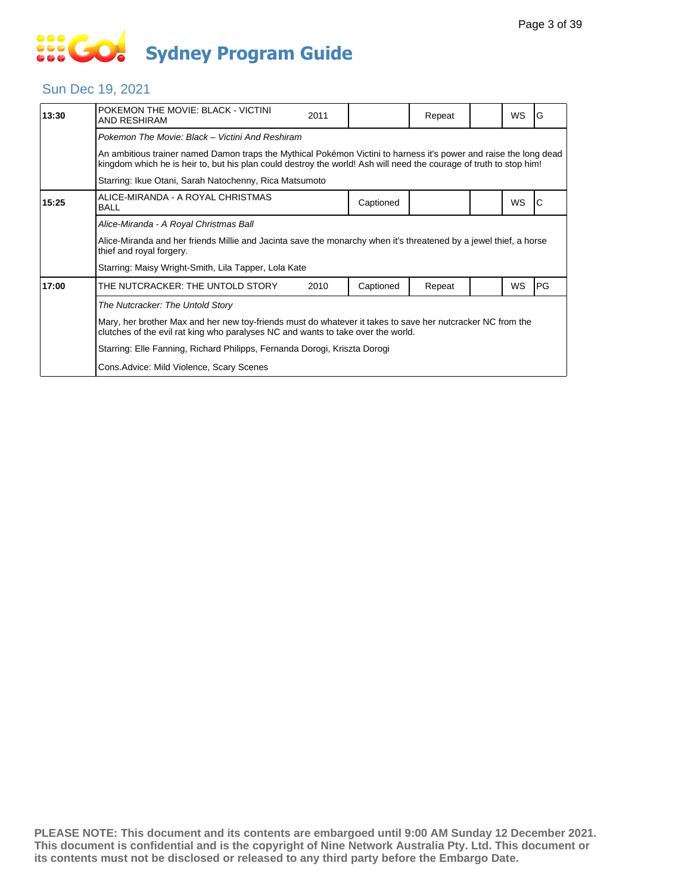# Sydney Program Guide

## Sun Dec 19, 2021

| Time | Title | Year | Captioned | Repeat | | WS | Rating |
|---|---|---|---|---|---|---|---|
| 13:30 | POKEMON THE MOVIE: BLACK - VICTINI AND RESHIRAM | 2011 | | Repeat | | WS | G |

*Pokemon The Movie: Black – Victini And Reshiram*

An ambitious trainer named Damon traps the Mythical Pokémon Victini to harness it's power and raise the long dead kingdom which he is heir to, but his plan could destroy the world! Ash will need the courage of truth to stop him!

Starring: Ikue Otani, Sarah Natochenny, Rica Matsumoto

| Time | Title | Year | Captioned | Repeat | | WS | Rating |
|---|---|---|---|---|---|---|---|
| 15:25 | ALICE-MIRANDA - A ROYAL CHRISTMAS BALL | | Captioned | | | WS | C |

*Alice-Miranda - A Royal Christmas Ball*

Alice-Miranda and her friends Millie and Jacinta save the monarchy when it's threatened by a jewel thief, a horse thief and royal forgery.

Starring: Maisy Wright-Smith, Lila Tapper, Lola Kate

| Time | Title | Year | Captioned | Repeat | | WS | Rating |
|---|---|---|---|---|---|---|---|
| 17:00 | THE NUTCRACKER: THE UNTOLD STORY | 2010 | Captioned | Repeat | | WS | PG |

*The Nutcracker: The Untold Story*

Mary, her brother Max and her new toy-friends must do whatever it takes to save her nutcracker NC from the clutches of the evil rat king who paralyses NC and wants to take over the world.

Starring: Elle Fanning, Richard Philipps, Fernanda Dorogi, Kriszta Dorogi

Cons.Advice: Mild Violence, Scary Scenes

**PLEASE NOTE: This document and its contents are embargoed until 9:00 AM Sunday 12 December 2021. This document is confidential and is the copyright of Nine Network Australia Pty. Ltd. This document or its contents must not be disclosed or released to any third party before the Embargo Date.**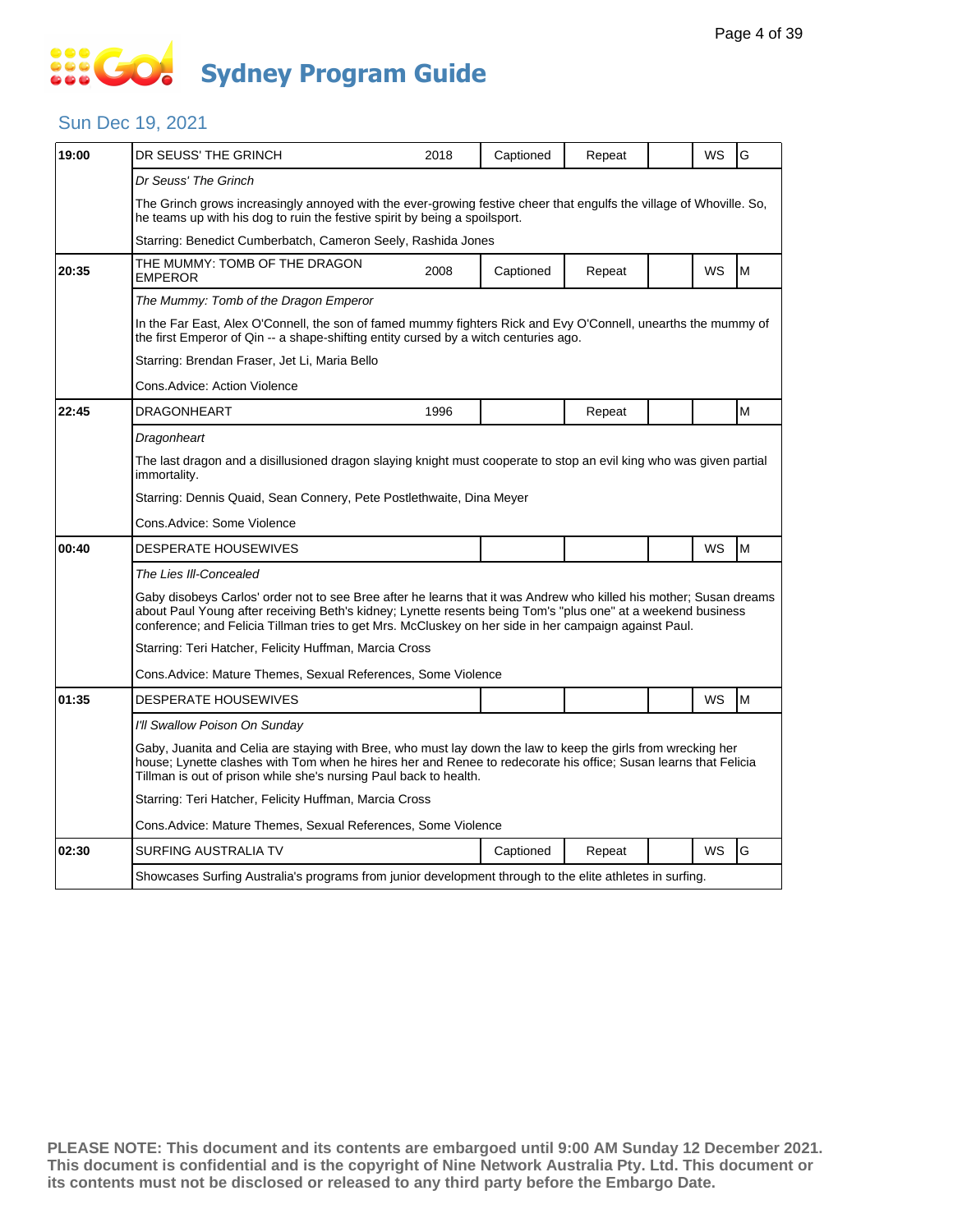# Sydney Program Guide

## Sun Dec 19, 2021

| Time | Title | Year | Captioned | Repeat | | WS | Rating |
|---|---|---|---|---|---|---|---|
| 19:00 | DR SEUSS' THE GRINCH | 2018 | Captioned | Repeat | | WS | G |

*Dr Seuss' The Grinch*

The Grinch grows increasingly annoyed with the ever-growing festive cheer that engulfs the village of Whoville. So, he teams up with his dog to ruin the festive spirit by being a spoilsport.

Starring: Benedict Cumberbatch, Cameron Seely, Rashida Jones

| Time | Title | Year | Captioned | Repeat | | WS | Rating |
|---|---|---|---|---|---|---|---|
| 20:35 | THE MUMMY: TOMB OF THE DRAGON EMPEROR | 2008 | Captioned | Repeat | | WS | M |

*The Mummy: Tomb of the Dragon Emperor*

In the Far East, Alex O'Connell, the son of famed mummy fighters Rick and Evy O'Connell, unearths the mummy of the first Emperor of Qin -- a shape-shifting entity cursed by a witch centuries ago.

Starring: Brendan Fraser, Jet Li, Maria Bello

Cons.Advice: Action Violence

| Time | Title | Year | Captioned | Repeat | | WS | Rating |
|---|---|---|---|---|---|---|---|
| 22:45 | DRAGONHEART | 1996 | | Repeat | | | M |

*Dragonheart*

The last dragon and a disillusioned dragon slaying knight must cooperate to stop an evil king who was given partial immortality.

Starring: Dennis Quaid, Sean Connery, Pete Postlethwaite, Dina Meyer

Cons.Advice: Some Violence

| Time | Title | Year | Captioned | Repeat | | WS | Rating |
|---|---|---|---|---|---|---|---|
| 00:40 | DESPERATE HOUSEWIVES | | | | | WS | M |

*The Lies Ill-Concealed*

Gaby disobeys Carlos' order not to see Bree after he learns that it was Andrew who killed his mother; Susan dreams about Paul Young after receiving Beth's kidney; Lynette resents being Tom's "plus one" at a weekend business conference; and Felicia Tillman tries to get Mrs. McCluskey on her side in her campaign against Paul.

Starring: Teri Hatcher, Felicity Huffman, Marcia Cross

Cons.Advice: Mature Themes, Sexual References, Some Violence

| Time | Title | Year | Captioned | Repeat | | WS | Rating |
|---|---|---|---|---|---|---|---|
| 01:35 | DESPERATE HOUSEWIVES | | | | | WS | M |

*I'll Swallow Poison On Sunday*

Gaby, Juanita and Celia are staying with Bree, who must lay down the law to keep the girls from wrecking her house; Lynette clashes with Tom when he hires her and Renee to redecorate his office; Susan learns that Felicia Tillman is out of prison while she's nursing Paul back to health.

Starring: Teri Hatcher, Felicity Huffman, Marcia Cross

Cons.Advice: Mature Themes, Sexual References, Some Violence

| Time | Title | Year | Captioned | Repeat | | WS | Rating |
|---|---|---|---|---|---|---|---|
| 02:30 | SURFING AUSTRALIA TV | | Captioned | Repeat | | WS | G |

Showcases Surfing Australia's programs from junior development through to the elite athletes in surfing.

**PLEASE NOTE: This document and its contents are embargoed until 9:00 AM Sunday 12 December 2021. This document is confidential and is the copyright of Nine Network Australia Pty. Ltd. This document or its contents must not be disclosed or released to any third party before the Embargo Date.**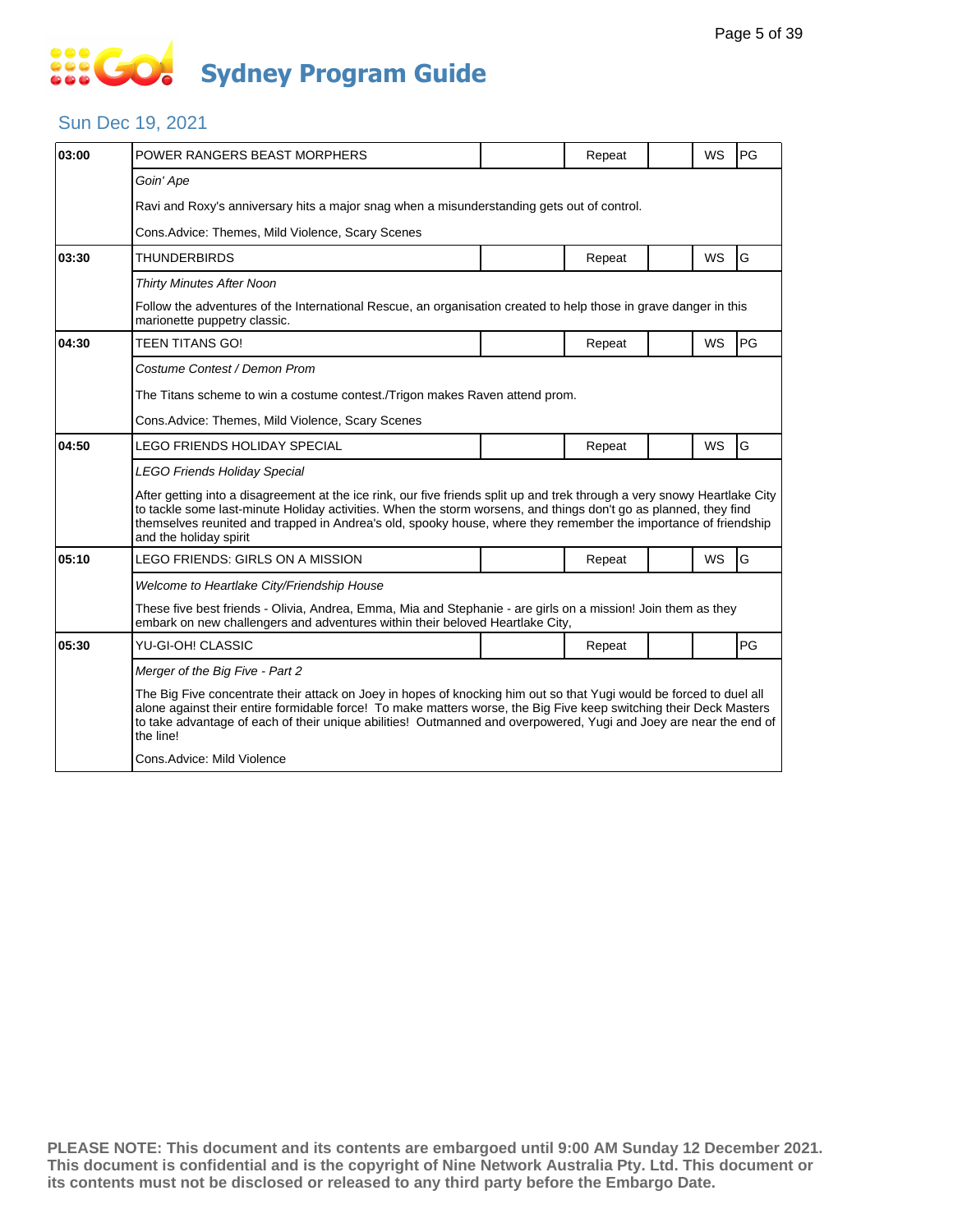# Sydney Program Guide

## Sun Dec 19, 2021

| Time | Program | | Status | | WS | Rating |
|---|---|---|---|---|---|---|
| 03:00 | POWER RANGERS BEAST MORPHERS | | Repeat | | WS | PG |
| | *Goin' Ape* | | | | | |
| | Ravi and Roxy's anniversary hits a major snag when a misunderstanding gets out of control. | | | | | |
| | Cons.Advice: Themes, Mild Violence, Scary Scenes | | | | | |
| 03:30 | THUNDERBIRDS | | Repeat | | WS | G |
| | *Thirty Minutes After Noon* | | | | | |
| | Follow the adventures of the International Rescue, an organisation created to help those in grave danger in this marionette puppetry classic. | | | | | |
| 04:30 | TEEN TITANS GO! | | Repeat | | WS | PG |
| | *Costume Contest / Demon Prom* | | | | | |
| | The Titans scheme to win a costume contest./Trigon makes Raven attend prom. | | | | | |
| | Cons.Advice: Themes, Mild Violence, Scary Scenes | | | | | |
| 04:50 | LEGO FRIENDS HOLIDAY SPECIAL | | Repeat | | WS | G |
| | *LEGO Friends Holiday Special* | | | | | |
| | After getting into a disagreement at the ice rink, our five friends split up and trek through a very snowy Heartlake City to tackle some last-minute Holiday activities. When the storm worsens, and things don't go as planned, they find themselves reunited and trapped in Andrea's old, spooky house, where they remember the importance of friendship and the holiday spirit | | | | | |
| 05:10 | LEGO FRIENDS: GIRLS ON A MISSION | | Repeat | | WS | G |
| | *Welcome to Heartlake City/Friendship House* | | | | | |
| | These five best friends - Olivia, Andrea, Emma, Mia and Stephanie - are girls on a mission! Join them as they embark on new challengers and adventures within their beloved Heartlake City, | | | | | |
| 05:30 | YU-GI-OH! CLASSIC | | Repeat | | | PG |
| | *Merger of the Big Five - Part 2* | | | | | |
| | The Big Five concentrate their attack on Joey in hopes of knocking him out so that Yugi would be forced to duel all alone against their entire formidable force! To make matters worse, the Big Five keep switching their Deck Masters to take advantage of each of their unique abilities! Outmanned and overpowered, Yugi and Joey are near the end of the line! | | | | | |
| | Cons.Advice: Mild Violence | | | | | |

**PLEASE NOTE: This document and its contents are embargoed until 9:00 AM Sunday 12 December 2021. This document is confidential and is the copyright of Nine Network Australia Pty. Ltd. This document or its contents must not be disclosed or released to any third party before the Embargo Date.**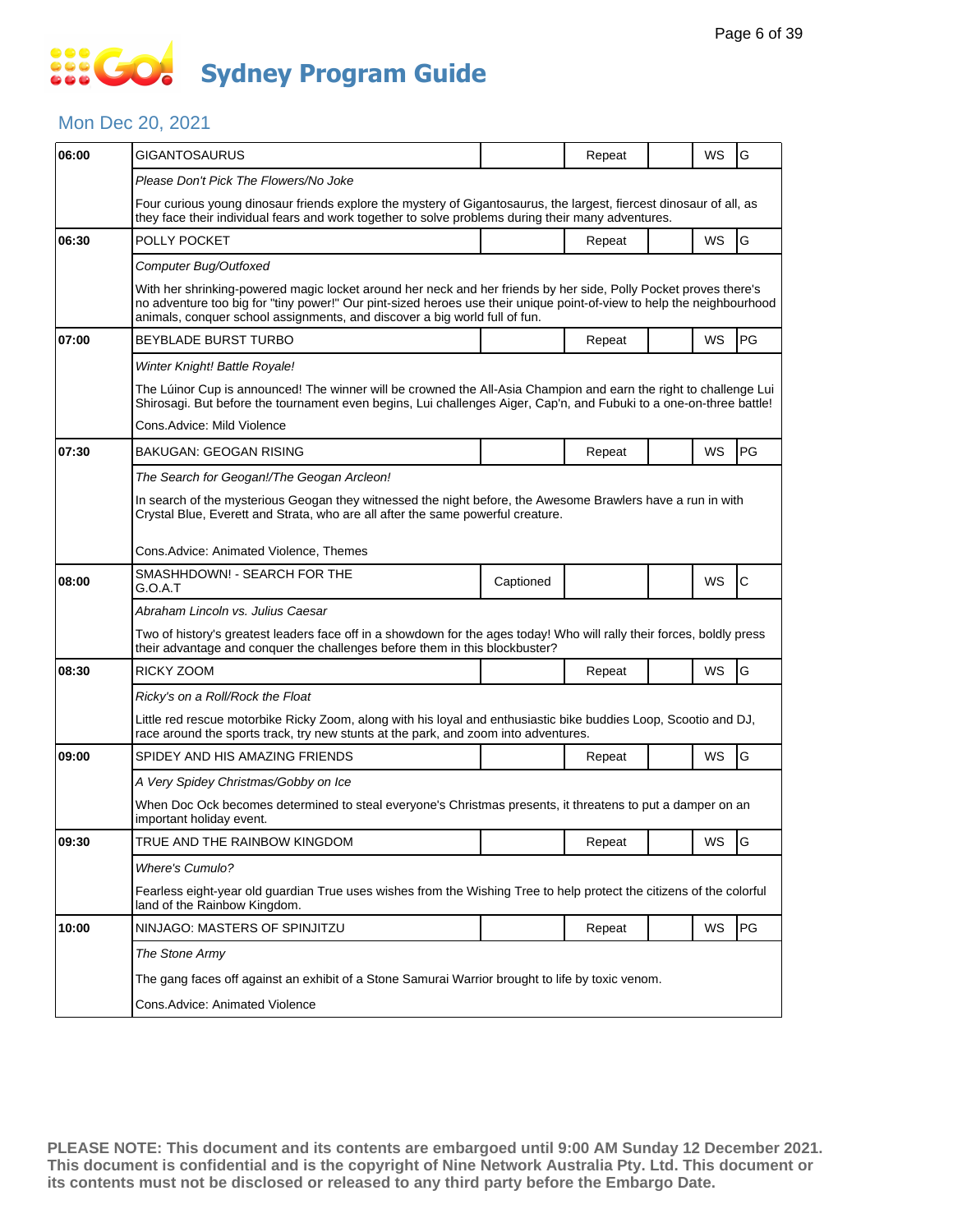# Sydney Program Guide

## Mon Dec 20, 2021

| Time | Program | Captioned | Repeat | | WS | Rating |
|---|---|---|---|---|---|---|
| 06:00 | GIGANTOSAURUS | | Repeat | | WS | G |
| | *Please Don't Pick The Flowers/No Joke* | | | | | |
| | Four curious young dinosaur friends explore the mystery of Gigantosaurus, the largest, fiercest dinosaur of all, as they face their individual fears and work together to solve problems during their many adventures. | | | | | |
| 06:30 | POLLY POCKET | | Repeat | | WS | G |
| | *Computer Bug/Outfoxed* | | | | | |
| | With her shrinking-powered magic locket around her neck and her friends by her side, Polly Pocket proves there's no adventure too big for "tiny power!" Our pint-sized heroes use their unique point-of-view to help the neighbourhood animals, conquer school assignments, and discover a big world full of fun. | | | | | |
| 07:00 | BEYBLADE BURST TURBO | | Repeat | | WS | PG |
| | *Winter Knight! Battle Royale!* | | | | | |
| | The Lúinor Cup is announced! The winner will be crowned the All-Asia Champion and earn the right to challenge Lui Shirosagi. But before the tournament even begins, Lui challenges Aiger, Cap'n, and Fubuki to a one-on-three battle! | | | | | |
| | Cons.Advice: Mild Violence | | | | | |
| 07:30 | BAKUGAN: GEOGAN RISING | | Repeat | | WS | PG |
| | *The Search for Geogan!/The Geogan Arcleon!* | | | | | |
| | In search of the mysterious Geogan they witnessed the night before, the Awesome Brawlers have a run in with Crystal Blue, Everett and Strata, who are all after the same powerful creature. | | | | | |
| | Cons.Advice: Animated Violence, Themes | | | | | |
| 08:00 | SMASHHDOWN! - SEARCH FOR THE G.O.A.T | Captioned | | | WS | C |
| | *Abraham Lincoln vs. Julius Caesar* | | | | | |
| | Two of history's greatest leaders face off in a showdown for the ages today! Who will rally their forces, boldly press their advantage and conquer the challenges before them in this blockbuster? | | | | | |
| 08:30 | RICKY ZOOM | | Repeat | | WS | G |
| | *Ricky's on a Roll/Rock the Float* | | | | | |
| | Little red rescue motorbike Ricky Zoom, along with his loyal and enthusiastic bike buddies Loop, Scootio and DJ, race around the sports track, try new stunts at the park, and zoom into adventures. | | | | | |
| 09:00 | SPIDEY AND HIS AMAZING FRIENDS | | Repeat | | WS | G |
| | *A Very Spidey Christmas/Gobby on Ice* | | | | | |
| | When Doc Ock becomes determined to steal everyone's Christmas presents, it threatens to put a damper on an important holiday event. | | | | | |
| 09:30 | TRUE AND THE RAINBOW KINGDOM | | Repeat | | WS | G |
| | *Where's Cumulo?* | | | | | |
| | Fearless eight-year old guardian True uses wishes from the Wishing Tree to help protect the citizens of the colorful land of the Rainbow Kingdom. | | | | | |
| 10:00 | NINJAGO: MASTERS OF SPINJITZU | | Repeat | | WS | PG |
| | *The Stone Army* | | | | | |
| | The gang faces off against an exhibit of a Stone Samurai Warrior brought to life by toxic venom. | | | | | |
| | Cons.Advice: Animated Violence | | | | | |

**PLEASE NOTE: This document and its contents are embargoed until 9:00 AM Sunday 12 December 2021. This document is confidential and is the copyright of Nine Network Australia Pty. Ltd. This document or its contents must not be disclosed or released to any third party before the Embargo Date.**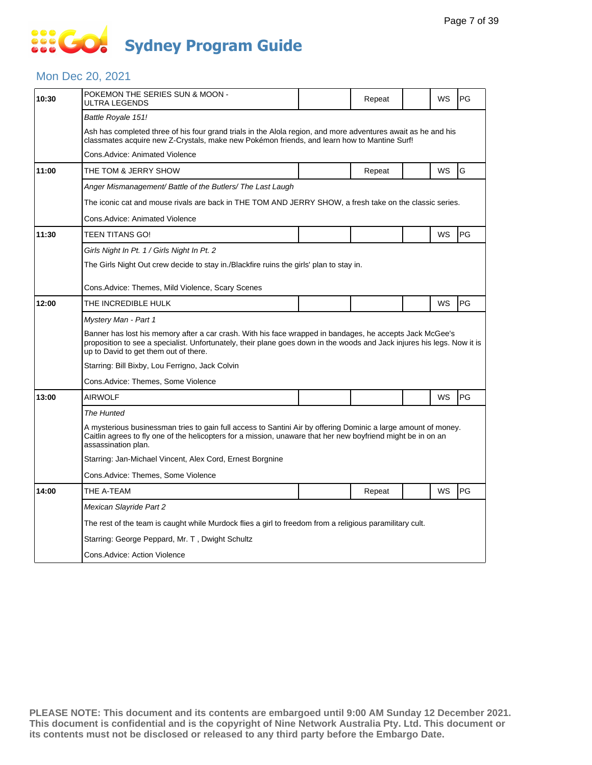# Sydney Program Guide

## Mon Dec 20, 2021

| Time | Program | | Repeat | | WS | Rating |
|---|---|---|---|---|---|---|
| 10:30 | POKEMON THE SERIES SUN & MOON - ULTRA LEGENDS | | Repeat | | WS | PG |
| | *Battle Royale 151!* | | | | | |
| | Ash has completed three of his four grand trials in the Alola region, and more adventures await as he and his classmates acquire new Z-Crystals, make new Pokémon friends, and learn how to Mantine Surf! | | | | | |
| | Cons.Advice: Animated Violence | | | | | |
| 11:00 | THE TOM & JERRY SHOW | | Repeat | | WS | G |
| | *Anger Mismanagement/ Battle of the Butlers/ The Last Laugh* | | | | | |
| | The iconic cat and mouse rivals are back in THE TOM AND JERRY SHOW, a fresh take on the classic series. | | | | | |
| | Cons.Advice: Animated Violence | | | | | |
| 11:30 | TEEN TITANS GO! | | | | WS | PG |
| | *Girls Night In Pt. 1 / Girls Night In Pt. 2* | | | | | |
| | The Girls Night Out crew decide to stay in./Blackfire ruins the girls' plan to stay in. | | | | | |
| | Cons.Advice: Themes, Mild Violence, Scary Scenes | | | | | |
| 12:00 | THE INCREDIBLE HULK | | | | WS | PG |
| | *Mystery Man - Part 1* | | | | | |
| | Banner has lost his memory after a car crash. With his face wrapped in bandages, he accepts Jack McGee's proposition to see a specialist. Unfortunately, their plane goes down in the woods and Jack injures his legs. Now it is up to David to get them out of there. | | | | | |
| | Starring: Bill Bixby, Lou Ferrigno, Jack Colvin | | | | | |
| | Cons.Advice: Themes, Some Violence | | | | | |
| 13:00 | AIRWOLF | | | | WS | PG |
| | *The Hunted* | | | | | |
| | A mysterious businessman tries to gain full access to Santini Air by offering Dominic a large amount of money. Caitlin agrees to fly one of the helicopters for a mission, unaware that her new boyfriend might be in on an assassination plan. | | | | | |
| | Starring: Jan-Michael Vincent, Alex Cord, Ernest Borgnine | | | | | |
| | Cons.Advice: Themes, Some Violence | | | | | |
| 14:00 | THE A-TEAM | | Repeat | | WS | PG |
| | *Mexican Slayride Part 2* | | | | | |
| | The rest of the team is caught while Murdock flies a girl to freedom from a religious paramilitary cult. | | | | | |
| | Starring: George Peppard, Mr. T , Dwight Schultz | | | | | |
| | Cons.Advice: Action Violence | | | | | |

**PLEASE NOTE: This document and its contents are embargoed until 9:00 AM Sunday 12 December 2021. This document is confidential and is the copyright of Nine Network Australia Pty. Ltd. This document or its contents must not be disclosed or released to any third party before the Embargo Date.**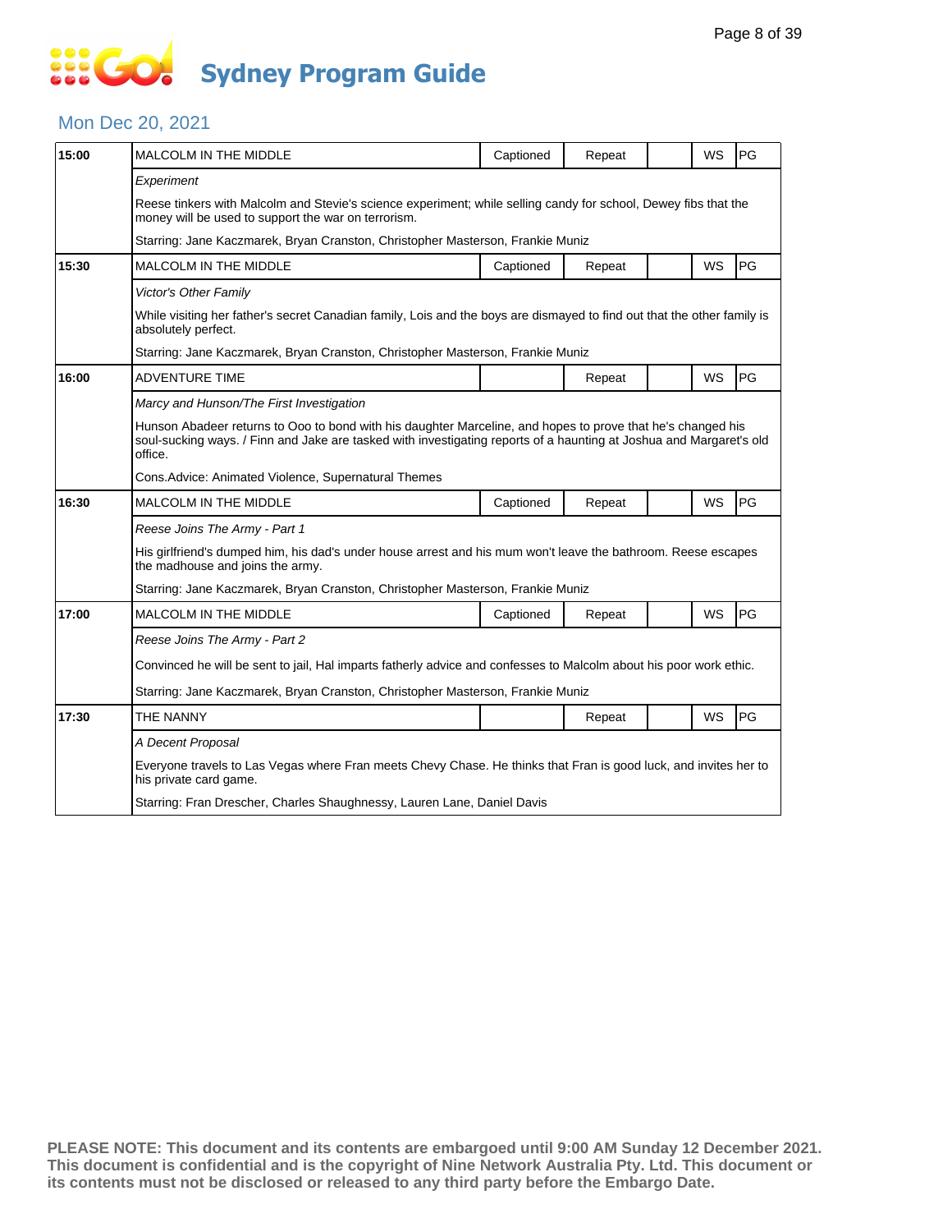# Sydney Program Guide

## Mon Dec 20, 2021

| Time | Program | Captioned | Repeat | | WS | Rating |
|---|---|---|---|---|---|---|
| 15:00 | MALCOLM IN THE MIDDLE | Captioned | Repeat | | WS | PG |
| | *Experiment* | | | | | |
| | Reese tinkers with Malcolm and Stevie's science experiment; while selling candy for school, Dewey fibs that the money will be used to support the war on terrorism. | | | | | |
| | Starring: Jane Kaczmarek, Bryan Cranston, Christopher Masterson, Frankie Muniz | | | | | |
| 15:30 | MALCOLM IN THE MIDDLE | Captioned | Repeat | | WS | PG |
| | *Victor's Other Family* | | | | | |
| | While visiting her father's secret Canadian family, Lois and the boys are dismayed to find out that the other family is absolutely perfect. | | | | | |
| | Starring: Jane Kaczmarek, Bryan Cranston, Christopher Masterson, Frankie Muniz | | | | | |
| 16:00 | ADVENTURE TIME | | Repeat | | WS | PG |
| | *Marcy and Hunson/The First Investigation* | | | | | |
| | Hunson Abadeer returns to Ooo to bond with his daughter Marceline, and hopes to prove that he's changed his soul-sucking ways. / Finn and Jake are tasked with investigating reports of a haunting at Joshua and Margaret's old office. | | | | | |
| | Cons.Advice: Animated Violence, Supernatural Themes | | | | | |
| 16:30 | MALCOLM IN THE MIDDLE | Captioned | Repeat | | WS | PG |
| | *Reese Joins The Army - Part 1* | | | | | |
| | His girlfriend's dumped him, his dad's under house arrest and his mum won't leave the bathroom. Reese escapes the madhouse and joins the army. | | | | | |
| | Starring: Jane Kaczmarek, Bryan Cranston, Christopher Masterson, Frankie Muniz | | | | | |
| 17:00 | MALCOLM IN THE MIDDLE | Captioned | Repeat | | WS | PG |
| | *Reese Joins The Army - Part 2* | | | | | |
| | Convinced he will be sent to jail, Hal imparts fatherly advice and confesses to Malcolm about his poor work ethic. | | | | | |
| | Starring: Jane Kaczmarek, Bryan Cranston, Christopher Masterson, Frankie Muniz | | | | | |
| 17:30 | THE NANNY | | Repeat | | WS | PG |
| | *A Decent Proposal* | | | | | |
| | Everyone travels to Las Vegas where Fran meets Chevy Chase. He thinks that Fran is good luck, and invites her to his private card game. | | | | | |
| | Starring: Fran Drescher, Charles Shaughnessy, Lauren Lane, Daniel Davis | | | | | |

**PLEASE NOTE: This document and its contents are embargoed until 9:00 AM Sunday 12 December 2021. This document is confidential and is the copyright of Nine Network Australia Pty. Ltd. This document or its contents must not be disclosed or released to any third party before the Embargo Date.**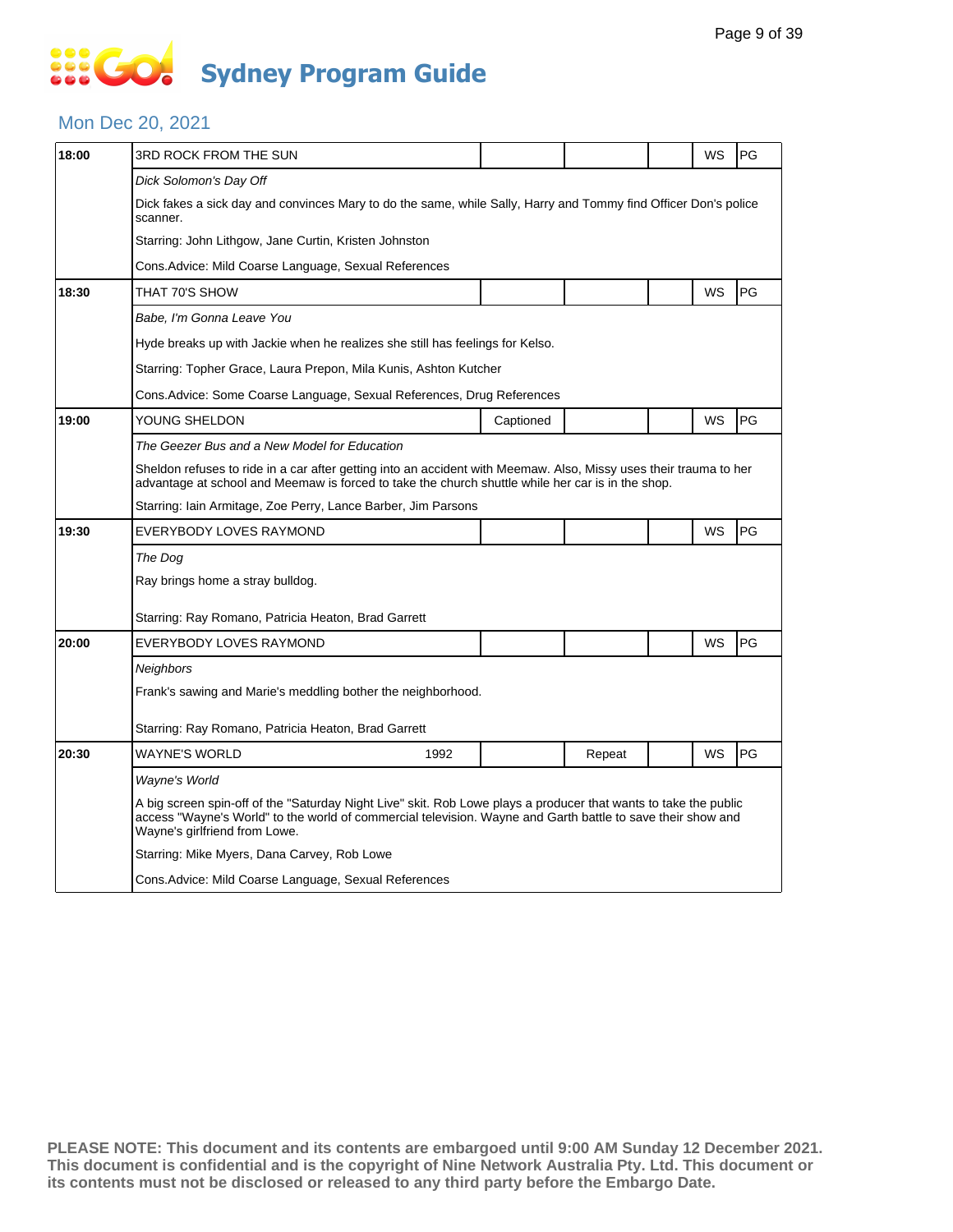# Sydney Program Guide

## Mon Dec 20, 2021

| Time | Program | | | | | |
|---|---|---|---|---|---|---|
| 18:00 | 3RD ROCK FROM THE SUN | | | | WS | PG |
| | *Dick Solomon's Day Off* | | | | | |
| | Dick fakes a sick day and convinces Mary to do the same, while Sally, Harry and Tommy find Officer Don's police scanner. | | | | | |
| | Starring: John Lithgow, Jane Curtin, Kristen Johnston | | | | | |
| | Cons.Advice: Mild Coarse Language, Sexual References | | | | | |
| 18:30 | THAT 70'S SHOW | | | | WS | PG |
| | *Babe, I'm Gonna Leave You* | | | | | |
| | Hyde breaks up with Jackie when he realizes she still has feelings for Kelso. | | | | | |
| | Starring: Topher Grace, Laura Prepon, Mila Kunis, Ashton Kutcher | | | | | |
| | Cons.Advice: Some Coarse Language, Sexual References, Drug References | | | | | |
| 19:00 | YOUNG SHELDON | Captioned | | | WS | PG |
| | *The Geezer Bus and a New Model for Education* | | | | | |
| | Sheldon refuses to ride in a car after getting into an accident with Meemaw. Also, Missy uses their trauma to her advantage at school and Meemaw is forced to take the church shuttle while her car is in the shop. | | | | | |
| | Starring: Iain Armitage, Zoe Perry, Lance Barber, Jim Parsons | | | | | |
| 19:30 | EVERYBODY LOVES RAYMOND | | | | WS | PG |
| | *The Dog* | | | | | |
| | Ray brings home a stray bulldog. | | | | | |
| | Starring: Ray Romano, Patricia Heaton, Brad Garrett | | | | | |
| 20:00 | EVERYBODY LOVES RAYMOND | | | | WS | PG |
| | *Neighbors* | | | | | |
| | Frank's sawing and Marie's meddling bother the neighborhood. | | | | | |
| | Starring: Ray Romano, Patricia Heaton, Brad Garrett | | | | | |
| 20:30 | WAYNE'S WORLD 1992 | | Repeat | | WS | PG |
| | *Wayne's World* | | | | | |
| | A big screen spin-off of the "Saturday Night Live" skit. Rob Lowe plays a producer that wants to take the public access "Wayne's World" to the world of commercial television. Wayne and Garth battle to save their show and Wayne's girlfriend from Lowe. | | | | | |
| | Starring: Mike Myers, Dana Carvey, Rob Lowe | | | | | |
| | Cons.Advice: Mild Coarse Language, Sexual References | | | | | |

**PLEASE NOTE: This document and its contents are embargoed until 9:00 AM Sunday 12 December 2021. This document is confidential and is the copyright of Nine Network Australia Pty. Ltd. This document or its contents must not be disclosed or released to any third party before the Embargo Date.**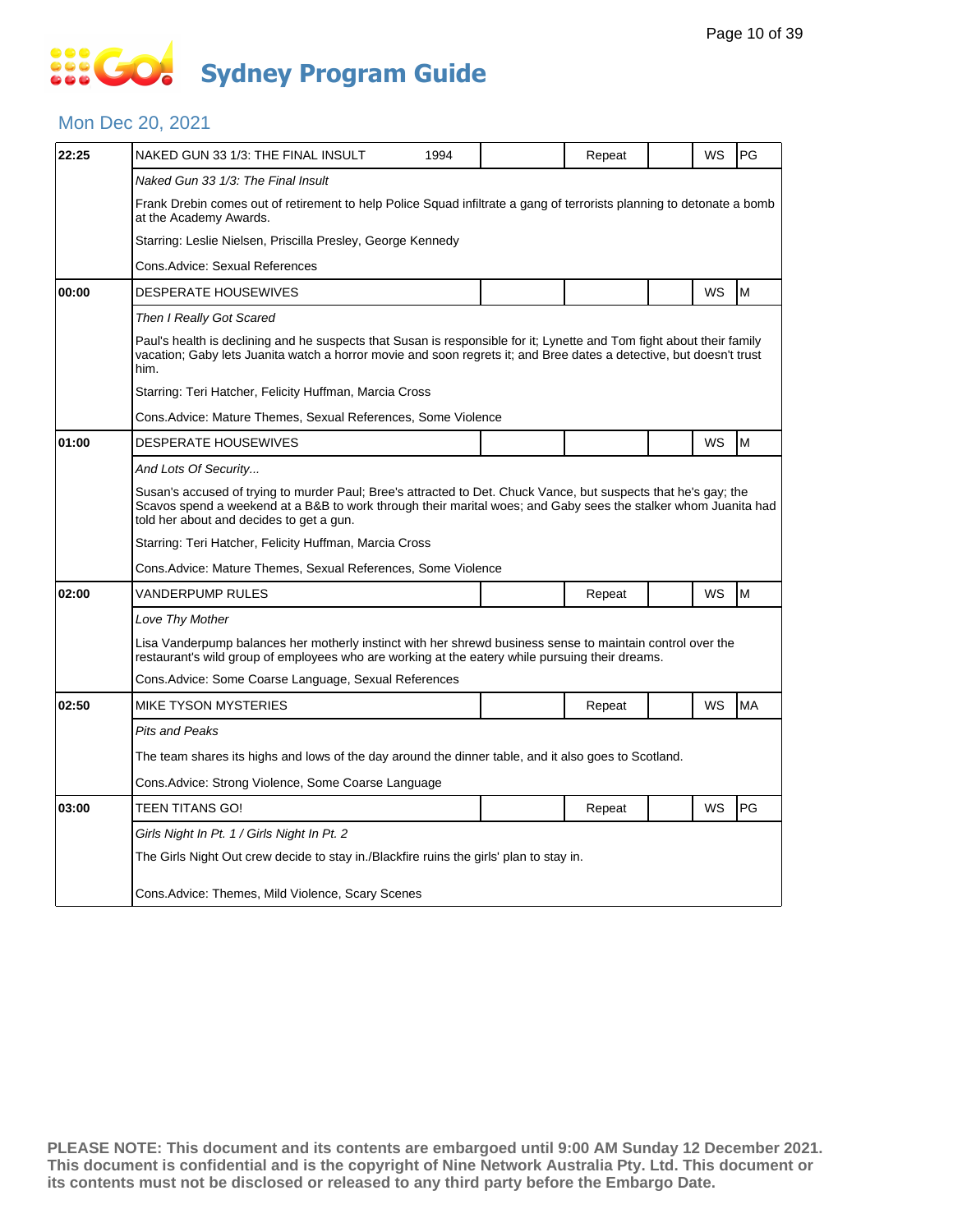# Sydney Program Guide

## Mon Dec 20, 2021

| Time | Program | Year | | Repeat | | WS | Rating |
|---|---|---|---|---|---|---|---|
| 22:25 | NAKED GUN 33 1/3: THE FINAL INSULT | 1994 | | Repeat | | WS | PG |
| | *Naked Gun 33 1/3: The Final Insult* | | | | | | |
| | Frank Drebin comes out of retirement to help Police Squad infiltrate a gang of terrorists planning to detonate a bomb at the Academy Awards. | | | | | | |
| | Starring: Leslie Nielsen, Priscilla Presley, George Kennedy | | | | | | |
| | Cons.Advice: Sexual References | | | | | | |
| 00:00 | DESPERATE HOUSEWIVES | | | | | WS | M |
| | *Then I Really Got Scared* | | | | | | |
| | Paul's health is declining and he suspects that Susan is responsible for it; Lynette and Tom fight about their family vacation; Gaby lets Juanita watch a horror movie and soon regrets it; and Bree dates a detective, but doesn't trust him. | | | | | | |
| | Starring: Teri Hatcher, Felicity Huffman, Marcia Cross | | | | | | |
| | Cons.Advice: Mature Themes, Sexual References, Some Violence | | | | | | |
| 01:00 | DESPERATE HOUSEWIVES | | | | | WS | M |
| | *And Lots Of Security...* | | | | | | |
| | Susan's accused of trying to murder Paul; Bree's attracted to Det. Chuck Vance, but suspects that he's gay; the Scavos spend a weekend at a B&B to work through their marital woes; and Gaby sees the stalker whom Juanita had told her about and decides to get a gun. | | | | | | |
| | Starring: Teri Hatcher, Felicity Huffman, Marcia Cross | | | | | | |
| | Cons.Advice: Mature Themes, Sexual References, Some Violence | | | | | | |
| 02:00 | VANDERPUMP RULES | | | Repeat | | WS | M |
| | *Love Thy Mother* | | | | | | |
| | Lisa Vanderpump balances her motherly instinct with her shrewd business sense to maintain control over the restaurant's wild group of employees who are working at the eatery while pursuing their dreams. | | | | | | |
| | Cons.Advice: Some Coarse Language, Sexual References | | | | | | |
| 02:50 | MIKE TYSON MYSTERIES | | | Repeat | | WS | MA |
| | *Pits and Peaks* | | | | | | |
| | The team shares its highs and lows of the day around the dinner table, and it also goes to Scotland. | | | | | | |
| | Cons.Advice: Strong Violence, Some Coarse Language | | | | | | |
| 03:00 | TEEN TITANS GO! | | | Repeat | | WS | PG |
| | *Girls Night In Pt. 1 / Girls Night In Pt. 2* | | | | | | |
| | The Girls Night Out crew decide to stay in./Blackfire ruins the girls' plan to stay in. | | | | | | |
| | Cons.Advice: Themes, Mild Violence, Scary Scenes | | | | | | |

**PLEASE NOTE: This document and its contents are embargoed until 9:00 AM Sunday 12 December 2021. This document is confidential and is the copyright of Nine Network Australia Pty. Ltd. This document or its contents must not be disclosed or released to any third party before the Embargo Date.**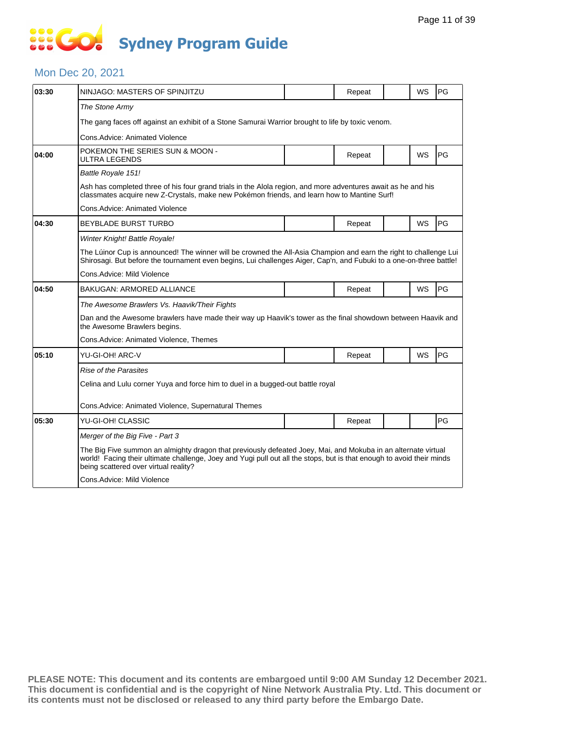# Sydney Program Guide

## Mon Dec 20, 2021

| Time | Program | | Status | | WS | Rating |
|---|---|---|---|---|---|---|
| 03:30 | NINJAGO: MASTERS OF SPINJITZU | | Repeat | | WS | PG |
| | *The Stone Army* | | | | | |
| | The gang faces off against an exhibit of a Stone Samurai Warrior brought to life by toxic venom. | | | | | |
| | Cons.Advice: Animated Violence | | | | | |
| 04:00 | POKEMON THE SERIES SUN & MOON - ULTRA LEGENDS | | Repeat | | WS | PG |
| | *Battle Royale 151!* | | | | | |
| | Ash has completed three of his four grand trials in the Alola region, and more adventures await as he and his classmates acquire new Z-Crystals, make new Pokémon friends, and learn how to Mantine Surf! | | | | | |
| | Cons.Advice: Animated Violence | | | | | |
| 04:30 | BEYBLADE BURST TURBO | | Repeat | | WS | PG |
| | *Winter Knight! Battle Royale!* | | | | | |
| | The Lúinor Cup is announced! The winner will be crowned the All-Asia Champion and earn the right to challenge Lui Shirosagi. But before the tournament even begins, Lui challenges Aiger, Cap'n, and Fubuki to a one-on-three battle! | | | | | |
| | Cons.Advice: Mild Violence | | | | | |
| 04:50 | BAKUGAN: ARMORED ALLIANCE | | Repeat | | WS | PG |
| | *The Awesome Brawlers Vs. Haavik/Their Fights* | | | | | |
| | Dan and the Awesome brawlers have made their way up Haavik's tower as the final showdown between Haavik and the Awesome Brawlers begins. | | | | | |
| | Cons.Advice: Animated Violence, Themes | | | | | |
| 05:10 | YU-GI-OH! ARC-V | | Repeat | | WS | PG |
| | *Rise of the Parasites* | | | | | |
| | Celina and Lulu corner Yuya and force him to duel in a bugged-out battle royal | | | | | |
| | Cons.Advice: Animated Violence, Supernatural Themes | | | | | |
| 05:30 | YU-GI-OH! CLASSIC | | Repeat | | | PG |
| | *Merger of the Big Five - Part 3* | | | | | |
| | The Big Five summon an almighty dragon that previously defeated Joey, Mai, and Mokuba in an alternate virtual world! Facing their ultimate challenge, Joey and Yugi pull out all the stops, but is that enough to avoid their minds being scattered over virtual reality? | | | | | |
| | Cons.Advice: Mild Violence | | | | | |

**PLEASE NOTE: This document and its contents are embargoed until 9:00 AM Sunday 12 December 2021. This document is confidential and is the copyright of Nine Network Australia Pty. Ltd. This document or its contents must not be disclosed or released to any third party before the Embargo Date.**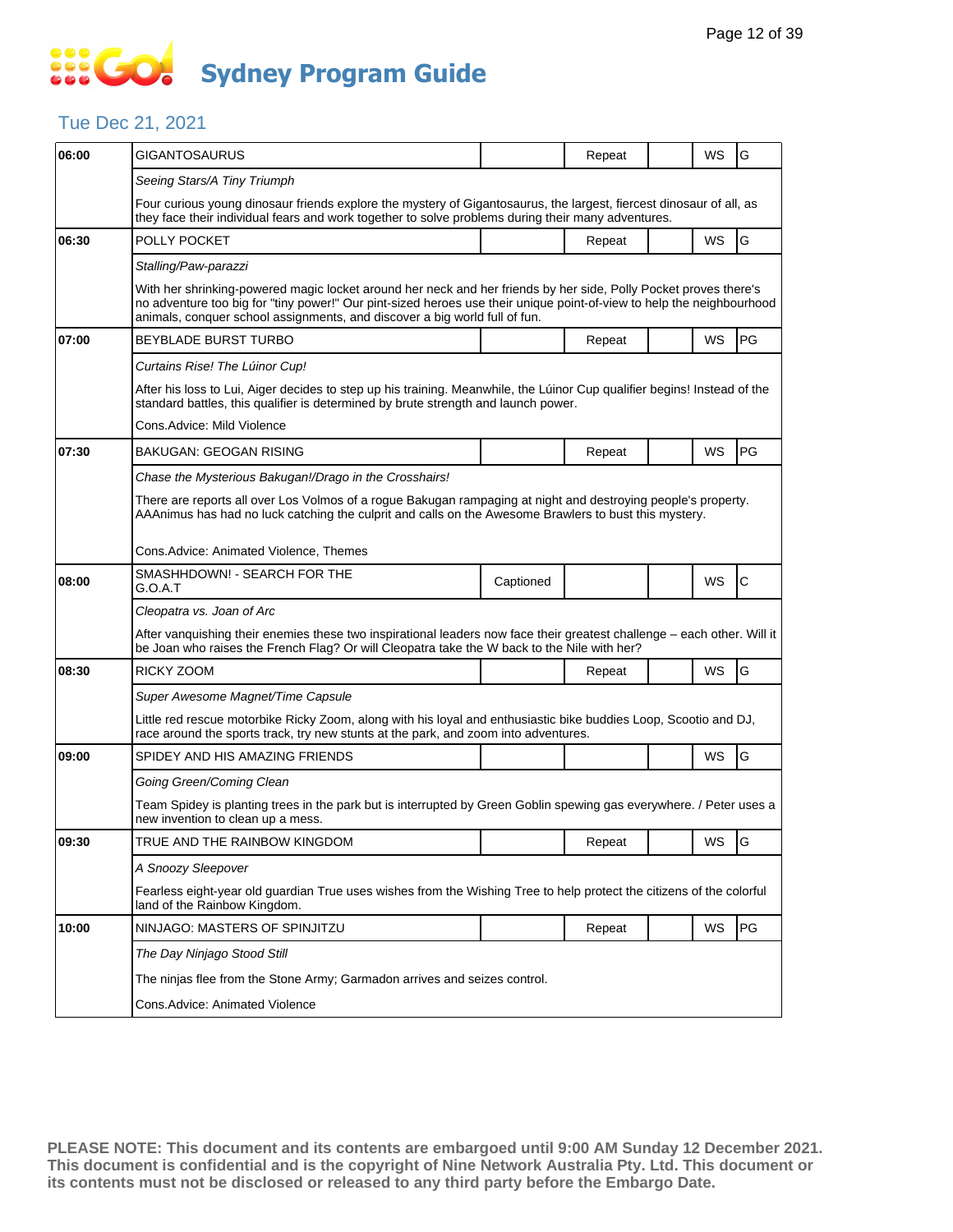# Sydney Program Guide

## Tue Dec 21, 2021

| 06:00 | GIGANTOSAURUS | | Repeat | | WS | G |
|---|---|---|---|---|---|---|
| | *Seeing Stars/A Tiny Triumph* | | | | | |
| | Four curious young dinosaur friends explore the mystery of Gigantosaurus, the largest, fiercest dinosaur of all, as they face their individual fears and work together to solve problems during their many adventures. | | | | | |
| 06:30 | POLLY POCKET | | Repeat | | WS | G |
| | *Stalling/Paw-parazzi* | | | | | |
| | With her shrinking-powered magic locket around her neck and her friends by her side, Polly Pocket proves there's no adventure too big for "tiny power!" Our pint-sized heroes use their unique point-of-view to help the neighbourhood animals, conquer school assignments, and discover a big world full of fun. | | | | | |
| 07:00 | BEYBLADE BURST TURBO | | Repeat | | WS | PG |
| | *Curtains Rise! The Lúinor Cup!* | | | | | |
| | After his loss to Lui, Aiger decides to step up his training. Meanwhile, the Lúinor Cup qualifier begins! Instead of the standard battles, this qualifier is determined by brute strength and launch power. | | | | | |
| | Cons.Advice: Mild Violence | | | | | |
| 07:30 | BAKUGAN: GEOGAN RISING | | Repeat | | WS | PG |
| | *Chase the Mysterious Bakugan!/Drago in the Crosshairs!* | | | | | |
| | There are reports all over Los Volmos of a rogue Bakugan rampaging at night and destroying people's property. AAAnimus has had no luck catching the culprit and calls on the Awesome Brawlers to bust this mystery. | | | | | |
| | Cons.Advice: Animated Violence, Themes | | | | | |
| 08:00 | SMASHHDOWN! - SEARCH FOR THE G.O.A.T | Captioned | | | WS | C |
| | *Cleopatra vs. Joan of Arc* | | | | | |
| | After vanquishing their enemies these two inspirational leaders now face their greatest challenge – each other. Will it be Joan who raises the French Flag? Or will Cleopatra take the W back to the Nile with her? | | | | | |
| 08:30 | RICKY ZOOM | | Repeat | | WS | G |
| | *Super Awesome Magnet/Time Capsule* | | | | | |
| | Little red rescue motorbike Ricky Zoom, along with his loyal and enthusiastic bike buddies Loop, Scootio and DJ, race around the sports track, try new stunts at the park, and zoom into adventures. | | | | | |
| 09:00 | SPIDEY AND HIS AMAZING FRIENDS | | | | WS | G |
| | *Going Green/Coming Clean* | | | | | |
| | Team Spidey is planting trees in the park but is interrupted by Green Goblin spewing gas everywhere. / Peter uses a new invention to clean up a mess. | | | | | |
| 09:30 | TRUE AND THE RAINBOW KINGDOM | | Repeat | | WS | G |
| | *A Snoozy Sleepover* | | | | | |
| | Fearless eight-year old guardian True uses wishes from the Wishing Tree to help protect the citizens of the colorful land of the Rainbow Kingdom. | | | | | |
| 10:00 | NINJAGO: MASTERS OF SPINJITZU | | Repeat | | WS | PG |
| | *The Day Ninjago Stood Still* | | | | | |
| | The ninjas flee from the Stone Army; Garmadon arrives and seizes control. | | | | | |
| | Cons.Advice: Animated Violence | | | | | |

**PLEASE NOTE: This document and its contents are embargoed until 9:00 AM Sunday 12 December 2021. This document is confidential and is the copyright of Nine Network Australia Pty. Ltd. This document or its contents must not be disclosed or released to any third party before the Embargo Date.**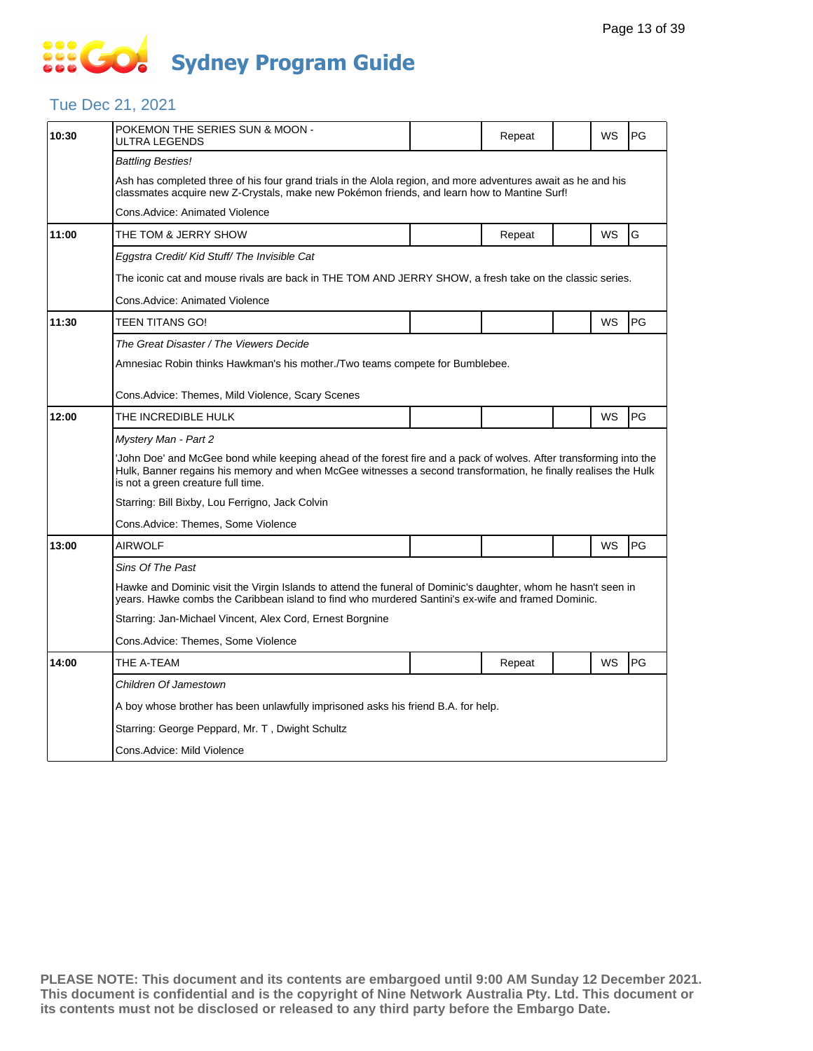# Sydney Program Guide

## Tue Dec 21, 2021

| Time | Program | | | | | |
|---|---|---|---|---|---|---|
| 10:30 | POKEMON THE SERIES SUN & MOON - ULTRA LEGENDS | | Repeat | | WS | PG |
| | *Battling Besties!* | | | | | |
| | Ash has completed three of his four grand trials in the Alola region, and more adventures await as he and his classmates acquire new Z-Crystals, make new Pokémon friends, and learn how to Mantine Surf! | | | | | |
| | Cons.Advice: Animated Violence | | | | | |
| 11:00 | THE TOM & JERRY SHOW | | Repeat | | WS | G |
| | *Eggstra Credit/ Kid Stuff/ The Invisible Cat* | | | | | |
| | The iconic cat and mouse rivals are back in THE TOM AND JERRY SHOW, a fresh take on the classic series. | | | | | |
| | Cons.Advice: Animated Violence | | | | | |
| 11:30 | TEEN TITANS GO! | | | | WS | PG |
| | *The Great Disaster / The Viewers Decide* | | | | | |
| | Amnesiac Robin thinks Hawkman's his mother./Two teams compete for Bumblebee. | | | | | |
| | Cons.Advice: Themes, Mild Violence, Scary Scenes | | | | | |
| 12:00 | THE INCREDIBLE HULK | | | | WS | PG |
| | *Mystery Man - Part 2* | | | | | |
| | 'John Doe' and McGee bond while keeping ahead of the forest fire and a pack of wolves. After transforming into the Hulk, Banner regains his memory and when McGee witnesses a second transformation, he finally realises the Hulk is not a green creature full time. | | | | | |
| | Starring: Bill Bixby, Lou Ferrigno, Jack Colvin | | | | | |
| | Cons.Advice: Themes, Some Violence | | | | | |
| 13:00 | AIRWOLF | | | | WS | PG |
| | *Sins Of The Past* | | | | | |
| | Hawke and Dominic visit the Virgin Islands to attend the funeral of Dominic's daughter, whom he hasn't seen in years. Hawke combs the Caribbean island to find who murdered Santini's ex-wife and framed Dominic. | | | | | |
| | Starring: Jan-Michael Vincent, Alex Cord, Ernest Borgnine | | | | | |
| | Cons.Advice: Themes, Some Violence | | | | | |
| 14:00 | THE A-TEAM | | Repeat | | WS | PG |
| | *Children Of Jamestown* | | | | | |
| | A boy whose brother has been unlawfully imprisoned asks his friend B.A. for help. | | | | | |
| | Starring: George Peppard, Mr. T , Dwight Schultz | | | | | |
| | Cons.Advice: Mild Violence | | | | | |

**PLEASE NOTE: This document and its contents are embargoed until 9:00 AM Sunday 12 December 2021. This document is confidential and is the copyright of Nine Network Australia Pty. Ltd. This document or its contents must not be disclosed or released to any third party before the Embargo Date.**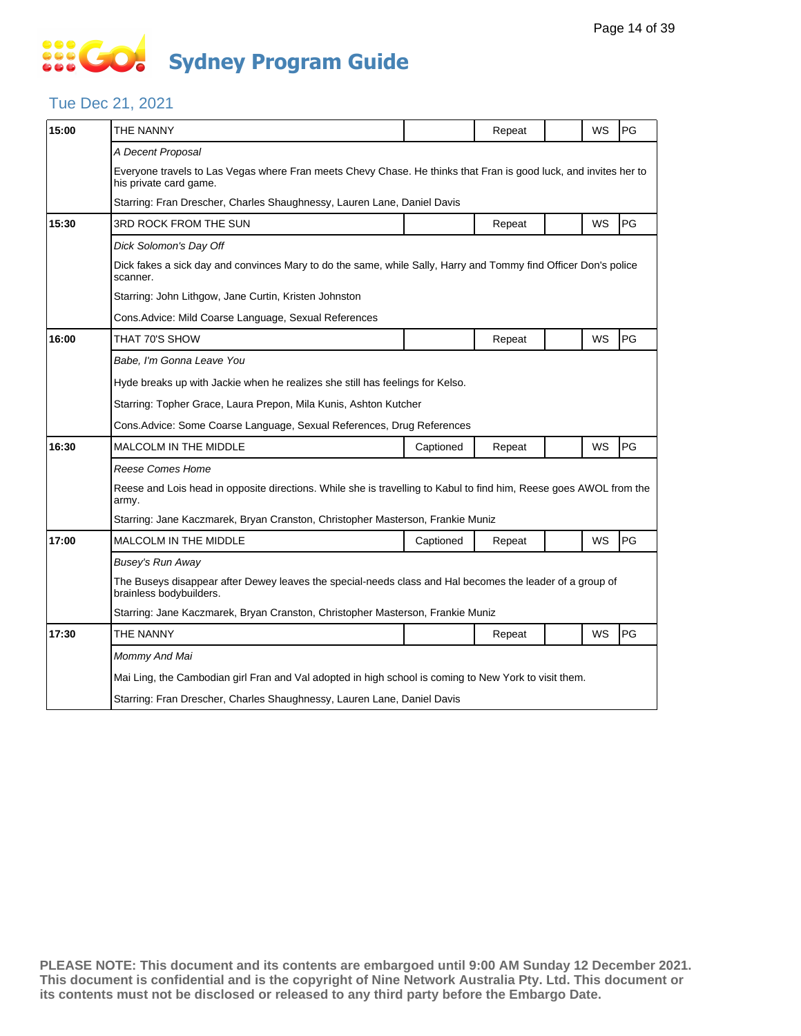# Go! Sydney Program Guide

## Tue Dec 21, 2021

| Time | Program | Captioned | Repeat | | WS | Rating |
|---|---|---|---|---|---|---|
| 15:00 | THE NANNY | | Repeat | | WS | PG |
| | *A Decent Proposal* | | | | | |
| | Everyone travels to Las Vegas where Fran meets Chevy Chase. He thinks that Fran is good luck, and invites her to his private card game. | | | | | |
| | Starring: Fran Drescher, Charles Shaughnessy, Lauren Lane, Daniel Davis | | | | | |
| 15:30 | 3RD ROCK FROM THE SUN | | Repeat | | WS | PG |
| | *Dick Solomon's Day Off* | | | | | |
| | Dick fakes a sick day and convinces Mary to do the same, while Sally, Harry and Tommy find Officer Don's police scanner. | | | | | |
| | Starring: John Lithgow, Jane Curtin, Kristen Johnston | | | | | |
| | Cons.Advice: Mild Coarse Language, Sexual References | | | | | |
| 16:00 | THAT 70'S SHOW | | Repeat | | WS | PG |
| | *Babe, I'm Gonna Leave You* | | | | | |
| | Hyde breaks up with Jackie when he realizes she still has feelings for Kelso. | | | | | |
| | Starring: Topher Grace, Laura Prepon, Mila Kunis, Ashton Kutcher | | | | | |
| | Cons.Advice: Some Coarse Language, Sexual References, Drug References | | | | | |
| 16:30 | MALCOLM IN THE MIDDLE | Captioned | Repeat | | WS | PG |
| | *Reese Comes Home* | | | | | |
| | Reese and Lois head in opposite directions. While she is travelling to Kabul to find him, Reese goes AWOL from the army. | | | | | |
| | Starring: Jane Kaczmarek, Bryan Cranston, Christopher Masterson, Frankie Muniz | | | | | |
| 17:00 | MALCOLM IN THE MIDDLE | Captioned | Repeat | | WS | PG |
| | *Busey's Run Away* | | | | | |
| | The Buseys disappear after Dewey leaves the special-needs class and Hal becomes the leader of a group of brainless bodybuilders. | | | | | |
| | Starring: Jane Kaczmarek, Bryan Cranston, Christopher Masterson, Frankie Muniz | | | | | |
| 17:30 | THE NANNY | | Repeat | | WS | PG |
| | *Mommy And Mai* | | | | | |
| | Mai Ling, the Cambodian girl Fran and Val adopted in high school is coming to New York to visit them. | | | | | |
| | Starring: Fran Drescher, Charles Shaughnessy, Lauren Lane, Daniel Davis | | | | | |

**PLEASE NOTE: This document and its contents are embargoed until 9:00 AM Sunday 12 December 2021. This document is confidential and is the copyright of Nine Network Australia Pty. Ltd. This document or its contents must not be disclosed or released to any third party before the Embargo Date.**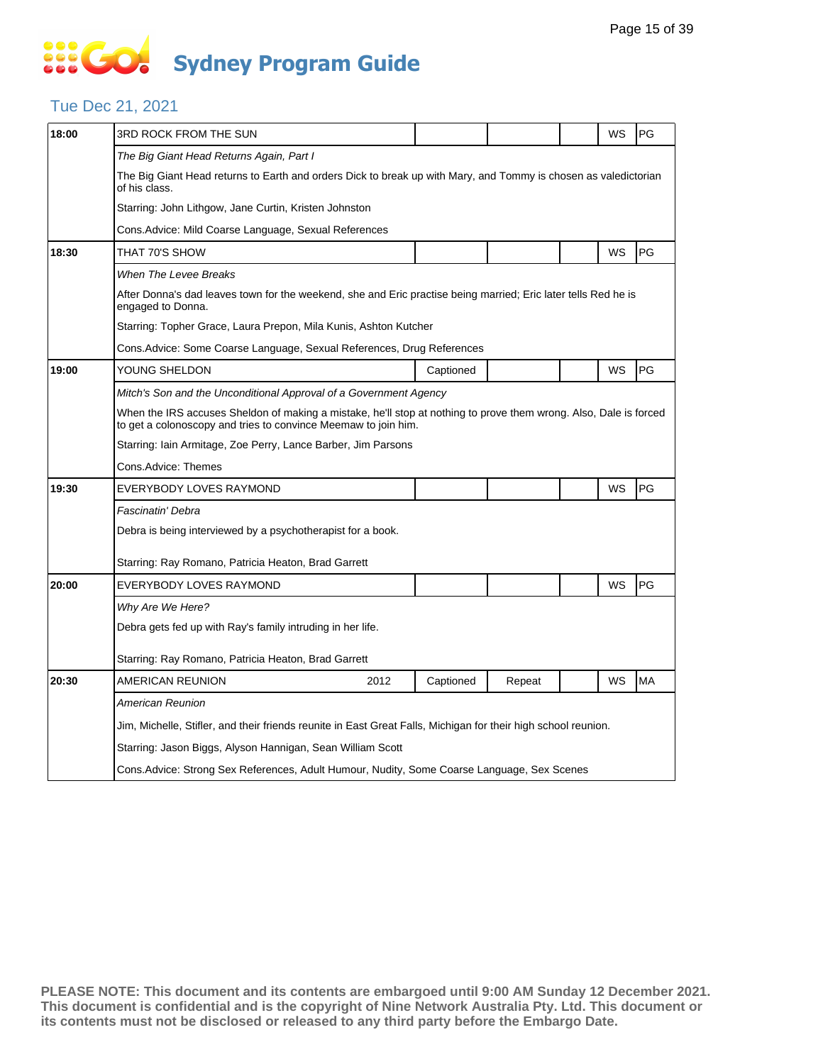# Sydney Program Guide

## Tue Dec 21, 2021

| Time | Program | | | | | | |
|---|---|---|---|---|---|---|---|
| 18:00 | 3RD ROCK FROM THE SUN | | | | | WS | PG |
| | *The Big Giant Head Returns Again, Part I* | | | | | | |
| | The Big Giant Head returns to Earth and orders Dick to break up with Mary, and Tommy is chosen as valedictorian of his class. | | | | | | |
| | Starring: John Lithgow, Jane Curtin, Kristen Johnston | | | | | | |
| | Cons.Advice: Mild Coarse Language, Sexual References | | | | | | |
| 18:30 | THAT 70'S SHOW | | | | | WS | PG |
| | *When The Levee Breaks* | | | | | | |
| | After Donna's dad leaves town for the weekend, she and Eric practise being married; Eric later tells Red he is engaged to Donna. | | | | | | |
| | Starring: Topher Grace, Laura Prepon, Mila Kunis, Ashton Kutcher | | | | | | |
| | Cons.Advice: Some Coarse Language, Sexual References, Drug References | | | | | | |
| 19:00 | YOUNG SHELDON | | Captioned | | | WS | PG |
| | *Mitch's Son and the Unconditional Approval of a Government Agency* | | | | | | |
| | When the IRS accuses Sheldon of making a mistake, he'll stop at nothing to prove them wrong. Also, Dale is forced to get a colonoscopy and tries to convince Meemaw to join him. | | | | | | |
| | Starring: Iain Armitage, Zoe Perry, Lance Barber, Jim Parsons | | | | | | |
| | Cons.Advice: Themes | | | | | | |
| 19:30 | EVERYBODY LOVES RAYMOND | | | | | WS | PG |
| | *Fascinatin' Debra* | | | | | | |
| | Debra is being interviewed by a psychotherapist for a book. | | | | | | |
| | Starring: Ray Romano, Patricia Heaton, Brad Garrett | | | | | | |
| 20:00 | EVERYBODY LOVES RAYMOND | | | | | WS | PG |
| | *Why Are We Here?* | | | | | | |
| | Debra gets fed up with Ray's family intruding in her life. | | | | | | |
| | Starring: Ray Romano, Patricia Heaton, Brad Garrett | | | | | | |
| 20:30 | AMERICAN REUNION | 2012 | Captioned | Repeat | | WS | MA |
| | *American Reunion* | | | | | | |
| | Jim, Michelle, Stifler, and their friends reunite in East Great Falls, Michigan for their high school reunion. | | | | | | |
| | Starring: Jason Biggs, Alyson Hannigan, Sean William Scott | | | | | | |
| | Cons.Advice: Strong Sex References, Adult Humour, Nudity, Some Coarse Language, Sex Scenes | | | | | | |

**PLEASE NOTE: This document and its contents are embargoed until 9:00 AM Sunday 12 December 2021. This document is confidential and is the copyright of Nine Network Australia Pty. Ltd. This document or its contents must not be disclosed or released to any third party before the Embargo Date.**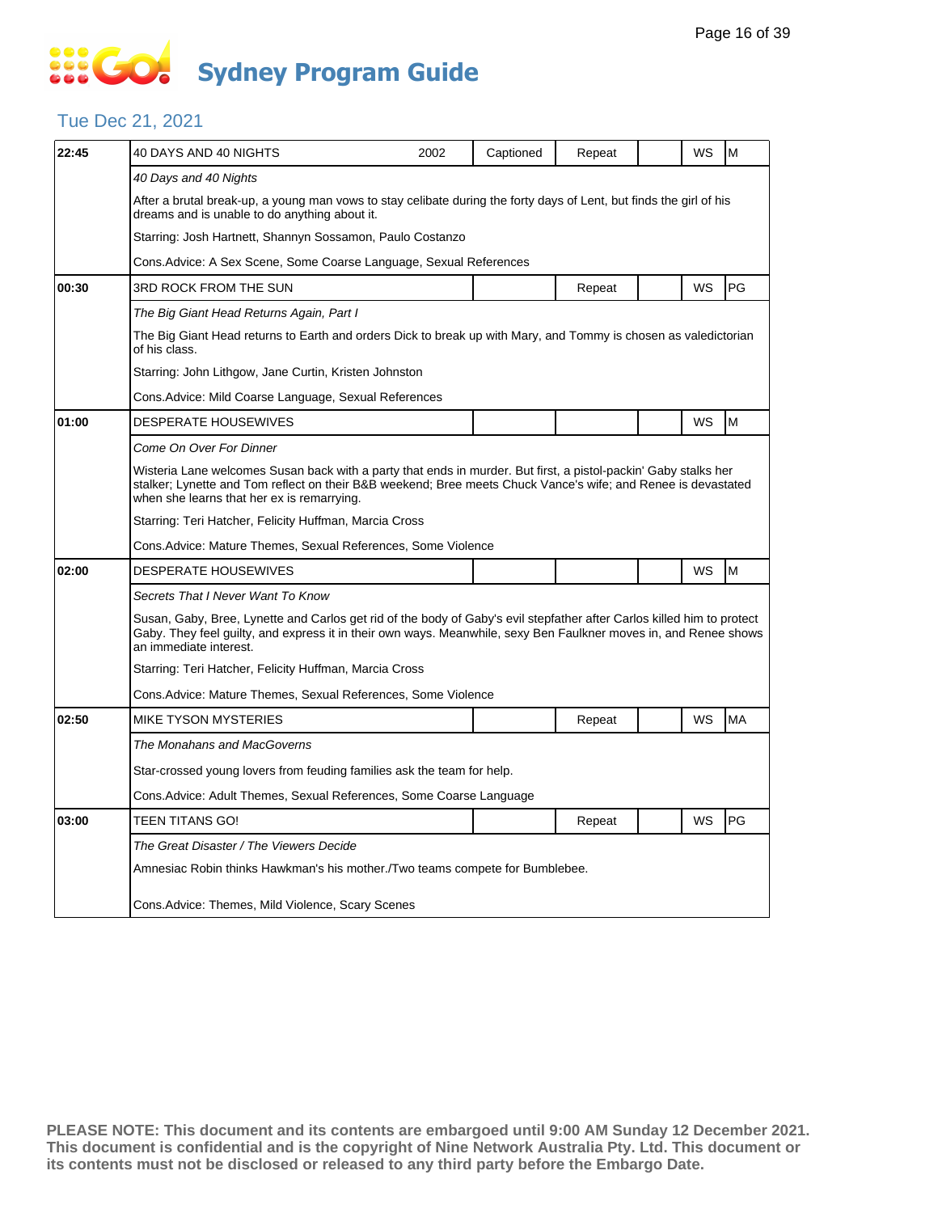# Sydney Program Guide

## Tue Dec 21, 2021

| | | | | | | | |
|---|---|---|---|---|---|---|---|
| 22:45 | 40 DAYS AND 40 NIGHTS | 2002 | Captioned | Repeat | | WS | M |
| | *40 Days and 40 Nights* | | | | | | |
| | After a brutal break-up, a young man vows to stay celibate during the forty days of Lent, but finds the girl of his dreams and is unable to do anything about it. | | | | | | |
| | Starring: Josh Hartnett, Shannyn Sossamon, Paulo Costanzo | | | | | | |
| | Cons.Advice: A Sex Scene, Some Coarse Language, Sexual References | | | | | | |
| 00:30 | 3RD ROCK FROM THE SUN | | | Repeat | | WS | PG |
| | *The Big Giant Head Returns Again, Part I* | | | | | | |
| | The Big Giant Head returns to Earth and orders Dick to break up with Mary, and Tommy is chosen as valedictorian of his class. | | | | | | |
| | Starring: John Lithgow, Jane Curtin, Kristen Johnston | | | | | | |
| | Cons.Advice: Mild Coarse Language, Sexual References | | | | | | |
| 01:00 | DESPERATE HOUSEWIVES | | | | | WS | M |
| | *Come On Over For Dinner* | | | | | | |
| | Wisteria Lane welcomes Susan back with a party that ends in murder. But first, a pistol-packin' Gaby stalks her stalker; Lynette and Tom reflect on their B&B weekend; Bree meets Chuck Vance's wife; and Renee is devastated when she learns that her ex is remarrying. | | | | | | |
| | Starring: Teri Hatcher, Felicity Huffman, Marcia Cross | | | | | | |
| | Cons.Advice: Mature Themes, Sexual References, Some Violence | | | | | | |
| 02:00 | DESPERATE HOUSEWIVES | | | | | WS | M |
| | *Secrets That I Never Want To Know* | | | | | | |
| | Susan, Gaby, Bree, Lynette and Carlos get rid of the body of Gaby's evil stepfather after Carlos killed him to protect Gaby. They feel guilty, and express it in their own ways. Meanwhile, sexy Ben Faulkner moves in, and Renee shows an immediate interest. | | | | | | |
| | Starring: Teri Hatcher, Felicity Huffman, Marcia Cross | | | | | | |
| | Cons.Advice: Mature Themes, Sexual References, Some Violence | | | | | | |
| 02:50 | MIKE TYSON MYSTERIES | | | Repeat | | WS | MA |
| | *The Monahans and MacGoverns* | | | | | | |
| | Star-crossed young lovers from feuding families ask the team for help. | | | | | | |
| | Cons.Advice: Adult Themes, Sexual References, Some Coarse Language | | | | | | |
| 03:00 | TEEN TITANS GO! | | | Repeat | | WS | PG |
| | *The Great Disaster / The Viewers Decide* | | | | | | |
| | Amnesiac Robin thinks Hawkman's his mother./Two teams compete for Bumblebee. | | | | | | |
| | Cons.Advice: Themes, Mild Violence, Scary Scenes | | | | | | |

**PLEASE NOTE: This document and its contents are embargoed until 9:00 AM Sunday 12 December 2021. This document is confidential and is the copyright of Nine Network Australia Pty. Ltd. This document or its contents must not be disclosed or released to any third party before the Embargo Date.**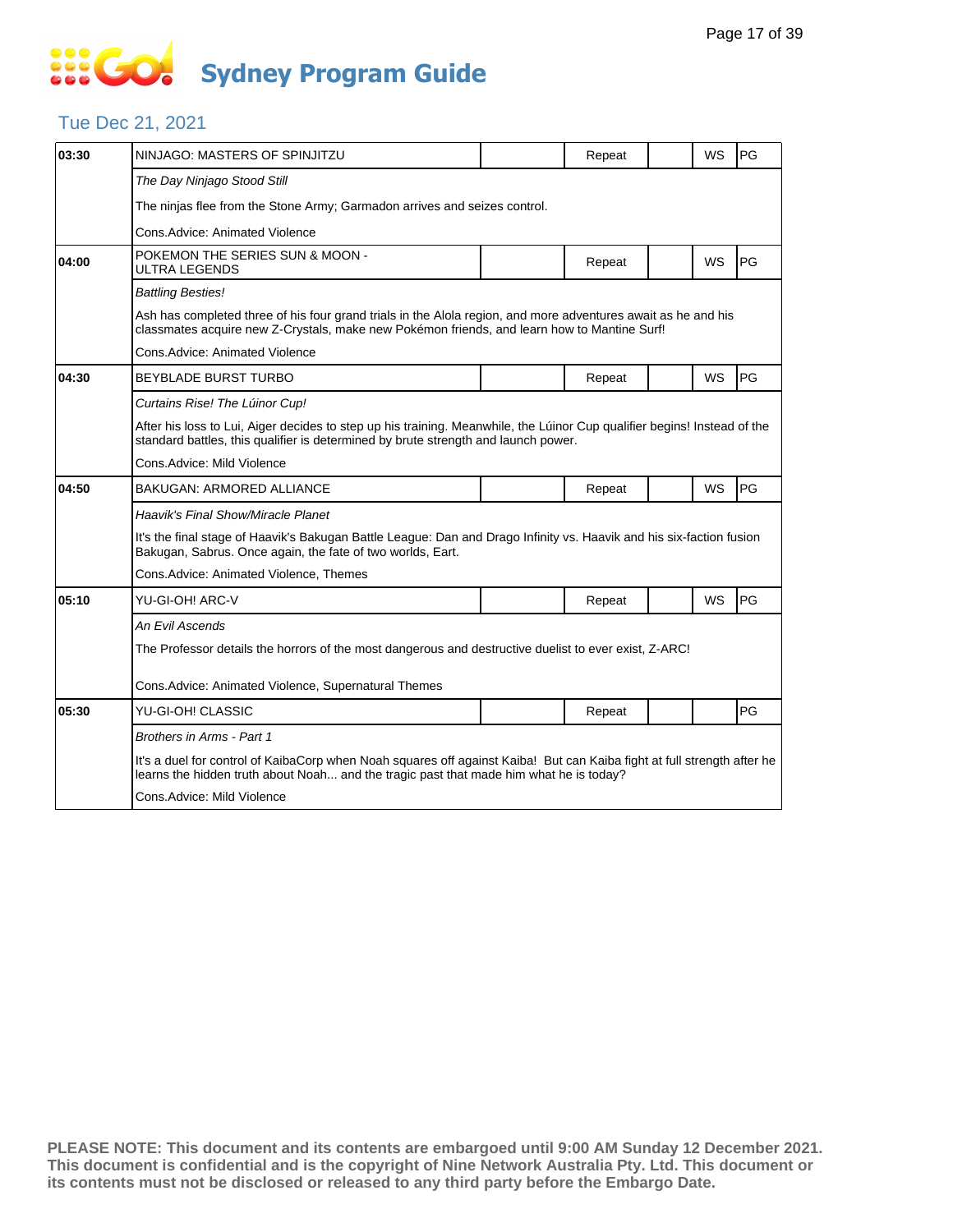# Sydney Program Guide

## Tue Dec 21, 2021

| Time | Program | | Status | | WS | Rating |
|---|---|---|---|---|---|---|
| 03:30 | NINJAGO: MASTERS OF SPINJITZU | | Repeat | | WS | PG |
| | *The Day Ninjago Stood Still* | | | | | |
| | The ninjas flee from the Stone Army; Garmadon arrives and seizes control. | | | | | |
| | Cons.Advice: Animated Violence | | | | | |
| 04:00 | POKEMON THE SERIES SUN & MOON - ULTRA LEGENDS | | Repeat | | WS | PG |
| | *Battling Besties!* | | | | | |
| | Ash has completed three of his four grand trials in the Alola region, and more adventures await as he and his classmates acquire new Z-Crystals, make new Pokémon friends, and learn how to Mantine Surf! | | | | | |
| | Cons.Advice: Animated Violence | | | | | |
| 04:30 | BEYBLADE BURST TURBO | | Repeat | | WS | PG |
| | *Curtains Rise! The Lúinor Cup!* | | | | | |
| | After his loss to Lui, Aiger decides to step up his training. Meanwhile, the Lúinor Cup qualifier begins! Instead of the standard battles, this qualifier is determined by brute strength and launch power. | | | | | |
| | Cons.Advice: Mild Violence | | | | | |
| 04:50 | BAKUGAN: ARMORED ALLIANCE | | Repeat | | WS | PG |
| | *Haavik's Final Show/Miracle Planet* | | | | | |
| | It's the final stage of Haavik's Bakugan Battle League: Dan and Drago Infinity vs. Haavik and his six-faction fusion Bakugan, Sabrus. Once again, the fate of two worlds, Eart. | | | | | |
| | Cons.Advice: Animated Violence, Themes | | | | | |
| 05:10 | YU-GI-OH! ARC-V | | Repeat | | WS | PG |
| | *An Evil Ascends* | | | | | |
| | The Professor details the horrors of the most dangerous and destructive duelist to ever exist, Z-ARC! | | | | | |
| | Cons.Advice: Animated Violence, Supernatural Themes | | | | | |
| 05:30 | YU-GI-OH! CLASSIC | | Repeat | | | PG |
| | *Brothers in Arms - Part 1* | | | | | |
| | It's a duel for control of KaibaCorp when Noah squares off against Kaiba! But can Kaiba fight at full strength after he learns the hidden truth about Noah... and the tragic past that made him what he is today? | | | | | |
| | Cons.Advice: Mild Violence | | | | | |

**PLEASE NOTE: This document and its contents are embargoed until 9:00 AM Sunday 12 December 2021. This document is confidential and is the copyright of Nine Network Australia Pty. Ltd. This document or its contents must not be disclosed or released to any third party before the Embargo Date.**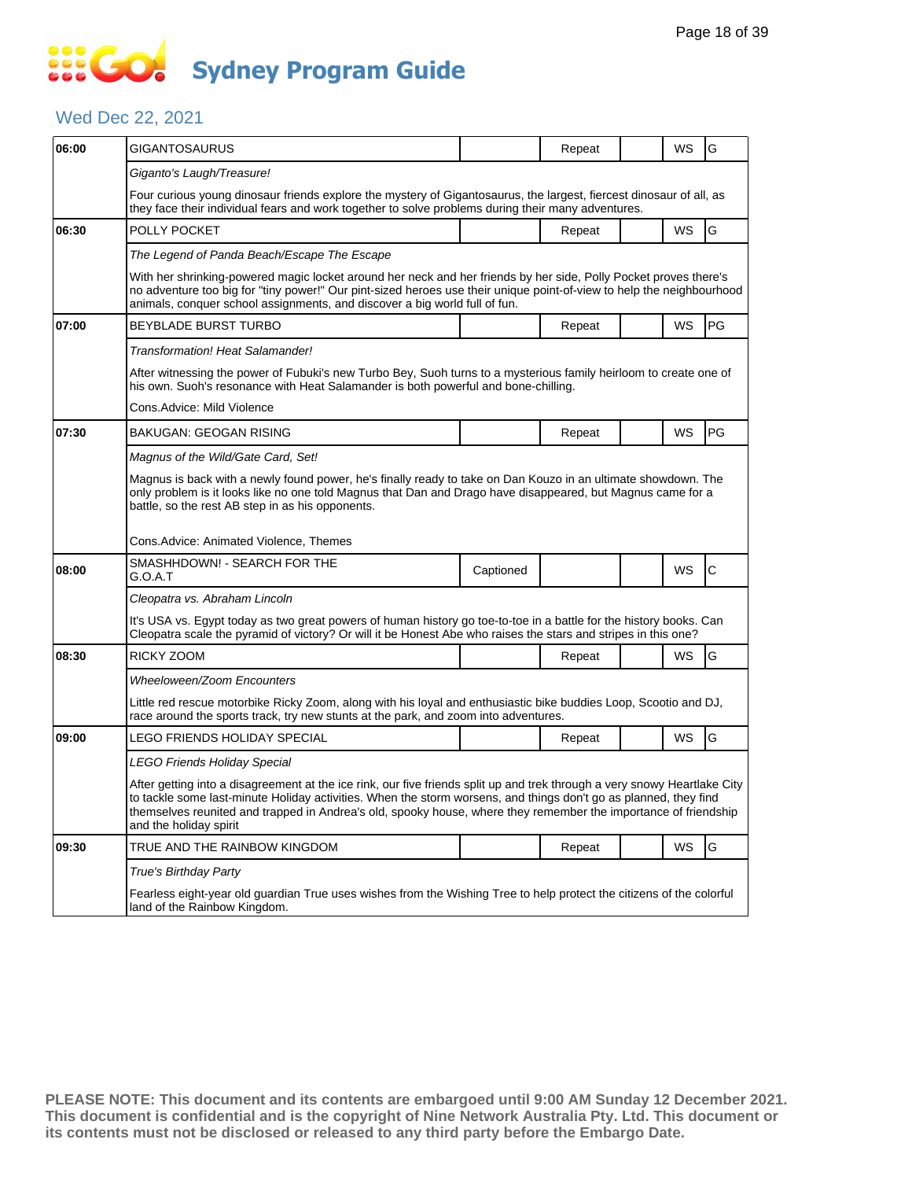# Sydney Program Guide

## Wed Dec 22, 2021

| Time | Program | Captioned | Repeat | | WS | Rating |
|---|---|---|---|---|---|---|
| 06:00 | GIGANTOSAURUS | | Repeat | | WS | G |
| | *Giganto's Laugh/Treasure!* | | | | | |
| | Four curious young dinosaur friends explore the mystery of Gigantosaurus, the largest, fiercest dinosaur of all, as they face their individual fears and work together to solve problems during their many adventures. | | | | | |
| 06:30 | POLLY POCKET | | Repeat | | WS | G |
| | *The Legend of Panda Beach/Escape The Escape* | | | | | |
| | With her shrinking-powered magic locket around her neck and her friends by her side, Polly Pocket proves there's no adventure too big for "tiny power!" Our pint-sized heroes use their unique point-of-view to help the neighbourhood animals, conquer school assignments, and discover a big world full of fun. | | | | | |
| 07:00 | BEYBLADE BURST TURBO | | Repeat | | WS | PG |
| | *Transformation! Heat Salamander!* | | | | | |
| | After witnessing the power of Fubuki's new Turbo Bey, Suoh turns to a mysterious family heirloom to create one of his own. Suoh's resonance with Heat Salamander is both powerful and bone-chilling. | | | | | |
| | Cons.Advice: Mild Violence | | | | | |
| 07:30 | BAKUGAN: GEOGAN RISING | | Repeat | | WS | PG |
| | *Magnus of the Wild/Gate Card, Set!* | | | | | |
| | Magnus is back with a newly found power, he's finally ready to take on Dan Kouzo in an ultimate showdown. The only problem is it looks like no one told Magnus that Dan and Drago have disappeared, but Magnus came for a battle, so the rest AB step in as his opponents. | | | | | |
| | Cons.Advice: Animated Violence, Themes | | | | | |
| 08:00 | SMASHHDOWN! - SEARCH FOR THE G.O.A.T | Captioned | | | WS | C |
| | *Cleopatra vs. Abraham Lincoln* | | | | | |
| | It's USA vs. Egypt today as two great powers of human history go toe-to-toe in a battle for the history books. Can Cleopatra scale the pyramid of victory? Or will it be Honest Abe who raises the stars and stripes in this one? | | | | | |
| 08:30 | RICKY ZOOM | | Repeat | | WS | G |
| | *Wheeloween/Zoom Encounters* | | | | | |
| | Little red rescue motorbike Ricky Zoom, along with his loyal and enthusiastic bike buddies Loop, Scootio and DJ, race around the sports track, try new stunts at the park, and zoom into adventures. | | | | | |
| 09:00 | LEGO FRIENDS HOLIDAY SPECIAL | | Repeat | | WS | G |
| | *LEGO Friends Holiday Special* | | | | | |
| | After getting into a disagreement at the ice rink, our five friends split up and trek through a very snowy Heartlake City to tackle some last-minute Holiday activities. When the storm worsens, and things don't go as planned, they find themselves reunited and trapped in Andrea's old, spooky house, where they remember the importance of friendship and the holiday spirit | | | | | |
| 09:30 | TRUE AND THE RAINBOW KINGDOM | | Repeat | | WS | G |
| | *True's Birthday Party* | | | | | |
| | Fearless eight-year old guardian True uses wishes from the Wishing Tree to help protect the citizens of the colorful land of the Rainbow Kingdom. | | | | | |

**PLEASE NOTE: This document and its contents are embargoed until 9:00 AM Sunday 12 December 2021. This document is confidential and is the copyright of Nine Network Australia Pty. Ltd. This document or its contents must not be disclosed or released to any third party before the Embargo Date.**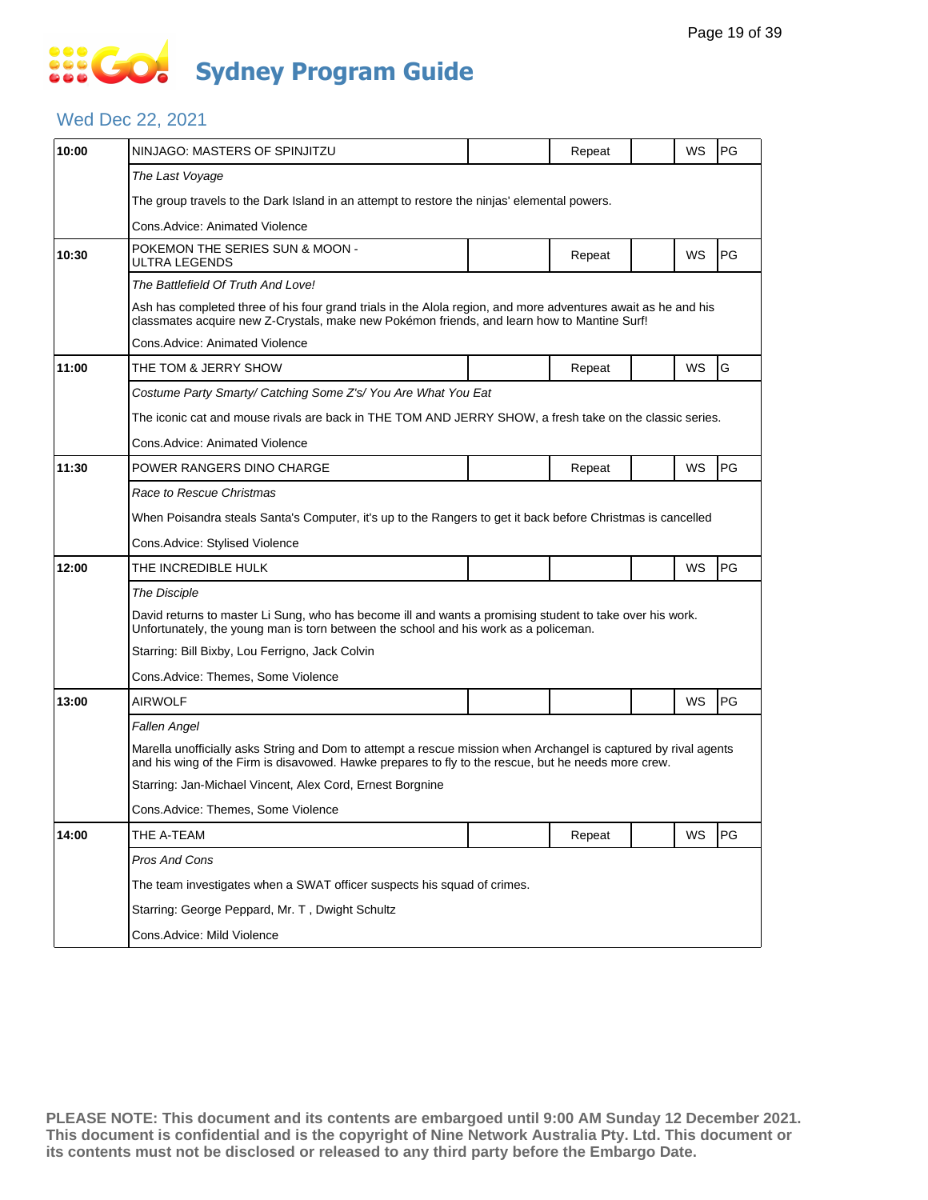# Sydney Program Guide

## Wed Dec 22, 2021

| Time | Program | | Repeat | | WS | Rating |
|---|---|---|---|---|---|---|
| 10:00 | NINJAGO: MASTERS OF SPINJITZU | | Repeat | | WS | PG |
| | *The Last Voyage* | | | | | |
| | The group travels to the Dark Island in an attempt to restore the ninjas' elemental powers. | | | | | |
| | Cons.Advice: Animated Violence | | | | | |
| 10:30 | POKEMON THE SERIES SUN & MOON - ULTRA LEGENDS | | Repeat | | WS | PG |
| | *The Battlefield Of Truth And Love!* | | | | | |
| | Ash has completed three of his four grand trials in the Alola region, and more adventures await as he and his classmates acquire new Z-Crystals, make new Pokémon friends, and learn how to Mantine Surf! | | | | | |
| | Cons.Advice: Animated Violence | | | | | |
| 11:00 | THE TOM & JERRY SHOW | | Repeat | | WS | G |
| | *Costume Party Smarty/ Catching Some Z's/ You Are What You Eat* | | | | | |
| | The iconic cat and mouse rivals are back in THE TOM AND JERRY SHOW, a fresh take on the classic series. | | | | | |
| | Cons.Advice: Animated Violence | | | | | |
| 11:30 | POWER RANGERS DINO CHARGE | | Repeat | | WS | PG |
| | *Race to Rescue Christmas* | | | | | |
| | When Poisandra steals Santa's Computer, it's up to the Rangers to get it back before Christmas is cancelled | | | | | |
| | Cons.Advice: Stylised Violence | | | | | |
| 12:00 | THE INCREDIBLE HULK | | | | WS | PG |
| | *The Disciple* | | | | | |
| | David returns to master Li Sung, who has become ill and wants a promising student to take over his work. Unfortunately, the young man is torn between the school and his work as a policeman. | | | | | |
| | Starring: Bill Bixby, Lou Ferrigno, Jack Colvin | | | | | |
| | Cons.Advice: Themes, Some Violence | | | | | |
| 13:00 | AIRWOLF | | | | WS | PG |
| | *Fallen Angel* | | | | | |
| | Marella unofficially asks String and Dom to attempt a rescue mission when Archangel is captured by rival agents and his wing of the Firm is disavowed. Hawke prepares to fly to the rescue, but he needs more crew. | | | | | |
| | Starring: Jan-Michael Vincent, Alex Cord, Ernest Borgnine | | | | | |
| | Cons.Advice: Themes, Some Violence | | | | | |
| 14:00 | THE A-TEAM | | Repeat | | WS | PG |
| | *Pros And Cons* | | | | | |
| | The team investigates when a SWAT officer suspects his squad of crimes. | | | | | |
| | Starring: George Peppard, Mr. T , Dwight Schultz | | | | | |
| | Cons.Advice: Mild Violence | | | | | |

**PLEASE NOTE: This document and its contents are embargoed until 9:00 AM Sunday 12 December 2021. This document is confidential and is the copyright of Nine Network Australia Pty. Ltd. This document or its contents must not be disclosed or released to any third party before the Embargo Date.**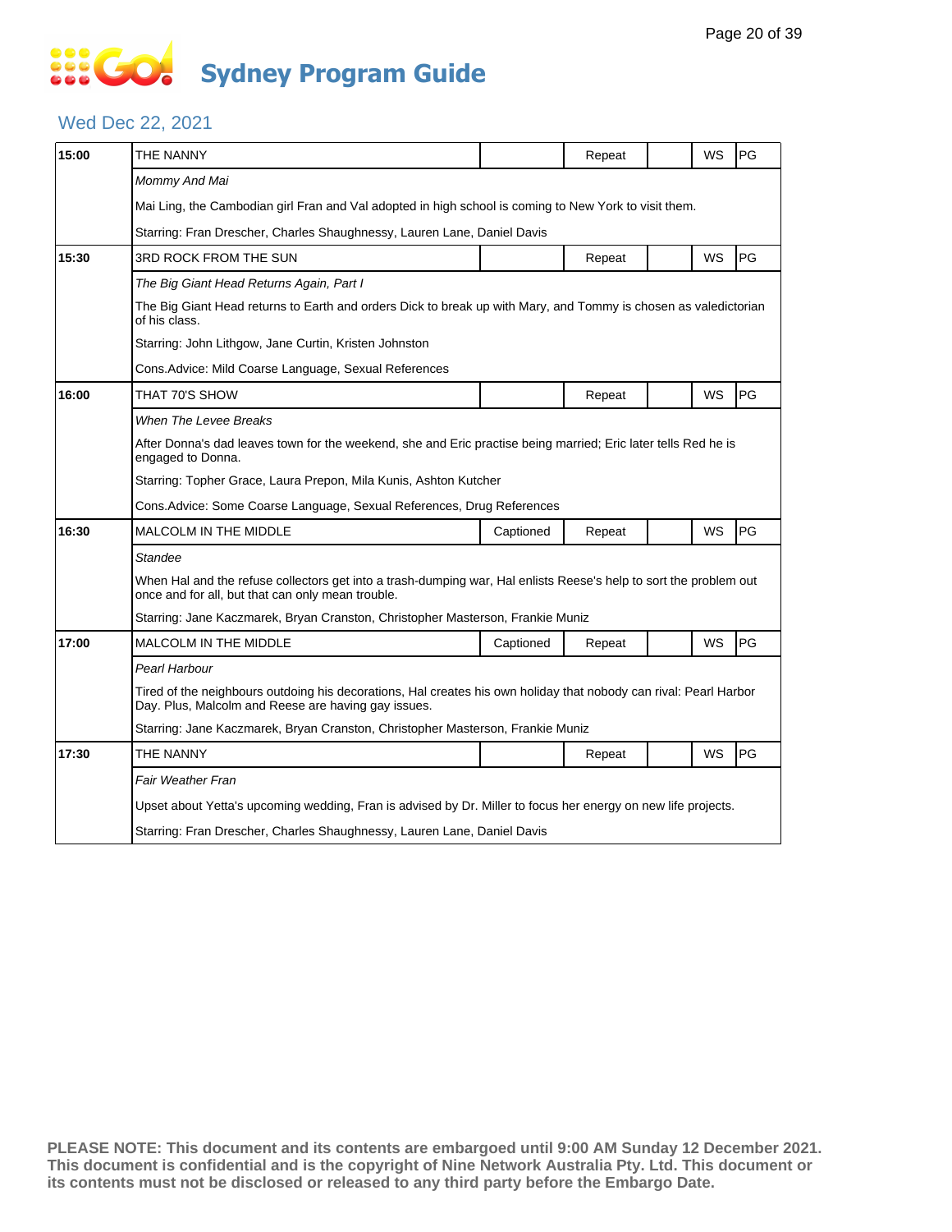# Sydney Program Guide

## Wed Dec 22, 2021

| Time | Program | Captioned | Repeat | | WS | Rating |
|---|---|---|---|---|---|---|
| 15:00 | THE NANNY | | Repeat | | WS | PG |
| | *Mommy And Mai* | | | | | |
| | Mai Ling, the Cambodian girl Fran and Val adopted in high school is coming to New York to visit them. | | | | | |
| | Starring: Fran Drescher, Charles Shaughnessy, Lauren Lane, Daniel Davis | | | | | |
| 15:30 | 3RD ROCK FROM THE SUN | | Repeat | | WS | PG |
| | *The Big Giant Head Returns Again, Part I* | | | | | |
| | The Big Giant Head returns to Earth and orders Dick to break up with Mary, and Tommy is chosen as valedictorian of his class. | | | | | |
| | Starring: John Lithgow, Jane Curtin, Kristen Johnston | | | | | |
| | Cons.Advice: Mild Coarse Language, Sexual References | | | | | |
| 16:00 | THAT 70'S SHOW | | Repeat | | WS | PG |
| | *When The Levee Breaks* | | | | | |
| | After Donna's dad leaves town for the weekend, she and Eric practise being married; Eric later tells Red he is engaged to Donna. | | | | | |
| | Starring: Topher Grace, Laura Prepon, Mila Kunis, Ashton Kutcher | | | | | |
| | Cons.Advice: Some Coarse Language, Sexual References, Drug References | | | | | |
| 16:30 | MALCOLM IN THE MIDDLE | Captioned | Repeat | | WS | PG |
| | *Standee* | | | | | |
| | When Hal and the refuse collectors get into a trash-dumping war, Hal enlists Reese's help to sort the problem out once and for all, but that can only mean trouble. | | | | | |
| | Starring: Jane Kaczmarek, Bryan Cranston, Christopher Masterson, Frankie Muniz | | | | | |
| 17:00 | MALCOLM IN THE MIDDLE | Captioned | Repeat | | WS | PG |
| | *Pearl Harbour* | | | | | |
| | Tired of the neighbours outdoing his decorations, Hal creates his own holiday that nobody can rival: Pearl Harbor Day. Plus, Malcolm and Reese are having gay issues. | | | | | |
| | Starring: Jane Kaczmarek, Bryan Cranston, Christopher Masterson, Frankie Muniz | | | | | |
| 17:30 | THE NANNY | | Repeat | | WS | PG |
| | *Fair Weather Fran* | | | | | |
| | Upset about Yetta's upcoming wedding, Fran is advised by Dr. Miller to focus her energy on new life projects. | | | | | |
| | Starring: Fran Drescher, Charles Shaughnessy, Lauren Lane, Daniel Davis | | | | | |

**PLEASE NOTE: This document and its contents are embargoed until 9:00 AM Sunday 12 December 2021. This document is confidential and is the copyright of Nine Network Australia Pty. Ltd. This document or its contents must not be disclosed or released to any third party before the Embargo Date.**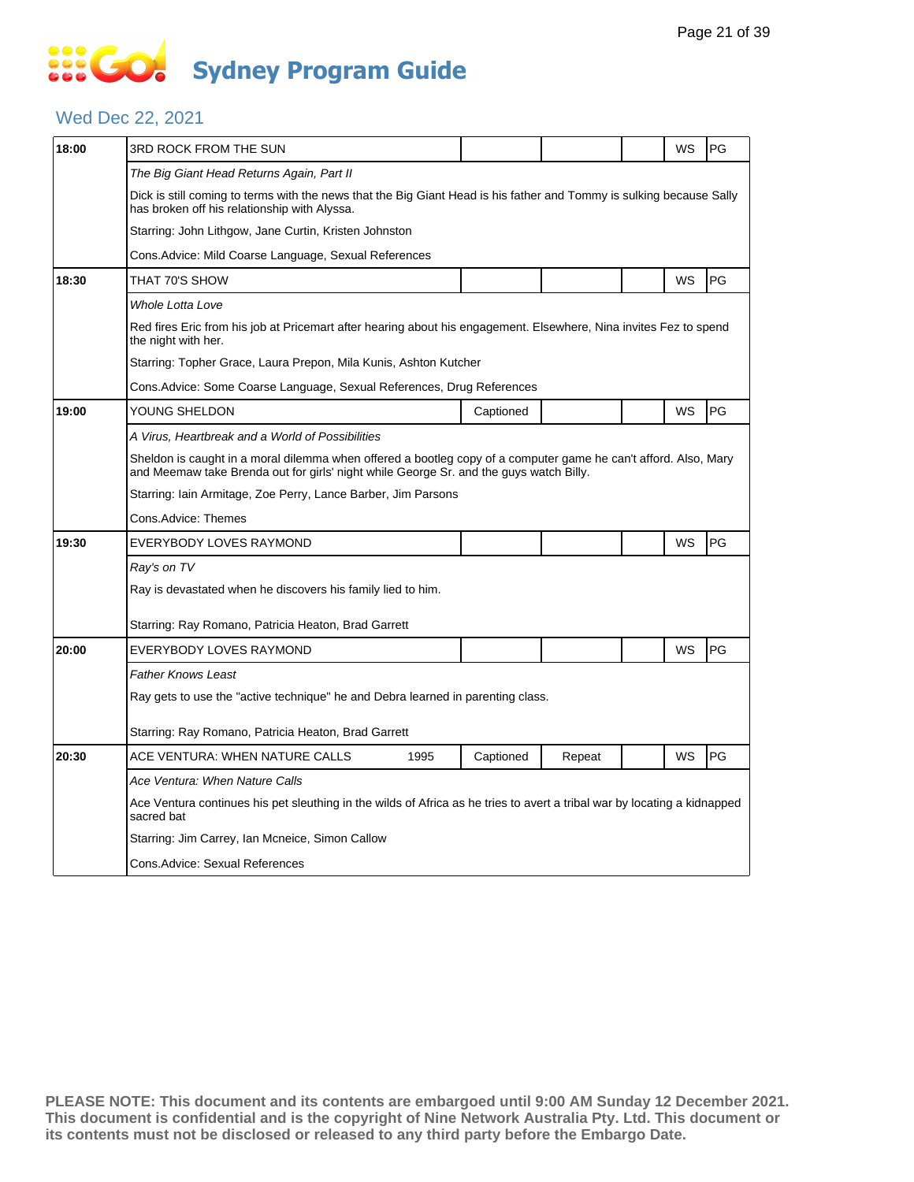# Sydney Program Guide

## Wed Dec 22, 2021

| Time | Program | Year | Captioned | Repeat | | WS | Rating |
|---|---|---|---|---|---|---|---|
| 18:00 | 3RD ROCK FROM THE SUN | | | | | WS | PG |
| | *The Big Giant Head Returns Again, Part II* | | | | | | |
| | Dick is still coming to terms with the news that the Big Giant Head is his father and Tommy is sulking because Sally has broken off his relationship with Alyssa. | | | | | | |
| | Starring: John Lithgow, Jane Curtin, Kristen Johnston | | | | | | |
| | Cons.Advice: Mild Coarse Language, Sexual References | | | | | | |
| 18:30 | THAT 70'S SHOW | | | | | WS | PG |
| | *Whole Lotta Love* | | | | | | |
| | Red fires Eric from his job at Pricemart after hearing about his engagement. Elsewhere, Nina invites Fez to spend the night with her. | | | | | | |
| | Starring: Topher Grace, Laura Prepon, Mila Kunis, Ashton Kutcher | | | | | | |
| | Cons.Advice: Some Coarse Language, Sexual References, Drug References | | | | | | |
| 19:00 | YOUNG SHELDON | | Captioned | | | WS | PG |
| | *A Virus, Heartbreak and a World of Possibilities* | | | | | | |
| | Sheldon is caught in a moral dilemma when offered a bootleg copy of a computer game he can't afford. Also, Mary and Meemaw take Brenda out for girls' night while George Sr. and the guys watch Billy. | | | | | | |
| | Starring: Iain Armitage, Zoe Perry, Lance Barber, Jim Parsons | | | | | | |
| | Cons.Advice: Themes | | | | | | |
| 19:30 | EVERYBODY LOVES RAYMOND | | | | | WS | PG |
| | *Ray's on TV* | | | | | | |
| | Ray is devastated when he discovers his family lied to him. | | | | | | |
| | Starring: Ray Romano, Patricia Heaton, Brad Garrett | | | | | | |
| 20:00 | EVERYBODY LOVES RAYMOND | | | | | WS | PG |
| | *Father Knows Least* | | | | | | |
| | Ray gets to use the "active technique" he and Debra learned in parenting class. | | | | | | |
| | Starring: Ray Romano, Patricia Heaton, Brad Garrett | | | | | | |
| 20:30 | ACE VENTURA: WHEN NATURE CALLS | 1995 | Captioned | Repeat | | WS | PG |
| | *Ace Ventura: When Nature Calls* | | | | | | |
| | Ace Ventura continues his pet sleuthing in the wilds of Africa as he tries to avert a tribal war by locating a kidnapped sacred bat | | | | | | |
| | Starring: Jim Carrey, Ian Mcneice, Simon Callow | | | | | | |
| | Cons.Advice: Sexual References | | | | | | |

**PLEASE NOTE: This document and its contents are embargoed until 9:00 AM Sunday 12 December 2021. This document is confidential and is the copyright of Nine Network Australia Pty. Ltd. This document or its contents must not be disclosed or released to any third party before the Embargo Date.**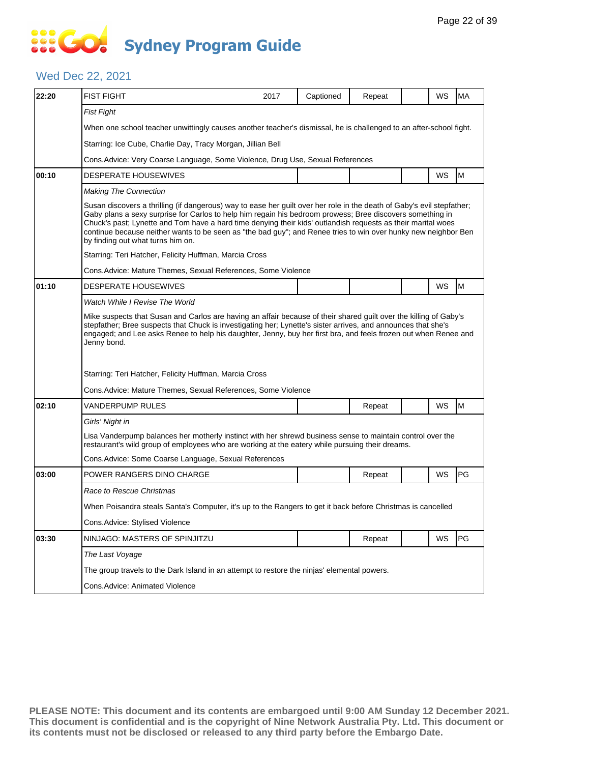# Sydney Program Guide

## Wed Dec 22, 2021

| Time | Program | Year | Captioned | Repeat | | WS | Rating |
|---|---|---|---|---|---|---|---|
| 22:20 | FIST FIGHT | 2017 | Captioned | Repeat | | WS | MA |
| | *Fist Fight* | | | | | | |
| | When one school teacher unwittingly causes another teacher's dismissal, he is challenged to an after-school fight. | | | | | | |
| | Starring: Ice Cube, Charlie Day, Tracy Morgan, Jillian Bell | | | | | | |
| | Cons.Advice: Very Coarse Language, Some Violence, Drug Use, Sexual References | | | | | | |
| 00:10 | DESPERATE HOUSEWIVES | | | | | WS | M |
| | *Making The Connection* | | | | | | |
| | Susan discovers a thrilling (if dangerous) way to ease her guilt over her role in the death of Gaby's evil stepfather; Gaby plans a sexy surprise for Carlos to help him regain his bedroom prowess; Bree discovers something in Chuck's past; Lynette and Tom have a hard time denying their kids' outlandish requests as their marital woes continue because neither wants to be seen as "the bad guy"; and Renee tries to win over hunky new neighbor Ben by finding out what turns him on. | | | | | | |
| | Starring: Teri Hatcher, Felicity Huffman, Marcia Cross | | | | | | |
| | Cons.Advice: Mature Themes, Sexual References, Some Violence | | | | | | |
| 01:10 | DESPERATE HOUSEWIVES | | | | | WS | M |
| | *Watch While I Revise The World* | | | | | | |
| | Mike suspects that Susan and Carlos are having an affair because of their shared guilt over the killing of Gaby's stepfather; Bree suspects that Chuck is investigating her; Lynette's sister arrives, and announces that she's engaged; and Lee asks Renee to help his daughter, Jenny, buy her first bra, and feels frozen out when Renee and Jenny bond. | | | | | | |
| | Starring: Teri Hatcher, Felicity Huffman, Marcia Cross | | | | | | |
| | Cons.Advice: Mature Themes, Sexual References, Some Violence | | | | | | |
| 02:10 | VANDERPUMP RULES | | | Repeat | | WS | M |
| | *Girls' Night in* | | | | | | |
| | Lisa Vanderpump balances her motherly instinct with her shrewd business sense to maintain control over the restaurant's wild group of employees who are working at the eatery while pursuing their dreams. | | | | | | |
| | Cons.Advice: Some Coarse Language, Sexual References | | | | | | |
| 03:00 | POWER RANGERS DINO CHARGE | | | Repeat | | WS | PG |
| | *Race to Rescue Christmas* | | | | | | |
| | When Poisandra steals Santa's Computer, it's up to the Rangers to get it back before Christmas is cancelled | | | | | | |
| | Cons.Advice: Stylised Violence | | | | | | |
| 03:30 | NINJAGO: MASTERS OF SPINJITZU | | | Repeat | | WS | PG |
| | *The Last Voyage* | | | | | | |
| | The group travels to the Dark Island in an attempt to restore the ninjas' elemental powers. | | | | | | |
| | Cons.Advice: Animated Violence | | | | | | |

**PLEASE NOTE: This document and its contents are embargoed until 9:00 AM Sunday 12 December 2021. This document is confidential and is the copyright of Nine Network Australia Pty. Ltd. This document or its contents must not be disclosed or released to any third party before the Embargo Date.**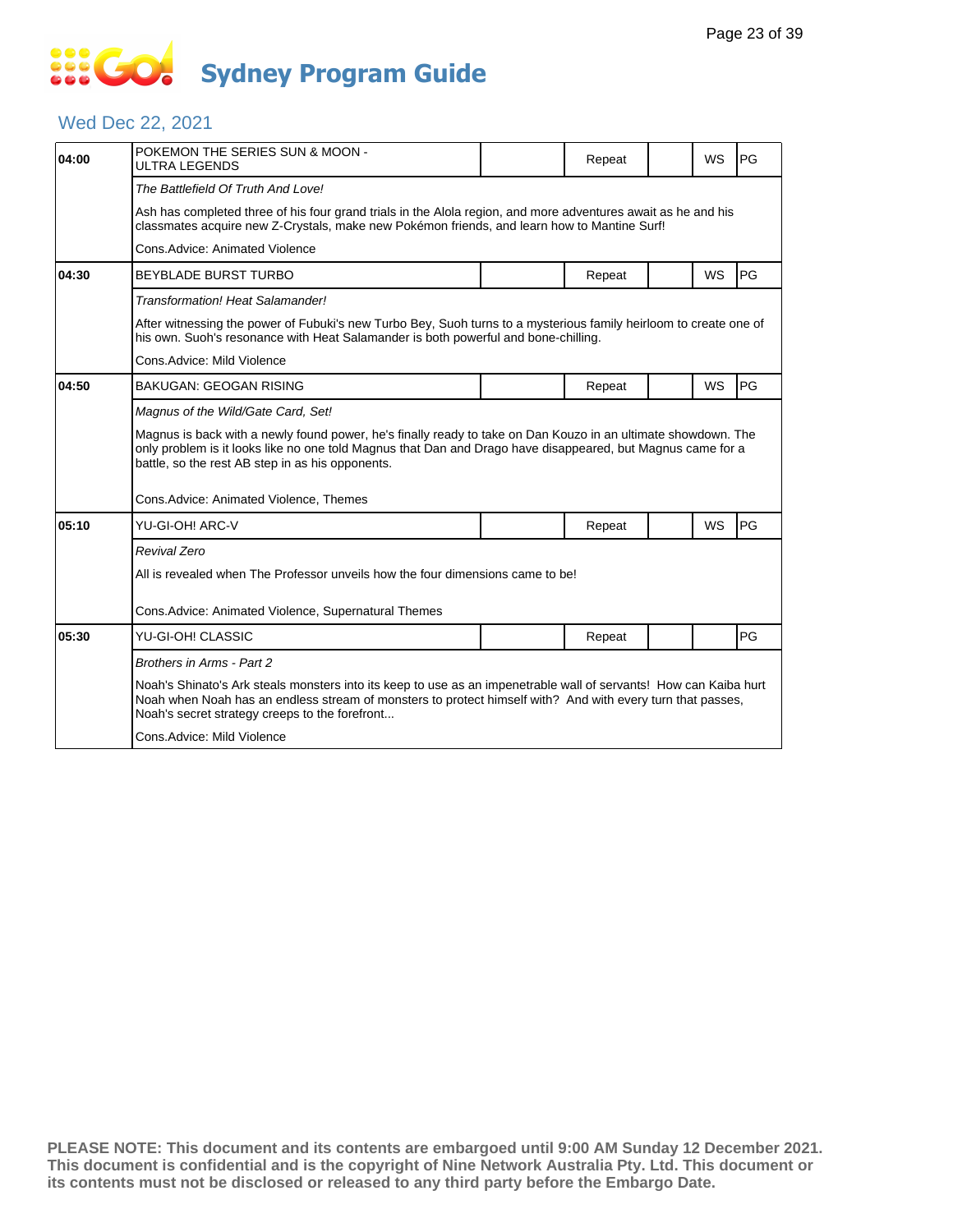# Sydney Program Guide

## Wed Dec 22, 2021

| Time | Program | | Repeat | | WS | Rating |
|---|---|---|---|---|---|---|
| 04:00 | POKEMON THE SERIES SUN & MOON - ULTRA LEGENDS | | Repeat | | WS | PG |

*The Battlefield Of Truth And Love!*

Ash has completed three of his four grand trials in the Alola region, and more adventures await as he and his classmates acquire new Z-Crystals, make new Pokémon friends, and learn how to Mantine Surf!

Cons.Advice: Animated Violence

| Time | Program | | Repeat | | WS | Rating |
|---|---|---|---|---|---|---|
| 04:30 | BEYBLADE BURST TURBO | | Repeat | | WS | PG |

*Transformation! Heat Salamander!*

After witnessing the power of Fubuki's new Turbo Bey, Suoh turns to a mysterious family heirloom to create one of his own. Suoh's resonance with Heat Salamander is both powerful and bone-chilling.

Cons.Advice: Mild Violence

| Time | Program | | Repeat | | WS | Rating |
|---|---|---|---|---|---|---|
| 04:50 | BAKUGAN: GEOGAN RISING | | Repeat | | WS | PG |

*Magnus of the Wild/Gate Card, Set!*

Magnus is back with a newly found power, he's finally ready to take on Dan Kouzo in an ultimate showdown. The only problem is it looks like no one told Magnus that Dan and Drago have disappeared, but Magnus came for a battle, so the rest AB step in as his opponents.

Cons.Advice: Animated Violence, Themes

| Time | Program | | Repeat | | WS | Rating |
|---|---|---|---|---|---|---|
| 05:10 | YU-GI-OH! ARC-V | | Repeat | | WS | PG |

*Revival Zero*

All is revealed when The Professor unveils how the four dimensions came to be!

Cons.Advice: Animated Violence, Supernatural Themes

| Time | Program | | Repeat | | WS | Rating |
|---|---|---|---|---|---|---|
| 05:30 | YU-GI-OH! CLASSIC | | Repeat | | | PG |

*Brothers in Arms - Part 2*

Noah's Shinato's Ark steals monsters into its keep to use as an impenetrable wall of servants! How can Kaiba hurt Noah when Noah has an endless stream of monsters to protect himself with? And with every turn that passes, Noah's secret strategy creeps to the forefront...

Cons.Advice: Mild Violence

**PLEASE NOTE: This document and its contents are embargoed until 9:00 AM Sunday 12 December 2021. This document is confidential and is the copyright of Nine Network Australia Pty. Ltd. This document or its contents must not be disclosed or released to any third party before the Embargo Date.**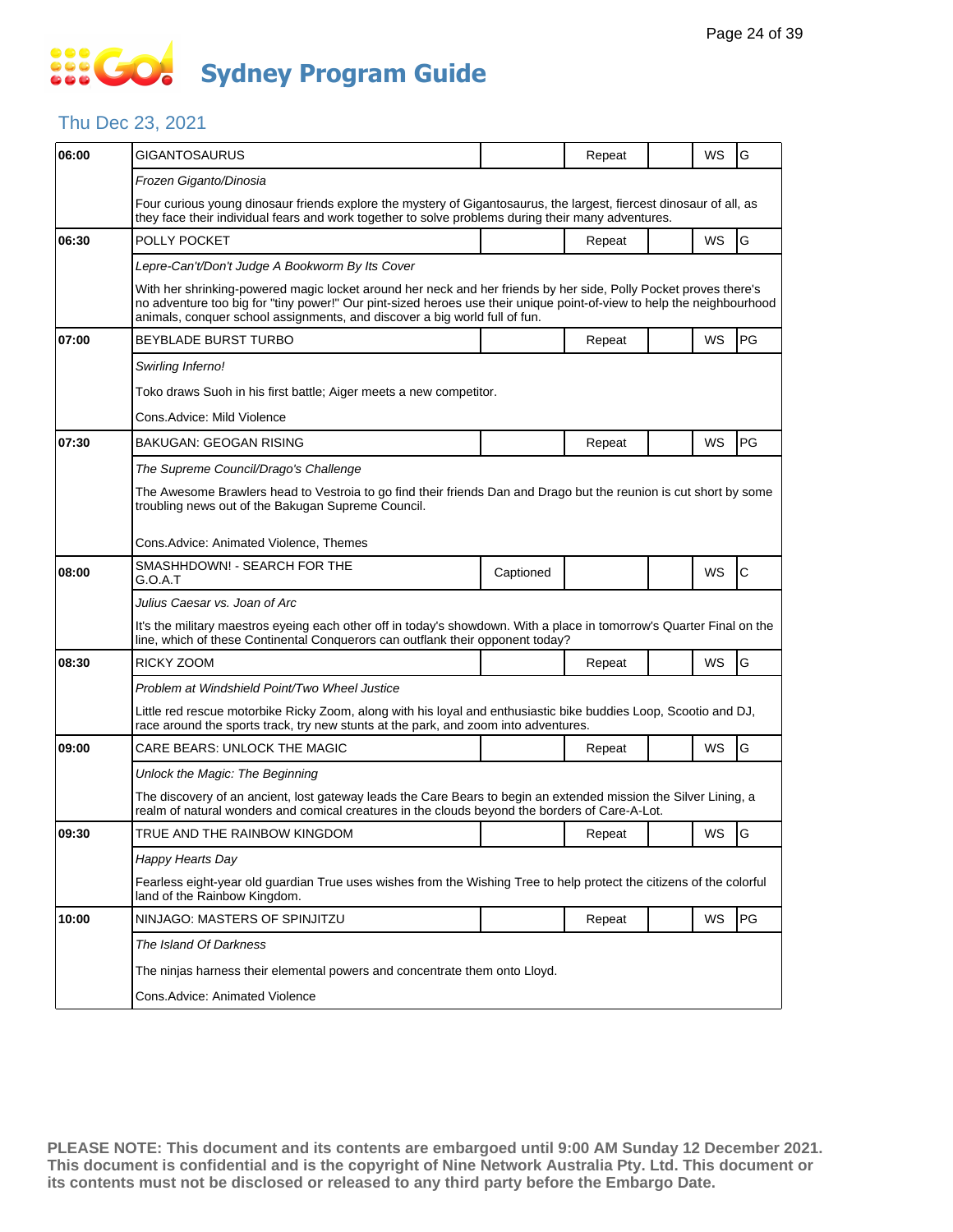# Sydney Program Guide

## Thu Dec 23, 2021

| Time | Program | Captioned | Repeat | | WS | Rating |
|---|---|---|---|---|---|---|
| 06:00 | GIGANTOSAURUS | | Repeat | | WS | G |
| | *Frozen Giganto/Dinosia* | | | | | |
| | Four curious young dinosaur friends explore the mystery of Gigantosaurus, the largest, fiercest dinosaur of all, as they face their individual fears and work together to solve problems during their many adventures. | | | | | |
| 06:30 | POLLY POCKET | | Repeat | | WS | G |
| | *Lepre-Can't/Don't Judge A Bookworm By Its Cover* | | | | | |
| | With her shrinking-powered magic locket around her neck and her friends by her side, Polly Pocket proves there's no adventure too big for "tiny power!" Our pint-sized heroes use their unique point-of-view to help the neighbourhood animals, conquer school assignments, and discover a big world full of fun. | | | | | |
| 07:00 | BEYBLADE BURST TURBO | | Repeat | | WS | PG |
| | *Swirling Inferno!* | | | | | |
| | Toko draws Suoh in his first battle; Aiger meets a new competitor. | | | | | |
| | Cons.Advice: Mild Violence | | | | | |
| 07:30 | BAKUGAN: GEOGAN RISING | | Repeat | | WS | PG |
| | *The Supreme Council/Drago's Challenge* | | | | | |
| | The Awesome Brawlers head to Vestroia to go find their friends Dan and Drago but the reunion is cut short by some troubling news out of the Bakugan Supreme Council. | | | | | |
| | Cons.Advice: Animated Violence, Themes | | | | | |
| 08:00 | SMASHHDOWN! - SEARCH FOR THE G.O.A.T | Captioned | | | WS | C |
| | *Julius Caesar vs. Joan of Arc* | | | | | |
| | It's the military maestros eyeing each other off in today's showdown. With a place in tomorrow's Quarter Final on the line, which of these Continental Conquerors can outflank their opponent today? | | | | | |
| 08:30 | RICKY ZOOM | | Repeat | | WS | G |
| | *Problem at Windshield Point/Two Wheel Justice* | | | | | |
| | Little red rescue motorbike Ricky Zoom, along with his loyal and enthusiastic bike buddies Loop, Scootio and DJ, race around the sports track, try new stunts at the park, and zoom into adventures. | | | | | |
| 09:00 | CARE BEARS: UNLOCK THE MAGIC | | Repeat | | WS | G |
| | *Unlock the Magic: The Beginning* | | | | | |
| | The discovery of an ancient, lost gateway leads the Care Bears to begin an extended mission the Silver Lining, a realm of natural wonders and comical creatures in the clouds beyond the borders of Care-A-Lot. | | | | | |
| 09:30 | TRUE AND THE RAINBOW KINGDOM | | Repeat | | WS | G |
| | *Happy Hearts Day* | | | | | |
| | Fearless eight-year old guardian True uses wishes from the Wishing Tree to help protect the citizens of the colorful land of the Rainbow Kingdom. | | | | | |
| 10:00 | NINJAGO: MASTERS OF SPINJITZU | | Repeat | | WS | PG |
| | *The Island Of Darkness* | | | | | |
| | The ninjas harness their elemental powers and concentrate them onto Lloyd. | | | | | |
| | Cons.Advice: Animated Violence | | | | | |

**PLEASE NOTE: This document and its contents are embargoed until 9:00 AM Sunday 12 December 2021. This document is confidential and is the copyright of Nine Network Australia Pty. Ltd. This document or its contents must not be disclosed or released to any third party before the Embargo Date.**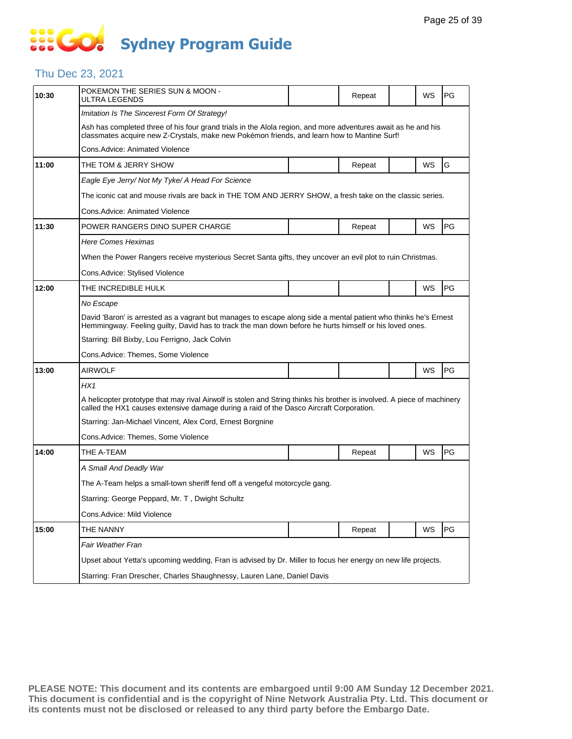# Sydney Program Guide

## Thu Dec 23, 2021

| Time | Program | | Repeat | | WS | Rating |
|---|---|---|---|---|---|---|
| 10:30 | POKEMON THE SERIES SUN & MOON - ULTRA LEGENDS | | Repeat | | WS | PG |
| | *Imitation Is The Sincerest Form Of Strategy!* | | | | | |
| | Ash has completed three of his four grand trials in the Alola region, and more adventures await as he and his classmates acquire new Z-Crystals, make new Pokémon friends, and learn how to Mantine Surf! | | | | | |
| | Cons.Advice: Animated Violence | | | | | |
| 11:00 | THE TOM & JERRY SHOW | | Repeat | | WS | G |
| | *Eagle Eye Jerry/ Not My Tyke/ A Head For Science* | | | | | |
| | The iconic cat and mouse rivals are back in THE TOM AND JERRY SHOW, a fresh take on the classic series. | | | | | |
| | Cons.Advice: Animated Violence | | | | | |
| 11:30 | POWER RANGERS DINO SUPER CHARGE | | Repeat | | WS | PG |
| | *Here Comes Heximas* | | | | | |
| | When the Power Rangers receive mysterious Secret Santa gifts, they uncover an evil plot to ruin Christmas. | | | | | |
| | Cons.Advice: Stylised Violence | | | | | |
| 12:00 | THE INCREDIBLE HULK | | | | WS | PG |
| | *No Escape* | | | | | |
| | David 'Baron' is arrested as a vagrant but manages to escape along side a mental patient who thinks he's Ernest Hemmingway. Feeling guilty, David has to track the man down before he hurts himself or his loved ones. | | | | | |
| | Starring: Bill Bixby, Lou Ferrigno, Jack Colvin | | | | | |
| | Cons.Advice: Themes, Some Violence | | | | | |
| 13:00 | AIRWOLF | | | | WS | PG |
| | *HX1* | | | | | |
| | A helicopter prototype that may rival Airwolf is stolen and String thinks his brother is involved. A piece of machinery called the HX1 causes extensive damage during a raid of the Dasco Aircraft Corporation. | | | | | |
| | Starring: Jan-Michael Vincent, Alex Cord, Ernest Borgnine | | | | | |
| | Cons.Advice: Themes, Some Violence | | | | | |
| 14:00 | THE A-TEAM | | Repeat | | WS | PG |
| | *A Small And Deadly War* | | | | | |
| | The A-Team helps a small-town sheriff fend off a vengeful motorcycle gang. | | | | | |
| | Starring: George Peppard, Mr. T , Dwight Schultz | | | | | |
| | Cons.Advice: Mild Violence | | | | | |
| 15:00 | THE NANNY | | Repeat | | WS | PG |
| | *Fair Weather Fran* | | | | | |
| | Upset about Yetta's upcoming wedding, Fran is advised by Dr. Miller to focus her energy on new life projects. | | | | | |
| | Starring: Fran Drescher, Charles Shaughnessy, Lauren Lane, Daniel Davis | | | | | |

**PLEASE NOTE: This document and its contents are embargoed until 9:00 AM Sunday 12 December 2021. This document is confidential and is the copyright of Nine Network Australia Pty. Ltd. This document or its contents must not be disclosed or released to any third party before the Embargo Date.**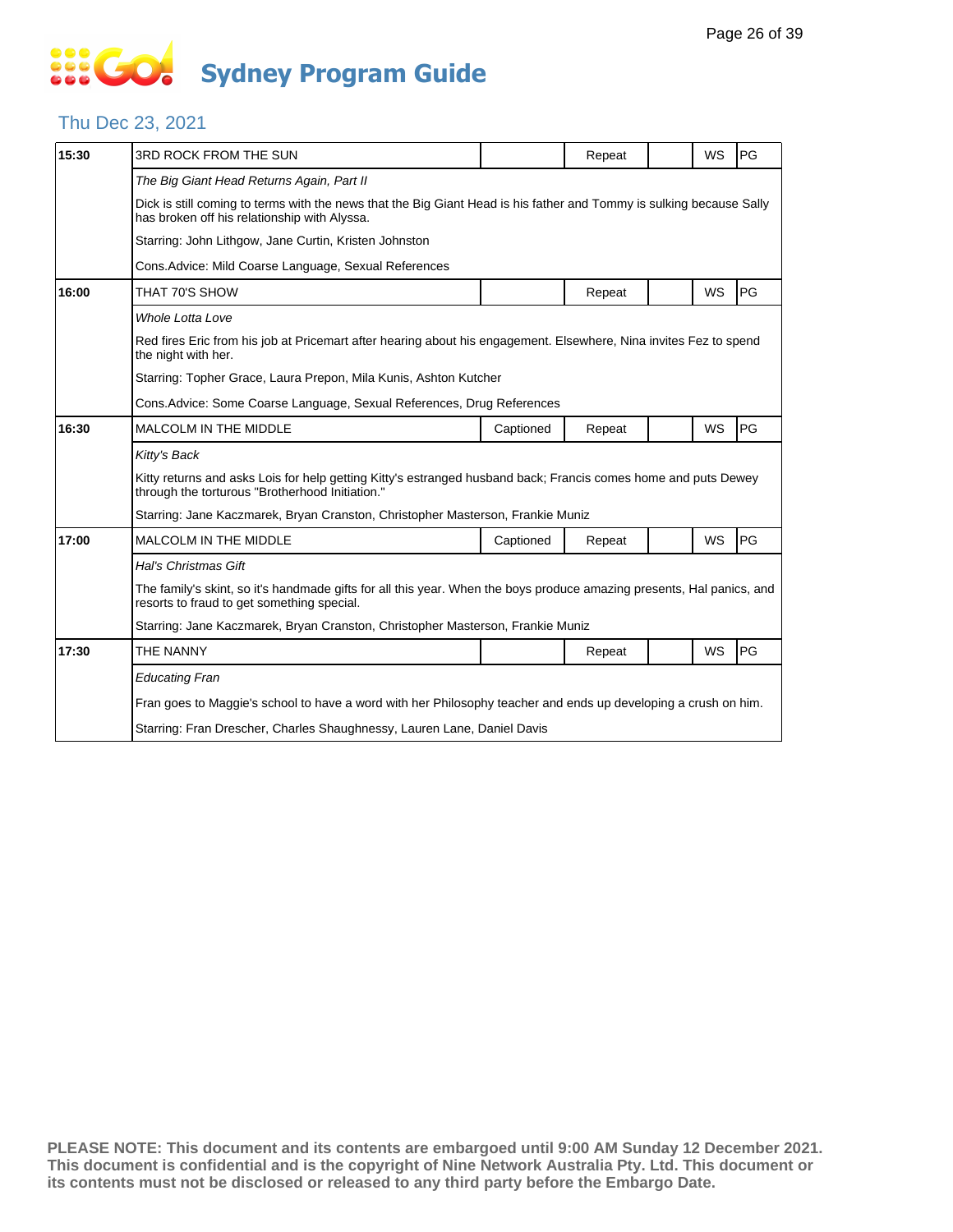# Sydney Program Guide

## Thu Dec 23, 2021

| Time | Program | Captioned | Repeat | | WS | Rating |
|---|---|---|---|---|---|---|
| 15:30 | 3RD ROCK FROM THE SUN | | Repeat | | WS | PG |
| | *The Big Giant Head Returns Again, Part II* | | | | | |
| | Dick is still coming to terms with the news that the Big Giant Head is his father and Tommy is sulking because Sally has broken off his relationship with Alyssa. | | | | | |
| | Starring: John Lithgow, Jane Curtin, Kristen Johnston | | | | | |
| | Cons.Advice: Mild Coarse Language, Sexual References | | | | | |
| 16:00 | THAT 70'S SHOW | | Repeat | | WS | PG |
| | *Whole Lotta Love* | | | | | |
| | Red fires Eric from his job at Pricemart after hearing about his engagement. Elsewhere, Nina invites Fez to spend the night with her. | | | | | |
| | Starring: Topher Grace, Laura Prepon, Mila Kunis, Ashton Kutcher | | | | | |
| | Cons.Advice: Some Coarse Language, Sexual References, Drug References | | | | | |
| 16:30 | MALCOLM IN THE MIDDLE | Captioned | Repeat | | WS | PG |
| | *Kitty's Back* | | | | | |
| | Kitty returns and asks Lois for help getting Kitty's estranged husband back; Francis comes home and puts Dewey through the torturous "Brotherhood Initiation." | | | | | |
| | Starring: Jane Kaczmarek, Bryan Cranston, Christopher Masterson, Frankie Muniz | | | | | |
| 17:00 | MALCOLM IN THE MIDDLE | Captioned | Repeat | | WS | PG |
| | *Hal's Christmas Gift* | | | | | |
| | The family's skint, so it's handmade gifts for all this year. When the boys produce amazing presents, Hal panics, and resorts to fraud to get something special. | | | | | |
| | Starring: Jane Kaczmarek, Bryan Cranston, Christopher Masterson, Frankie Muniz | | | | | |
| 17:30 | THE NANNY | | Repeat | | WS | PG |
| | *Educating Fran* | | | | | |
| | Fran goes to Maggie's school to have a word with her Philosophy teacher and ends up developing a crush on him. | | | | | |
| | Starring: Fran Drescher, Charles Shaughnessy, Lauren Lane, Daniel Davis | | | | | |

**PLEASE NOTE: This document and its contents are embargoed until 9:00 AM Sunday 12 December 2021. This document is confidential and is the copyright of Nine Network Australia Pty. Ltd. This document or its contents must not be disclosed or released to any third party before the Embargo Date.**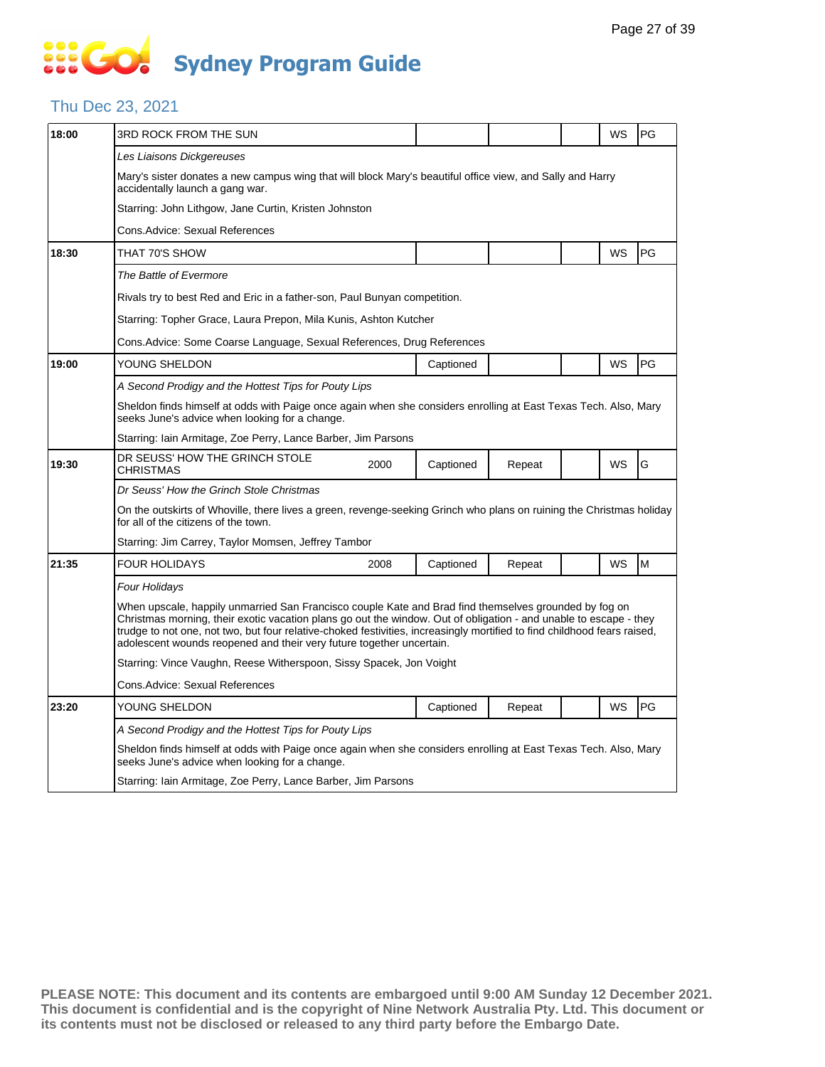# Sydney Program Guide

## Thu Dec 23, 2021

| Time | Program | Year | Captioned | Repeat | | WS | Rating |
|---|---|---|---|---|---|---|---|
| **18:00** | 3RD ROCK FROM THE SUN | | | | | WS | PG |
| | *Les Liaisons Dickgereuses* | | | | | | |
| | Mary's sister donates a new campus wing that will block Mary's beautiful office view, and Sally and Harry accidentally launch a gang war. | | | | | | |
| | Starring: John Lithgow, Jane Curtin, Kristen Johnston | | | | | | |
| | Cons.Advice: Sexual References | | | | | | |
| **18:30** | THAT 70'S SHOW | | | | | WS | PG |
| | *The Battle of Evermore* | | | | | | |
| | Rivals try to best Red and Eric in a father-son, Paul Bunyan competition. | | | | | | |
| | Starring: Topher Grace, Laura Prepon, Mila Kunis, Ashton Kutcher | | | | | | |
| | Cons.Advice: Some Coarse Language, Sexual References, Drug References | | | | | | |
| **19:00** | YOUNG SHELDON | | Captioned | | | WS | PG |
| | *A Second Prodigy and the Hottest Tips for Pouty Lips* | | | | | | |
| | Sheldon finds himself at odds with Paige once again when she considers enrolling at East Texas Tech. Also, Mary seeks June's advice when looking for a change. | | | | | | |
| | Starring: Iain Armitage, Zoe Perry, Lance Barber, Jim Parsons | | | | | | |
| **19:30** | DR SEUSS' HOW THE GRINCH STOLE CHRISTMAS | 2000 | Captioned | Repeat | | WS | G |
| | *Dr Seuss' How the Grinch Stole Christmas* | | | | | | |
| | On the outskirts of Whoville, there lives a green, revenge-seeking Grinch who plans on ruining the Christmas holiday for all of the citizens of the town. | | | | | | |
| | Starring: Jim Carrey, Taylor Momsen, Jeffrey Tambor | | | | | | |
| **21:35** | FOUR HOLIDAYS | 2008 | Captioned | Repeat | | WS | M |
| | *Four Holidays* | | | | | | |
| | When upscale, happily unmarried San Francisco couple Kate and Brad find themselves grounded by fog on Christmas morning, their exotic vacation plans go out the window. Out of obligation - and unable to escape - they trudge to not one, not two, but four relative-choked festivities, increasingly mortified to find childhood fears raised, adolescent wounds reopened and their very future together uncertain. | | | | | | |
| | Starring: Vince Vaughn, Reese Witherspoon, Sissy Spacek, Jon Voight | | | | | | |
| | Cons.Advice: Sexual References | | | | | | |
| **23:20** | YOUNG SHELDON | | Captioned | Repeat | | WS | PG |
| | *A Second Prodigy and the Hottest Tips for Pouty Lips* | | | | | | |
| | Sheldon finds himself at odds with Paige once again when she considers enrolling at East Texas Tech. Also, Mary seeks June's advice when looking for a change. | | | | | | |
| | Starring: Iain Armitage, Zoe Perry, Lance Barber, Jim Parsons | | | | | | |

**PLEASE NOTE: This document and its contents are embargoed until 9:00 AM Sunday 12 December 2021. This document is confidential and is the copyright of Nine Network Australia Pty. Ltd. This document or its contents must not be disclosed or released to any third party before the Embargo Date.**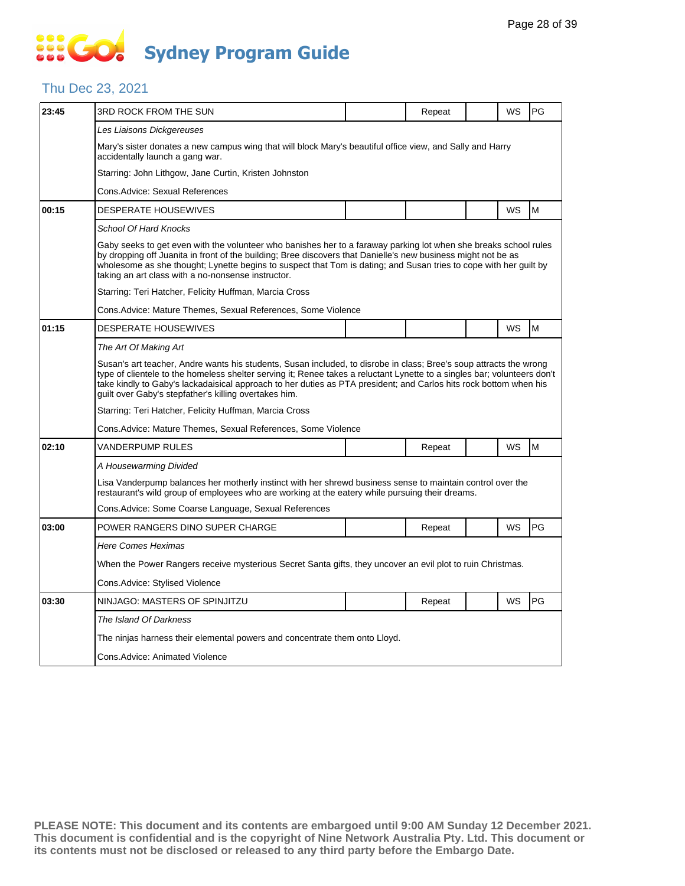# Sydney Program Guide

## Thu Dec 23, 2021

| | | | | | | |
|---|---|---|---|---|---|---|
| **23:45** | 3RD ROCK FROM THE SUN | | Repeat | | WS | PG |
| | *Les Liaisons Dickgereuses* | | | | | |
| | Mary's sister donates a new campus wing that will block Mary's beautiful office view, and Sally and Harry accidentally launch a gang war. | | | | | |
| | Starring: John Lithgow, Jane Curtin, Kristen Johnston | | | | | |
| | Cons.Advice: Sexual References | | | | | |
| **00:15** | DESPERATE HOUSEWIVES | | | | WS | M |
| | *School Of Hard Knocks* | | | | | |
| | Gaby seeks to get even with the volunteer who banishes her to a faraway parking lot when she breaks school rules by dropping off Juanita in front of the building; Bree discovers that Danielle's new business might not be as wholesome as she thought; Lynette begins to suspect that Tom is dating; and Susan tries to cope with her guilt by taking an art class with a no-nonsense instructor. | | | | | |
| | Starring: Teri Hatcher, Felicity Huffman, Marcia Cross | | | | | |
| | Cons.Advice: Mature Themes, Sexual References, Some Violence | | | | | |
| **01:15** | DESPERATE HOUSEWIVES | | | | WS | M |
| | *The Art Of Making Art* | | | | | |
| | Susan's art teacher, Andre wants his students, Susan included, to disrobe in class; Bree's soup attracts the wrong type of clientele to the homeless shelter serving it; Renee takes a reluctant Lynette to a singles bar; volunteers don't take kindly to Gaby's lackadaisical approach to her duties as PTA president; and Carlos hits rock bottom when his guilt over Gaby's stepfather's killing overtakes him. | | | | | |
| | Starring: Teri Hatcher, Felicity Huffman, Marcia Cross | | | | | |
| | Cons.Advice: Mature Themes, Sexual References, Some Violence | | | | | |
| **02:10** | VANDERPUMP RULES | | Repeat | | WS | M |
| | *A Housewarming Divided* | | | | | |
| | Lisa Vanderpump balances her motherly instinct with her shrewd business sense to maintain control over the restaurant's wild group of employees who are working at the eatery while pursuing their dreams. | | | | | |
| | Cons.Advice: Some Coarse Language, Sexual References | | | | | |
| **03:00** | POWER RANGERS DINO SUPER CHARGE | | Repeat | | WS | PG |
| | *Here Comes Heximas* | | | | | |
| | When the Power Rangers receive mysterious Secret Santa gifts, they uncover an evil plot to ruin Christmas. | | | | | |
| | Cons.Advice: Stylised Violence | | | | | |
| **03:30** | NINJAGO: MASTERS OF SPINJITZU | | Repeat | | WS | PG |
| | *The Island Of Darkness* | | | | | |
| | The ninjas harness their elemental powers and concentrate them onto Lloyd. | | | | | |
| | Cons.Advice: Animated Violence | | | | | |

**PLEASE NOTE: This document and its contents are embargoed until 9:00 AM Sunday 12 December 2021. This document is confidential and is the copyright of Nine Network Australia Pty. Ltd. This document or its contents must not be disclosed or released to any third party before the Embargo Date.**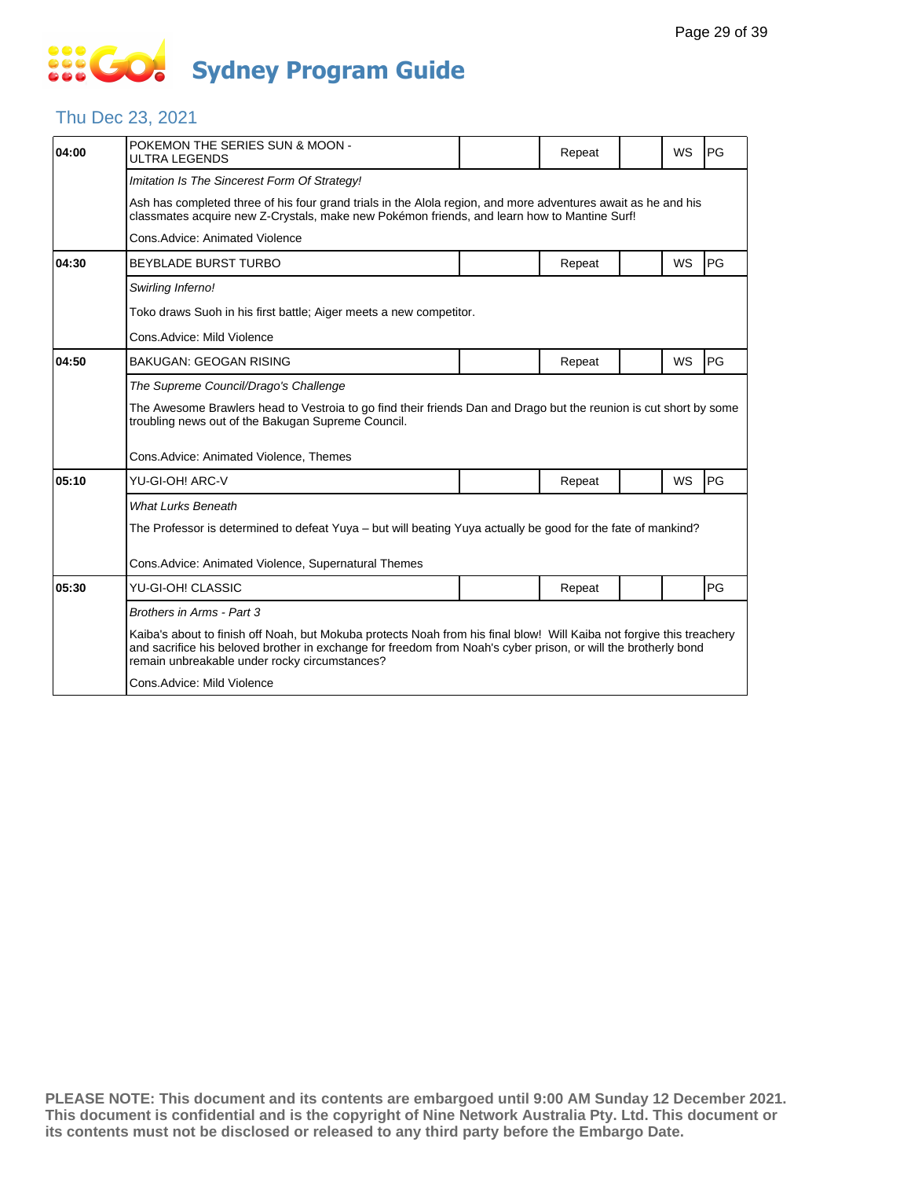# Sydney Program Guide

## Thu Dec 23, 2021

| Time | Program | | Status | | WS | Rating |
|---|---|---|---|---|---|---|
| 04:00 | POKEMON THE SERIES SUN & MOON - ULTRA LEGENDS | | Repeat | | WS | PG |
| | *Imitation Is The Sincerest Form Of Strategy!* | | | | | |
| | Ash has completed three of his four grand trials in the Alola region, and more adventures await as he and his classmates acquire new Z-Crystals, make new Pokémon friends, and learn how to Mantine Surf! | | | | | |
| | Cons.Advice: Animated Violence | | | | | |
| 04:30 | BEYBLADE BURST TURBO | | Repeat | | WS | PG |
| | *Swirling Inferno!* | | | | | |
| | Toko draws Suoh in his first battle; Aiger meets a new competitor. | | | | | |
| | Cons.Advice: Mild Violence | | | | | |
| 04:50 | BAKUGAN: GEOGAN RISING | | Repeat | | WS | PG |
| | *The Supreme Council/Drago's Challenge* | | | | | |
| | The Awesome Brawlers head to Vestroia to go find their friends Dan and Drago but the reunion is cut short by some troubling news out of the Bakugan Supreme Council. | | | | | |
| | Cons.Advice: Animated Violence, Themes | | | | | |
| 05:10 | YU-GI-OH! ARC-V | | Repeat | | WS | PG |
| | *What Lurks Beneath* | | | | | |
| | The Professor is determined to defeat Yuya – but will beating Yuya actually be good for the fate of mankind? | | | | | |
| | Cons.Advice: Animated Violence, Supernatural Themes | | | | | |
| 05:30 | YU-GI-OH! CLASSIC | | Repeat | | | PG |
| | *Brothers in Arms - Part 3* | | | | | |
| | Kaiba's about to finish off Noah, but Mokuba protects Noah from his final blow! Will Kaiba not forgive this treachery and sacrifice his beloved brother in exchange for freedom from Noah's cyber prison, or will the brotherly bond remain unbreakable under rocky circumstances? | | | | | |
| | Cons.Advice: Mild Violence | | | | | |

**PLEASE NOTE: This document and its contents are embargoed until 9:00 AM Sunday 12 December 2021. This document is confidential and is the copyright of Nine Network Australia Pty. Ltd. This document or its contents must not be disclosed or released to any third party before the Embargo Date.**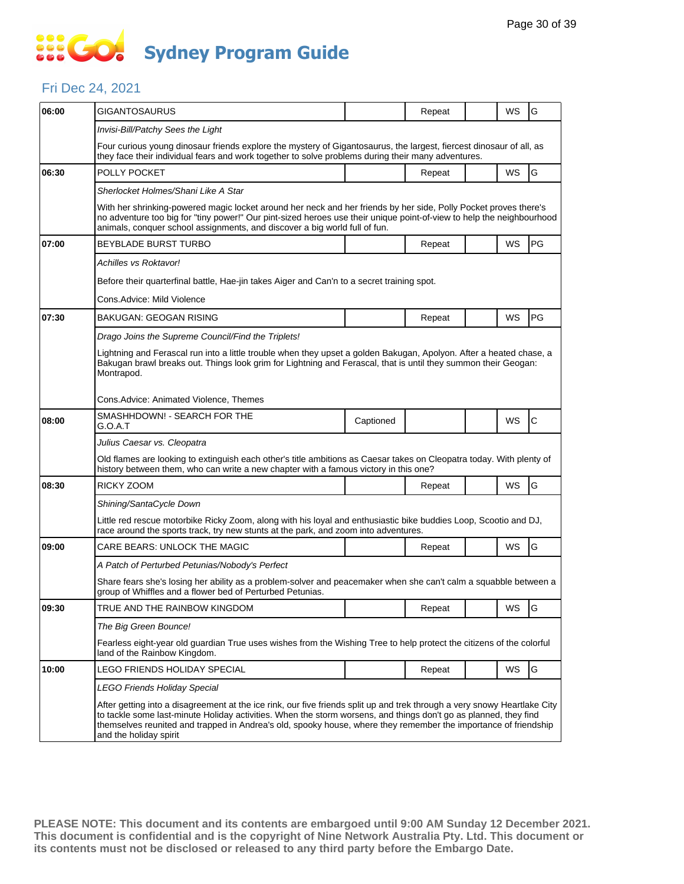# Sydney Program Guide

## Fri Dec 24, 2021

| Time | Program | Captioned | Repeat | | WS | Rating |
|---|---|---|---|---|---|---|
| 06:00 | GIGANTOSAURUS | | Repeat | | WS | G |
| | *Invisi-Bill/Patchy Sees the Light* | | | | | |
| | Four curious young dinosaur friends explore the mystery of Gigantosaurus, the largest, fiercest dinosaur of all, as they face their individual fears and work together to solve problems during their many adventures. | | | | | |
| 06:30 | POLLY POCKET | | Repeat | | WS | G |
| | *Sherlocket Holmes/Shani Like A Star* | | | | | |
| | With her shrinking-powered magic locket around her neck and her friends by her side, Polly Pocket proves there's no adventure too big for "tiny power!" Our pint-sized heroes use their unique point-of-view to help the neighbourhood animals, conquer school assignments, and discover a big world full of fun. | | | | | |
| 07:00 | BEYBLADE BURST TURBO | | Repeat | | WS | PG |
| | *Achilles vs Roktavor!* | | | | | |
| | Before their quarterfinal battle, Hae-jin takes Aiger and Can'n to a secret training spot. | | | | | |
| | Cons.Advice: Mild Violence | | | | | |
| 07:30 | BAKUGAN: GEOGAN RISING | | Repeat | | WS | PG |
| | *Drago Joins the Supreme Council/Find the Triplets!* | | | | | |
| | Lightning and Ferascal run into a little trouble when they upset a golden Bakugan, Apolyon. After a heated chase, a Bakugan brawl breaks out. Things look grim for Lightning and Ferascal, that is until they summon their Geogan: Montrapod. | | | | | |
| | Cons.Advice: Animated Violence, Themes | | | | | |
| 08:00 | SMASHHDOWN! - SEARCH FOR THE G.O.A.T | Captioned | | | WS | C |
| | *Julius Caesar vs. Cleopatra* | | | | | |
| | Old flames are looking to extinguish each other's title ambitions as Caesar takes on Cleopatra today. With plenty of history between them, who can write a new chapter with a famous victory in this one? | | | | | |
| 08:30 | RICKY ZOOM | | Repeat | | WS | G |
| | *Shining/SantaCycle Down* | | | | | |
| | Little red rescue motorbike Ricky Zoom, along with his loyal and enthusiastic bike buddies Loop, Scootio and DJ, race around the sports track, try new stunts at the park, and zoom into adventures. | | | | | |
| 09:00 | CARE BEARS: UNLOCK THE MAGIC | | Repeat | | WS | G |
| | *A Patch of Perturbed Petunias/Nobody's Perfect* | | | | | |
| | Share fears she's losing her ability as a problem-solver and peacemaker when she can't calm a squabble between a group of Whiffles and a flower bed of Perturbed Petunias. | | | | | |
| 09:30 | TRUE AND THE RAINBOW KINGDOM | | Repeat | | WS | G |
| | *The Big Green Bounce!* | | | | | |
| | Fearless eight-year old guardian True uses wishes from the Wishing Tree to help protect the citizens of the colorful land of the Rainbow Kingdom. | | | | | |
| 10:00 | LEGO FRIENDS HOLIDAY SPECIAL | | Repeat | | WS | G |
| | *LEGO Friends Holiday Special* | | | | | |
| | After getting into a disagreement at the ice rink, our five friends split up and trek through a very snowy Heartlake City to tackle some last-minute Holiday activities. When the storm worsens, and things don't go as planned, they find themselves reunited and trapped in Andrea's old, spooky house, where they remember the importance of friendship and the holiday spirit | | | | | |

**PLEASE NOTE: This document and its contents are embargoed until 9:00 AM Sunday 12 December 2021. This document is confidential and is the copyright of Nine Network Australia Pty. Ltd. This document or its contents must not be disclosed or released to any third party before the Embargo Date.**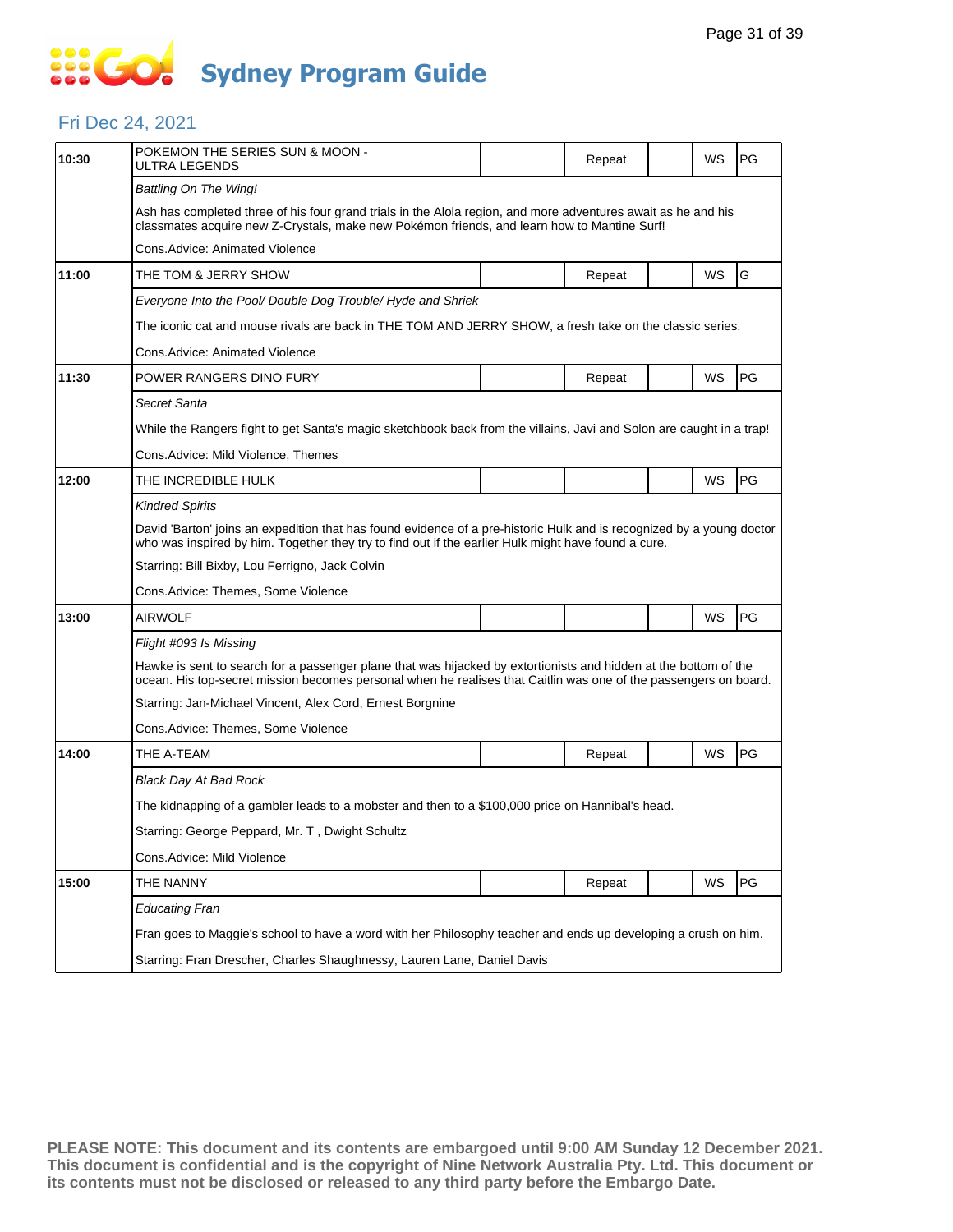# Sydney Program Guide

## Fri Dec 24, 2021

| Time | Program | | Status | | WS | Rating |
|---|---|---|---|---|---|---|
| 10:30 | POKEMON THE SERIES SUN & MOON - ULTRA LEGENDS | | Repeat | | WS | PG |
| | *Battling On The Wing!* | | | | | |
| | Ash has completed three of his four grand trials in the Alola region, and more adventures await as he and his classmates acquire new Z-Crystals, make new Pokémon friends, and learn how to Mantine Surf! | | | | | |
| | Cons.Advice: Animated Violence | | | | | |
| 11:00 | THE TOM & JERRY SHOW | | Repeat | | WS | G |
| | *Everyone Into the Pool/ Double Dog Trouble/ Hyde and Shriek* | | | | | |
| | The iconic cat and mouse rivals are back in THE TOM AND JERRY SHOW, a fresh take on the classic series. | | | | | |
| | Cons.Advice: Animated Violence | | | | | |
| 11:30 | POWER RANGERS DINO FURY | | Repeat | | WS | PG |
| | *Secret Santa* | | | | | |
| | While the Rangers fight to get Santa's magic sketchbook back from the villains, Javi and Solon are caught in a trap! | | | | | |
| | Cons.Advice: Mild Violence, Themes | | | | | |
| 12:00 | THE INCREDIBLE HULK | | | | WS | PG |
| | *Kindred Spirits* | | | | | |
| | David 'Barton' joins an expedition that has found evidence of a pre-historic Hulk and is recognized by a young doctor who was inspired by him. Together they try to find out if the earlier Hulk might have found a cure. | | | | | |
| | Starring: Bill Bixby, Lou Ferrigno, Jack Colvin | | | | | |
| | Cons.Advice: Themes, Some Violence | | | | | |
| 13:00 | AIRWOLF | | | | WS | PG |
| | *Flight #093 Is Missing* | | | | | |
| | Hawke is sent to search for a passenger plane that was hijacked by extortionists and hidden at the bottom of the ocean. His top-secret mission becomes personal when he realises that Caitlin was one of the passengers on board. | | | | | |
| | Starring: Jan-Michael Vincent, Alex Cord, Ernest Borgnine | | | | | |
| | Cons.Advice: Themes, Some Violence | | | | | |
| 14:00 | THE A-TEAM | | Repeat | | WS | PG |
| | *Black Day At Bad Rock* | | | | | |
| | The kidnapping of a gambler leads to a mobster and then to a $100,000 price on Hannibal's head. | | | | | |
| | Starring: George Peppard, Mr. T , Dwight Schultz | | | | | |
| | Cons.Advice: Mild Violence | | | | | |
| 15:00 | THE NANNY | | Repeat | | WS | PG |
| | *Educating Fran* | | | | | |
| | Fran goes to Maggie's school to have a word with her Philosophy teacher and ends up developing a crush on him. | | | | | |
| | Starring: Fran Drescher, Charles Shaughnessy, Lauren Lane, Daniel Davis | | | | | |

**PLEASE NOTE: This document and its contents are embargoed until 9:00 AM Sunday 12 December 2021. This document is confidential and is the copyright of Nine Network Australia Pty. Ltd. This document or its contents must not be disclosed or released to any third party before the Embargo Date.**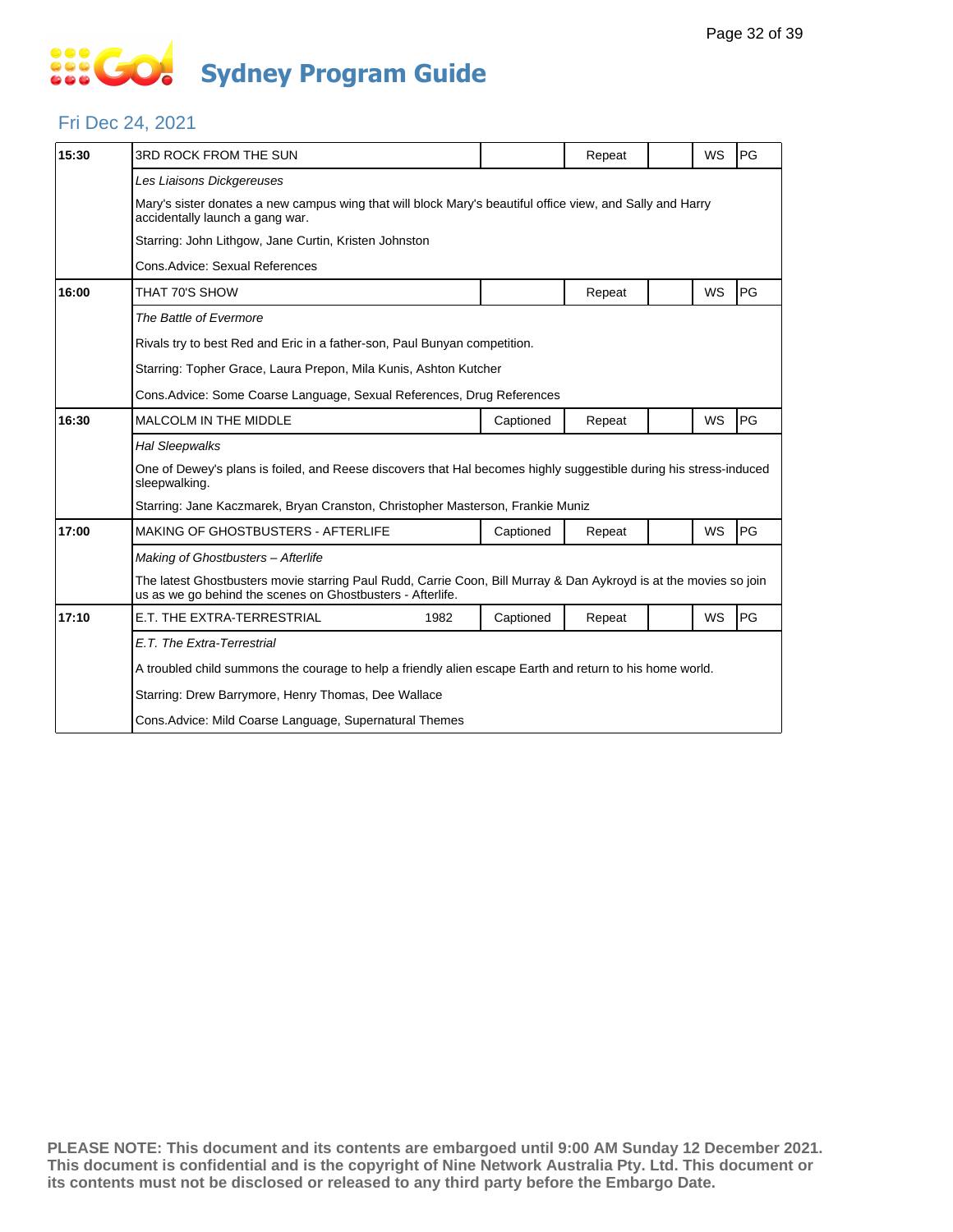# Sydney Program Guide

## Fri Dec 24, 2021

| Time | Program | Year | Captioned | Repeat | | WS | Rating |
|---|---|---|---|---|---|---|---|
| 15:30 | 3RD ROCK FROM THE SUN | | | Repeat | | WS | PG |
| | *Les Liaisons Dickgereuses* | | | | | | |
| | Mary's sister donates a new campus wing that will block Mary's beautiful office view, and Sally and Harry accidentally launch a gang war. | | | | | | |
| | Starring: John Lithgow, Jane Curtin, Kristen Johnston | | | | | | |
| | Cons.Advice: Sexual References | | | | | | |
| 16:00 | THAT 70'S SHOW | | | Repeat | | WS | PG |
| | *The Battle of Evermore* | | | | | | |
| | Rivals try to best Red and Eric in a father-son, Paul Bunyan competition. | | | | | | |
| | Starring: Topher Grace, Laura Prepon, Mila Kunis, Ashton Kutcher | | | | | | |
| | Cons.Advice: Some Coarse Language, Sexual References, Drug References | | | | | | |
| 16:30 | MALCOLM IN THE MIDDLE | | Captioned | Repeat | | WS | PG |
| | *Hal Sleepwalks* | | | | | | |
| | One of Dewey's plans is foiled, and Reese discovers that Hal becomes highly suggestible during his stress-induced sleepwalking. | | | | | | |
| | Starring: Jane Kaczmarek, Bryan Cranston, Christopher Masterson, Frankie Muniz | | | | | | |
| 17:00 | MAKING OF GHOSTBUSTERS - AFTERLIFE | | Captioned | Repeat | | WS | PG |
| | *Making of Ghostbusters – Afterlife* | | | | | | |
| | The latest Ghostbusters movie starring Paul Rudd, Carrie Coon, Bill Murray & Dan Aykroyd is at the movies so join us as we go behind the scenes on Ghostbusters - Afterlife. | | | | | | |
| 17:10 | E.T. THE EXTRA-TERRESTRIAL | 1982 | Captioned | Repeat | | WS | PG |
| | *E.T. The Extra-Terrestrial* | | | | | | |
| | A troubled child summons the courage to help a friendly alien escape Earth and return to his home world. | | | | | | |
| | Starring: Drew Barrymore, Henry Thomas, Dee Wallace | | | | | | |
| | Cons.Advice: Mild Coarse Language, Supernatural Themes | | | | | | |

**PLEASE NOTE: This document and its contents are embargoed until 9:00 AM Sunday 12 December 2021. This document is confidential and is the copyright of Nine Network Australia Pty. Ltd. This document or its contents must not be disclosed or released to any third party before the Embargo Date.**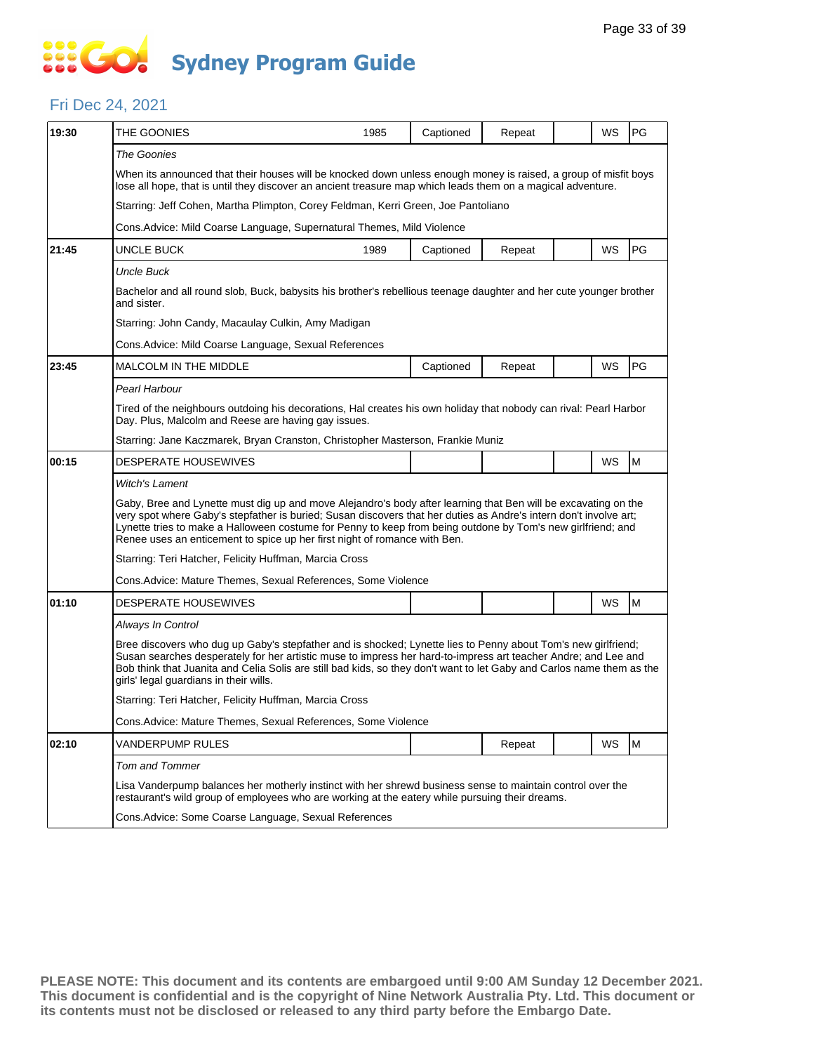# Sydney Program Guide

## Fri Dec 24, 2021

| Time | Program | Year | Captioned | Repeat | | WS | Rating |
|---|---|---|---|---|---|---|---|
| 19:30 | THE GOONIES | 1985 | Captioned | Repeat | | WS | PG |
| | *The Goonies* | | | | | | |
| | When its announced that their houses will be knocked down unless enough money is raised, a group of misfit boys lose all hope, that is until they discover an ancient treasure map which leads them on a magical adventure. | | | | | | |
| | Starring: Jeff Cohen, Martha Plimpton, Corey Feldman, Kerri Green, Joe Pantoliano | | | | | | |
| | Cons.Advice: Mild Coarse Language, Supernatural Themes, Mild Violence | | | | | | |
| 21:45 | UNCLE BUCK | 1989 | Captioned | Repeat | | WS | PG |
| | *Uncle Buck* | | | | | | |
| | Bachelor and all round slob, Buck, babysits his brother's rebellious teenage daughter and her cute younger brother and sister. | | | | | | |
| | Starring: John Candy, Macaulay Culkin, Amy Madigan | | | | | | |
| | Cons.Advice: Mild Coarse Language, Sexual References | | | | | | |
| 23:45 | MALCOLM IN THE MIDDLE | | Captioned | Repeat | | WS | PG |
| | *Pearl Harbour* | | | | | | |
| | Tired of the neighbours outdoing his decorations, Hal creates his own holiday that nobody can rival: Pearl Harbor Day. Plus, Malcolm and Reese are having gay issues. | | | | | | |
| | Starring: Jane Kaczmarek, Bryan Cranston, Christopher Masterson, Frankie Muniz | | | | | | |
| 00:15 | DESPERATE HOUSEWIVES | | | | | WS | M |
| | *Witch's Lament* | | | | | | |
| | Gaby, Bree and Lynette must dig up and move Alejandro's body after learning that Ben will be excavating on the very spot where Gaby's stepfather is buried; Susan discovers that her duties as Andre's intern don't involve art; Lynette tries to make a Halloween costume for Penny to keep from being outdone by Tom's new girlfriend; and Renee uses an enticement to spice up her first night of romance with Ben. | | | | | | |
| | Starring: Teri Hatcher, Felicity Huffman, Marcia Cross | | | | | | |
| | Cons.Advice: Mature Themes, Sexual References, Some Violence | | | | | | |
| 01:10 | DESPERATE HOUSEWIVES | | | | | WS | M |
| | *Always In Control* | | | | | | |
| | Bree discovers who dug up Gaby's stepfather and is shocked; Lynette lies to Penny about Tom's new girlfriend; Susan searches desperately for her artistic muse to impress her hard-to-impress art teacher Andre; and Lee and Bob think that Juanita and Celia Solis are still bad kids, so they don't want to let Gaby and Carlos name them as the girls' legal guardians in their wills. | | | | | | |
| | Starring: Teri Hatcher, Felicity Huffman, Marcia Cross | | | | | | |
| | Cons.Advice: Mature Themes, Sexual References, Some Violence | | | | | | |
| 02:10 | VANDERPUMP RULES | | | Repeat | | WS | M |
| | *Tom and Tommer* | | | | | | |
| | Lisa Vanderpump balances her motherly instinct with her shrewd business sense to maintain control over the restaurant's wild group of employees who are working at the eatery while pursuing their dreams. | | | | | | |
| | Cons.Advice: Some Coarse Language, Sexual References | | | | | | |

**PLEASE NOTE: This document and its contents are embargoed until 9:00 AM Sunday 12 December 2021. This document is confidential and is the copyright of Nine Network Australia Pty. Ltd. This document or its contents must not be disclosed or released to any third party before the Embargo Date.**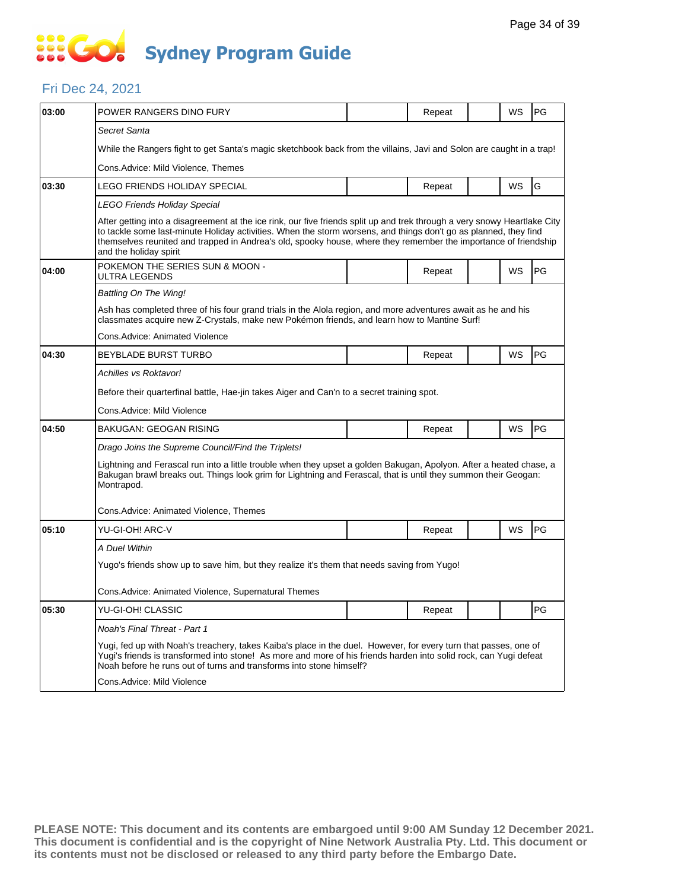# Sydney Program Guide

## Fri Dec 24, 2021

| Time | Program | | Status | | WS | Rating |
|---|---|---|---|---|---|---|
| 03:00 | POWER RANGERS DINO FURY | | Repeat | | WS | PG |
| | *Secret Santa* | | | | | |
| | While the Rangers fight to get Santa's magic sketchbook back from the villains, Javi and Solon are caught in a trap! | | | | | |
| | Cons.Advice: Mild Violence, Themes | | | | | |
| 03:30 | LEGO FRIENDS HOLIDAY SPECIAL | | Repeat | | WS | G |
| | *LEGO Friends Holiday Special* | | | | | |
| | After getting into a disagreement at the ice rink, our five friends split up and trek through a very snowy Heartlake City to tackle some last-minute Holiday activities. When the storm worsens, and things don't go as planned, they find themselves reunited and trapped in Andrea's old, spooky house, where they remember the importance of friendship and the holiday spirit | | | | | |
| 04:00 | POKEMON THE SERIES SUN & MOON - ULTRA LEGENDS | | Repeat | | WS | PG |
| | *Battling On The Wing!* | | | | | |
| | Ash has completed three of his four grand trials in the Alola region, and more adventures await as he and his classmates acquire new Z-Crystals, make new Pokémon friends, and learn how to Mantine Surf! | | | | | |
| | Cons.Advice: Animated Violence | | | | | |
| 04:30 | BEYBLADE BURST TURBO | | Repeat | | WS | PG |
| | *Achilles vs Roktavor!* | | | | | |
| | Before their quarterfinal battle, Hae-jin takes Aiger and Can'n to a secret training spot. | | | | | |
| | Cons.Advice: Mild Violence | | | | | |
| 04:50 | BAKUGAN: GEOGAN RISING | | Repeat | | WS | PG |
| | *Drago Joins the Supreme Council/Find the Triplets!* | | | | | |
| | Lightning and Ferascal run into a little trouble when they upset a golden Bakugan, Apolyon. After a heated chase, a Bakugan brawl breaks out. Things look grim for Lightning and Ferascal, that is until they summon their Geogan: Montrapod. | | | | | |
| | Cons.Advice: Animated Violence, Themes | | | | | |
| 05:10 | YU-GI-OH! ARC-V | | Repeat | | WS | PG |
| | *A Duel Within* | | | | | |
| | Yugo's friends show up to save him, but they realize it's them that needs saving from Yugo! | | | | | |
| | Cons.Advice: Animated Violence, Supernatural Themes | | | | | |
| 05:30 | YU-GI-OH! CLASSIC | | Repeat | | | PG |
| | *Noah's Final Threat - Part 1* | | | | | |
| | Yugi, fed up with Noah's treachery, takes Kaiba's place in the duel. However, for every turn that passes, one of Yugi's friends is transformed into stone! As more and more of his friends harden into solid rock, can Yugi defeat Noah before he runs out of turns and transforms into stone himself? | | | | | |
| | Cons.Advice: Mild Violence | | | | | |

**PLEASE NOTE: This document and its contents are embargoed until 9:00 AM Sunday 12 December 2021. This document is confidential and is the copyright of Nine Network Australia Pty. Ltd. This document or its contents must not be disclosed or released to any third party before the Embargo Date.**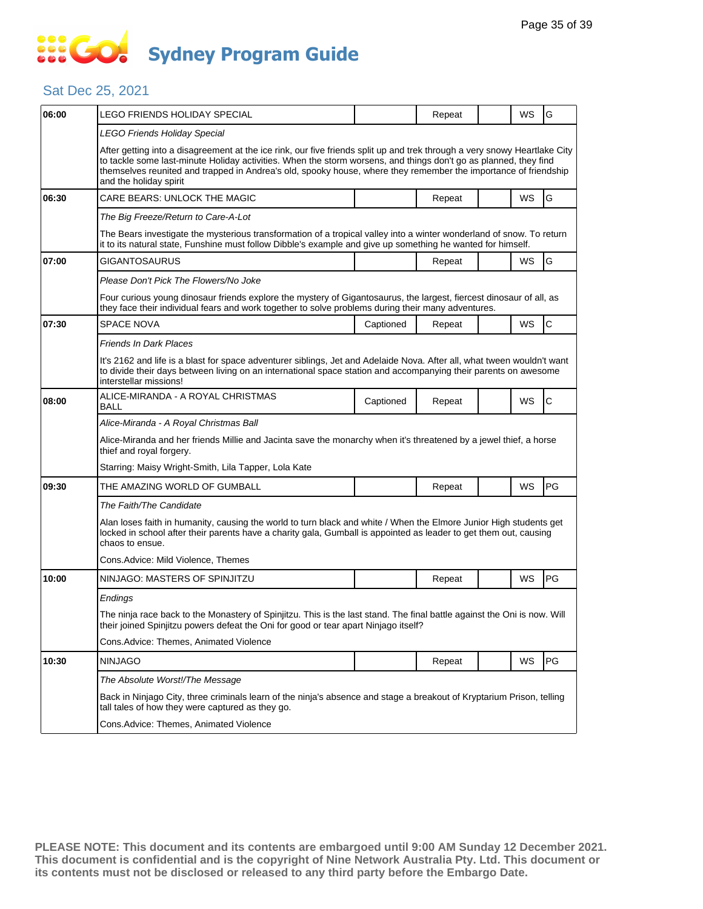# Sydney Program Guide

## Sat Dec 25, 2021

| Time | Program | Captioned | Repeat | | WS | Rating |
|---|---|---|---|---|---|---|
| **06:00** | LEGO FRIENDS HOLIDAY SPECIAL | | Repeat | | WS | G |
| | *LEGO Friends Holiday Special*<br>After getting into a disagreement at the ice rink, our five friends split up and trek through a very snowy Heartlake City to tackle some last-minute Holiday activities. When the storm worsens, and things don't go as planned, they find themselves reunited and trapped in Andrea's old, spooky house, where they remember the importance of friendship and the holiday spirit | | | | | |
| **06:30** | CARE BEARS: UNLOCK THE MAGIC | | Repeat | | WS | G |
| | *The Big Freeze/Return to Care-A-Lot*<br>The Bears investigate the mysterious transformation of a tropical valley into a winter wonderland of snow. To return it to its natural state, Funshine must follow Dibble's example and give up something he wanted for himself. | | | | | |
| **07:00** | GIGANTOSAURUS | | Repeat | | WS | G |
| | *Please Don't Pick The Flowers/No Joke*<br>Four curious young dinosaur friends explore the mystery of Gigantosaurus, the largest, fiercest dinosaur of all, as they face their individual fears and work together to solve problems during their many adventures. | | | | | |
| **07:30** | SPACE NOVA | Captioned | Repeat | | WS | C |
| | *Friends In Dark Places*<br>It's 2162 and life is a blast for space adventurer siblings, Jet and Adelaide Nova. After all, what tween wouldn't want to divide their days between living on an international space station and accompanying their parents on awesome interstellar missions! | | | | | |
| **08:00** | ALICE-MIRANDA - A ROYAL CHRISTMAS BALL | Captioned | Repeat | | WS | C |
| | *Alice-Miranda - A Royal Christmas Ball*<br>Alice-Miranda and her friends Millie and Jacinta save the monarchy when it's threatened by a jewel thief, a horse thief and royal forgery.<br>Starring: Maisy Wright-Smith, Lila Tapper, Lola Kate | | | | | |
| **09:30** | THE AMAZING WORLD OF GUMBALL | | Repeat | | WS | PG |
| | *The Faith/The Candidate*<br>Alan loses faith in humanity, causing the world to turn black and white / When the Elmore Junior High students get locked in school after their parents have a charity gala, Gumball is appointed as leader to get them out, causing chaos to ensue.<br>Cons.Advice: Mild Violence, Themes | | | | | |
| **10:00** | NINJAGO: MASTERS OF SPINJITZU | | Repeat | | WS | PG |
| | *Endings*<br>The ninja race back to the Monastery of Spinjitzu. This is the last stand. The final battle against the Oni is now. Will their joined Spinjitzu powers defeat the Oni for good or tear apart Ninjago itself?<br>Cons.Advice: Themes, Animated Violence | | | | | |
| **10:30** | NINJAGO | | Repeat | | WS | PG |
| | *The Absolute Worst!/The Message*<br>Back in Ninjago City, three criminals learn of the ninja's absence and stage a breakout of Kryptarium Prison, telling tall tales of how they were captured as they go.<br>Cons.Advice: Themes, Animated Violence | | | | | |

**PLEASE NOTE: This document and its contents are embargoed until 9:00 AM Sunday 12 December 2021. This document is confidential and is the copyright of Nine Network Australia Pty. Ltd. This document or its contents must not be disclosed or released to any third party before the Embargo Date.**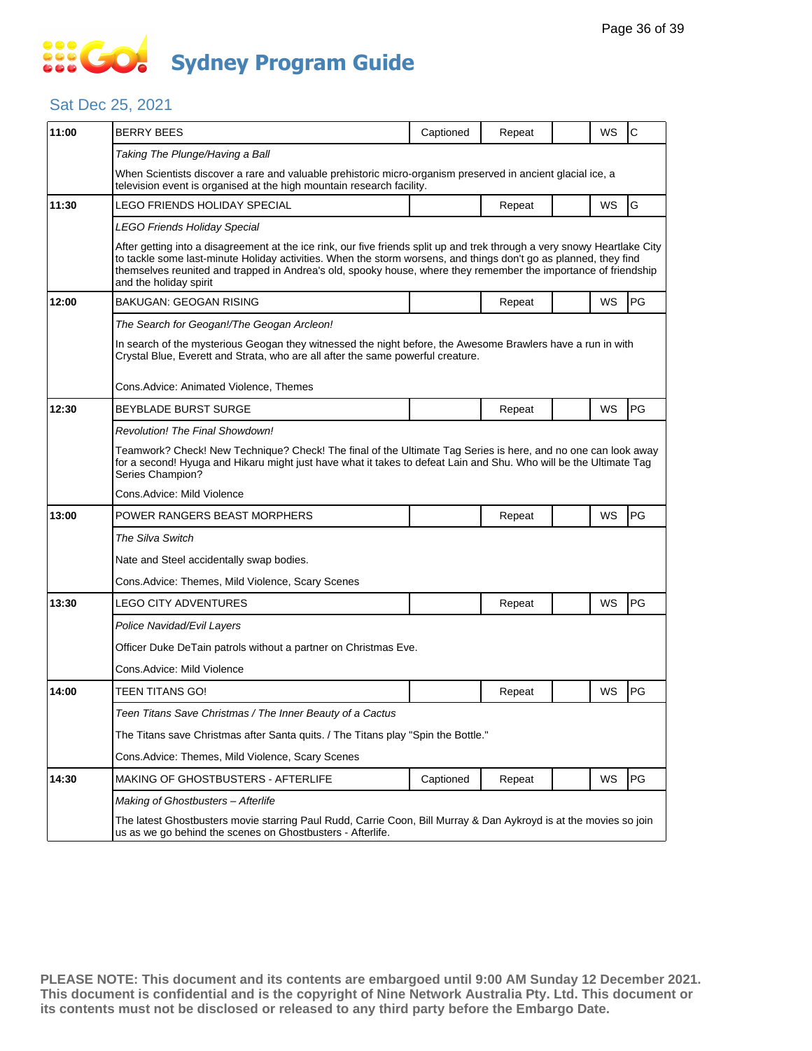# Sydney Program Guide

## Sat Dec 25, 2021

| Time | Program | Captioned | Repeat | | WS | Rating |
|---|---|---|---|---|---|---|
| 11:00 | BERRY BEES | Captioned | Repeat | | WS | C |
| | *Taking The Plunge/Having a Ball* | | | | | |
| | When Scientists discover a rare and valuable prehistoric micro-organism preserved in ancient glacial ice, a television event is organised at the high mountain research facility. | | | | | |
| 11:30 | LEGO FRIENDS HOLIDAY SPECIAL | | Repeat | | WS | G |
| | *LEGO Friends Holiday Special* | | | | | |
| | After getting into a disagreement at the ice rink, our five friends split up and trek through a very snowy Heartlake City to tackle some last-minute Holiday activities. When the storm worsens, and things don't go as planned, they find themselves reunited and trapped in Andrea's old, spooky house, where they remember the importance of friendship and the holiday spirit | | | | | |
| 12:00 | BAKUGAN: GEOGAN RISING | | Repeat | | WS | PG |
| | *The Search for Geogan!/The Geogan Arcleon!* | | | | | |
| | In search of the mysterious Geogan they witnessed the night before, the Awesome Brawlers have a run in with Crystal Blue, Everett and Strata, who are all after the same powerful creature. | | | | | |
| | Cons.Advice: Animated Violence, Themes | | | | | |
| 12:30 | BEYBLADE BURST SURGE | | Repeat | | WS | PG |
| | *Revolution! The Final Showdown!* | | | | | |
| | Teamwork? Check! New Technique? Check! The final of the Ultimate Tag Series is here, and no one can look away for a second! Hyuga and Hikaru might just have what it takes to defeat Lain and Shu. Who will be the Ultimate Tag Series Champion? | | | | | |
| | Cons.Advice: Mild Violence | | | | | |
| 13:00 | POWER RANGERS BEAST MORPHERS | | Repeat | | WS | PG |
| | *The Silva Switch* | | | | | |
| | Nate and Steel accidentally swap bodies. | | | | | |
| | Cons.Advice: Themes, Mild Violence, Scary Scenes | | | | | |
| 13:30 | LEGO CITY ADVENTURES | | Repeat | | WS | PG |
| | *Police Navidad/Evil Layers* | | | | | |
| | Officer Duke DeTain patrols without a partner on Christmas Eve. | | | | | |
| | Cons.Advice: Mild Violence | | | | | |
| 14:00 | TEEN TITANS GO! | | Repeat | | WS | PG |
| | *Teen Titans Save Christmas / The Inner Beauty of a Cactus* | | | | | |
| | The Titans save Christmas after Santa quits. / The Titans play "Spin the Bottle." | | | | | |
| | Cons.Advice: Themes, Mild Violence, Scary Scenes | | | | | |
| 14:30 | MAKING OF GHOSTBUSTERS - AFTERLIFE | Captioned | Repeat | | WS | PG |
| | *Making of Ghostbusters – Afterlife* | | | | | |
| | The latest Ghostbusters movie starring Paul Rudd, Carrie Coon, Bill Murray & Dan Aykroyd is at the movies so join us as we go behind the scenes on Ghostbusters - Afterlife. | | | | | |

**PLEASE NOTE: This document and its contents are embargoed until 9:00 AM Sunday 12 December 2021. This document is confidential and is the copyright of Nine Network Australia Pty. Ltd. This document or its contents must not be disclosed or released to any third party before the Embargo Date.**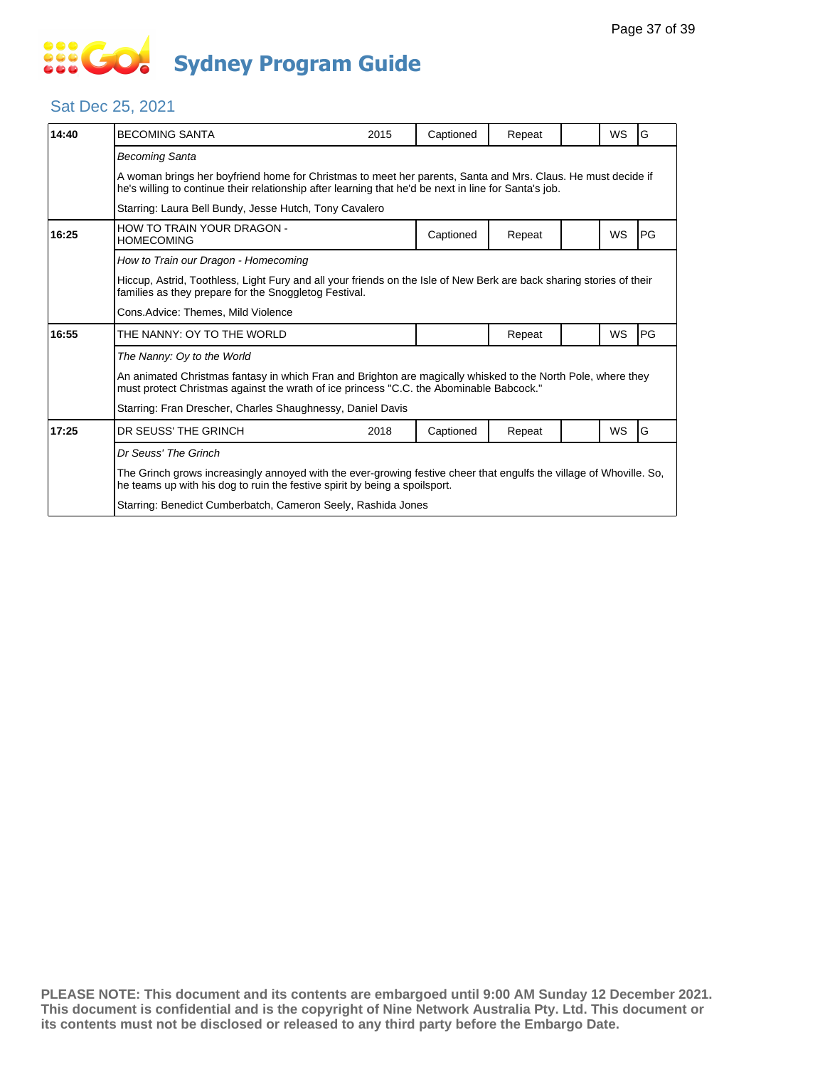# Sydney Program Guide

## Sat Dec 25, 2021

| Time | Title | Year | Captioned | Repeat | | WS | Rating |
|---|---|---|---|---|---|---|---|
| 14:40 | BECOMING SANTA | 2015 | Captioned | Repeat | | WS | G |
| | *Becoming Santa*<br><br>A woman brings her boyfriend home for Christmas to meet her parents, Santa and Mrs. Claus. He must decide if he's willing to continue their relationship after learning that he'd be next in line for Santa's job.<br><br>Starring: Laura Bell Bundy, Jesse Hutch, Tony Cavalero | | | | | | |
| 16:25 | HOW TO TRAIN YOUR DRAGON - HOMECOMING | | Captioned | Repeat | | WS | PG |
| | *How to Train our Dragon - Homecoming*<br><br>Hiccup, Astrid, Toothless, Light Fury and all your friends on the Isle of New Berk are back sharing stories of their families as they prepare for the Snoggletog Festival.<br><br>Cons.Advice: Themes, Mild Violence | | | | | | |
| 16:55 | THE NANNY: OY TO THE WORLD | | | Repeat | | WS | PG |
| | *The Nanny: Oy to the World*<br><br>An animated Christmas fantasy in which Fran and Brighton are magically whisked to the North Pole, where they must protect Christmas against the wrath of ice princess "C.C. the Abominable Babcock."<br><br>Starring: Fran Drescher, Charles Shaughnessy, Daniel Davis | | | | | | |
| 17:25 | DR SEUSS' THE GRINCH | 2018 | Captioned | Repeat | | WS | G |
| | *Dr Seuss' The Grinch*<br><br>The Grinch grows increasingly annoyed with the ever-growing festive cheer that engulfs the village of Whoville. So, he teams up with his dog to ruin the festive spirit by being a spoilsport.<br><br>Starring: Benedict Cumberbatch, Cameron Seely, Rashida Jones | | | | | | |

**PLEASE NOTE: This document and its contents are embargoed until 9:00 AM Sunday 12 December 2021. This document is confidential and is the copyright of Nine Network Australia Pty. Ltd. This document or its contents must not be disclosed or released to any third party before the Embargo Date.**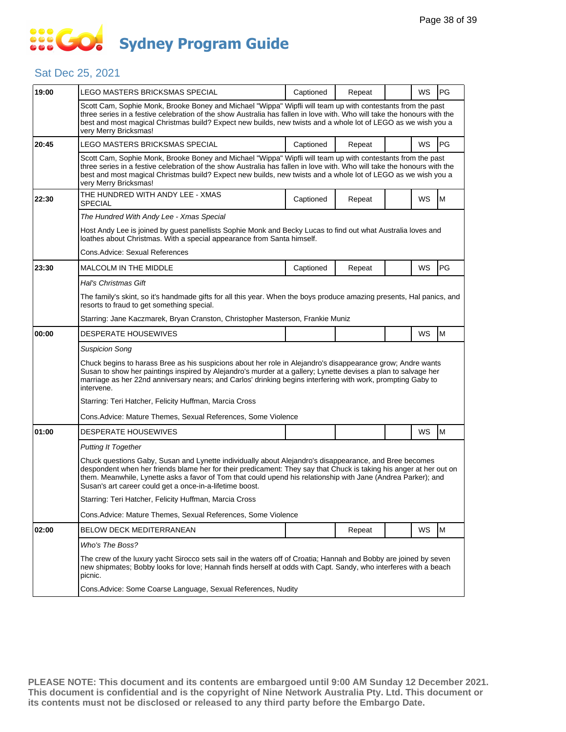# Sydney Program Guide

## Sat Dec 25, 2021

| Time | Program | Captioned | Repeat | | WS | Rating |
|---|---|---|---|---|---|---|
| 19:00 | LEGO MASTERS BRICKSMAS SPECIAL | Captioned | Repeat | | WS | PG |
| | Scott Cam, Sophie Monk, Brooke Boney and Michael "Wippa" Wipfli will team up with contestants from the past three series in a festive celebration of the show Australia has fallen in love with. Who will take the honours with the best and most magical Christmas build? Expect new builds, new twists and a whole lot of LEGO as we wish you a very Merry Bricksmas! | | | | | |
| 20:45 | LEGO MASTERS BRICKSMAS SPECIAL | Captioned | Repeat | | WS | PG |
| | Scott Cam, Sophie Monk, Brooke Boney and Michael "Wippa" Wipfli will team up with contestants from the past three series in a festive celebration of the show Australia has fallen in love with. Who will take the honours with the best and most magical Christmas build? Expect new builds, new twists and a whole lot of LEGO as we wish you a very Merry Bricksmas! | | | | | |
| 22:30 | THE HUNDRED WITH ANDY LEE - XMAS SPECIAL | Captioned | Repeat | | WS | M |
| | *The Hundred With Andy Lee - Xmas Special*<br><br>Host Andy Lee is joined by guest panellists Sophie Monk and Becky Lucas to find out what Australia loves and loathes about Christmas. With a special appearance from Santa himself.<br><br>Cons.Advice: Sexual References | | | | | |
| 23:30 | MALCOLM IN THE MIDDLE | Captioned | Repeat | | WS | PG |
| | *Hal's Christmas Gift*<br><br>The family's skint, so it's handmade gifts for all this year. When the boys produce amazing presents, Hal panics, and resorts to fraud to get something special.<br><br>Starring: Jane Kaczmarek, Bryan Cranston, Christopher Masterson, Frankie Muniz | | | | | |
| 00:00 | DESPERATE HOUSEWIVES | | | | WS | M |
| | *Suspicion Song*<br><br>Chuck begins to harass Bree as his suspicions about her role in Alejandro's disappearance grow; Andre wants Susan to show her paintings inspired by Alejandro's murder at a gallery; Lynette devises a plan to salvage her marriage as her 22nd anniversary nears; and Carlos' drinking begins interfering with work, prompting Gaby to intervene.<br><br>Starring: Teri Hatcher, Felicity Huffman, Marcia Cross<br><br>Cons.Advice: Mature Themes, Sexual References, Some Violence | | | | | |
| 01:00 | DESPERATE HOUSEWIVES | | | | WS | M |
| | *Putting It Together*<br><br>Chuck questions Gaby, Susan and Lynette individually about Alejandro's disappearance, and Bree becomes despondent when her friends blame her for their predicament: They say that Chuck is taking his anger at her out on them. Meanwhile, Lynette asks a favor of Tom that could upend his relationship with Jane (Andrea Parker); and Susan's art career could get a once-in-a-lifetime boost.<br><br>Starring: Teri Hatcher, Felicity Huffman, Marcia Cross<br><br>Cons.Advice: Mature Themes, Sexual References, Some Violence | | | | | |
| 02:00 | BELOW DECK MEDITERRANEAN | | Repeat | | WS | M |
| | *Who's The Boss?*<br><br>The crew of the luxury yacht Sirocco sets sail in the waters off of Croatia; Hannah and Bobby are joined by seven new shipmates; Bobby looks for love; Hannah finds herself at odds with Capt. Sandy, who interferes with a beach picnic.<br><br>Cons.Advice: Some Coarse Language, Sexual References, Nudity | | | | | |

**PLEASE NOTE: This document and its contents are embargoed until 9:00 AM Sunday 12 December 2021. This document is confidential and is the copyright of Nine Network Australia Pty. Ltd. This document or its contents must not be disclosed or released to any third party before the Embargo Date.**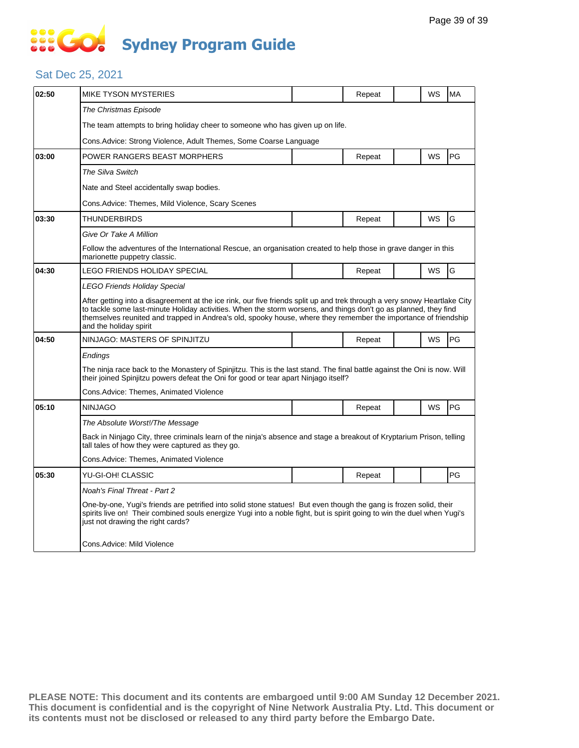# Sydney Program Guide

## Sat Dec 25, 2021

| | | | | | | |
|---|---|---|---|---|---|---|
| 02:50 | MIKE TYSON MYSTERIES | | Repeat | | WS | MA |
| | *The Christmas Episode* | | | | | |
| | The team attempts to bring holiday cheer to someone who has given up on life. | | | | | |
| | Cons.Advice: Strong Violence, Adult Themes, Some Coarse Language | | | | | |
| 03:00 | POWER RANGERS BEAST MORPHERS | | Repeat | | WS | PG |
| | *The Silva Switch* | | | | | |
| | Nate and Steel accidentally swap bodies. | | | | | |
| | Cons.Advice: Themes, Mild Violence, Scary Scenes | | | | | |
| 03:30 | THUNDERBIRDS | | Repeat | | WS | G |
| | *Give Or Take A Million* | | | | | |
| | Follow the adventures of the International Rescue, an organisation created to help those in grave danger in this marionette puppetry classic. | | | | | |
| 04:30 | LEGO FRIENDS HOLIDAY SPECIAL | | Repeat | | WS | G |
| | *LEGO Friends Holiday Special* | | | | | |
| | After getting into a disagreement at the ice rink, our five friends split up and trek through a very snowy Heartlake City to tackle some last-minute Holiday activities. When the storm worsens, and things don't go as planned, they find themselves reunited and trapped in Andrea's old, spooky house, where they remember the importance of friendship and the holiday spirit | | | | | |
| 04:50 | NINJAGO: MASTERS OF SPINJITZU | | Repeat | | WS | PG |
| | *Endings* | | | | | |
| | The ninja race back to the Monastery of Spinjitzu. This is the last stand. The final battle against the Oni is now. Will their joined Spinjitzu powers defeat the Oni for good or tear apart Ninjago itself? | | | | | |
| | Cons.Advice: Themes, Animated Violence | | | | | |
| 05:10 | NINJAGO | | Repeat | | WS | PG |
| | *The Absolute Worst!/The Message* | | | | | |
| | Back in Ninjago City, three criminals learn of the ninja's absence and stage a breakout of Kryptarium Prison, telling tall tales of how they were captured as they go. | | | | | |
| | Cons.Advice: Themes, Animated Violence | | | | | |
| 05:30 | YU-GI-OH! CLASSIC | | Repeat | | | PG |
| | *Noah's Final Threat - Part 2* | | | | | |
| | One-by-one, Yugi's friends are petrified into solid stone statues! But even though the gang is frozen solid, their spirits live on! Their combined souls energize Yugi into a noble fight, but is spirit going to win the duel when Yugi's just not drawing the right cards? | | | | | |
| | Cons.Advice: Mild Violence | | | | | |

**PLEASE NOTE: This document and its contents are embargoed until 9:00 AM Sunday 12 December 2021. This document is confidential and is the copyright of Nine Network Australia Pty. Ltd. This document or its contents must not be disclosed or released to any third party before the Embargo Date.**